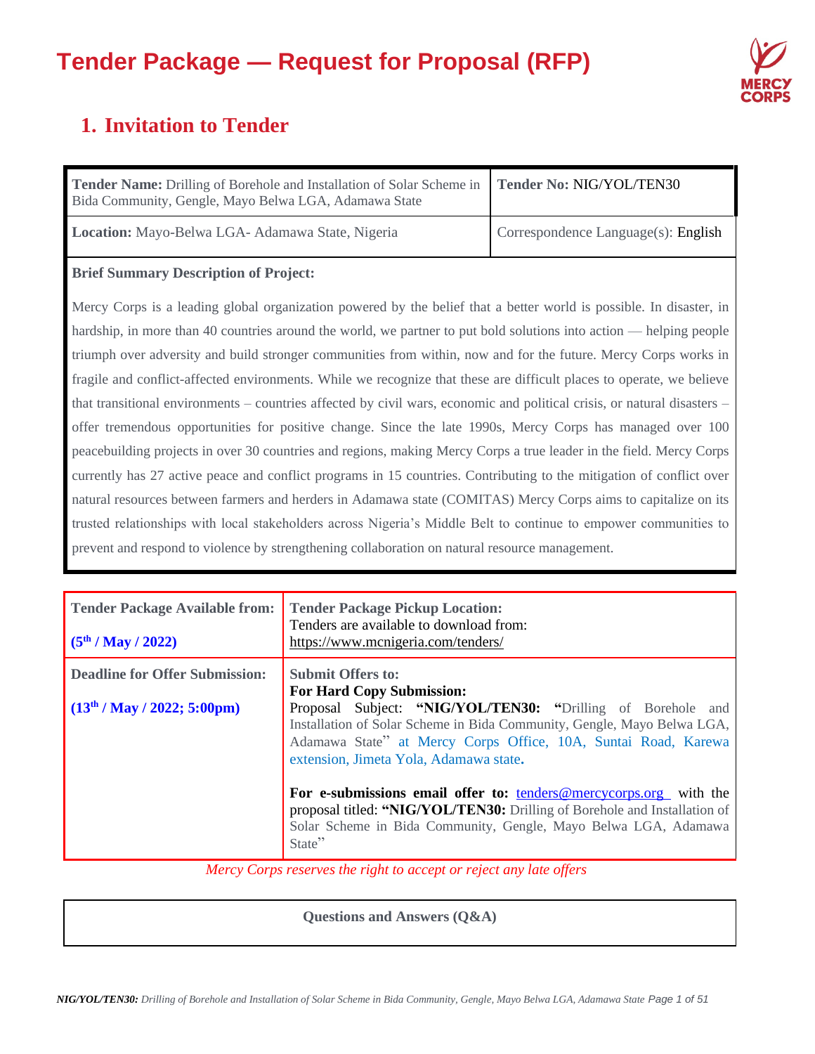# Tender Package — Request for Proposal (RFP)

## 1. Invitation to Tender

| **Tender Name:** Drilling of Borehole and Installation of Solar Scheme in Bida Community, Gengle, Mayo Belwa LGA, Adamawa State | **Tender No:** NIG/YOL/TEN30 |
|---|---|
| **Location:** Mayo-Belwa LGA- Adamawa State, Nigeria | Correspondence Language(s): English |

**Brief Summary Description of Project:**

Mercy Corps is a leading global organization powered by the belief that a better world is possible. In disaster, in hardship, in more than 40 countries around the world, we partner to put bold solutions into action — helping people triumph over adversity and build stronger communities from within, now and for the future. Mercy Corps works in fragile and conflict-affected environments. While we recognize that these are difficult places to operate, we believe that transitional environments – countries affected by civil wars, economic and political crisis, or natural disasters – offer tremendous opportunities for positive change. Since the late 1990s, Mercy Corps has managed over 100 peacebuilding projects in over 30 countries and regions, making Mercy Corps a true leader in the field. Mercy Corps currently has 27 active peace and conflict programs in 15 countries. Contributing to the mitigation of conflict over natural resources between farmers and herders in Adamawa state (COMITAS) Mercy Corps aims to capitalize on its trusted relationships with local stakeholders across Nigeria's Middle Belt to continue to empower communities to prevent and respond to violence by strengthening collaboration on natural resource management.

| **Tender Package Available from:** (5th / May / 2022) | **Tender Package Pickup Location:** Tenders are available to download from: https://www.mcnigeria.com/tenders/ |
|---|---|
| **Deadline for Offer Submission:** (13th / May / 2022; 5:00pm) | **Submit Offers to:** **For Hard Copy Submission:** Proposal Subject: **"NIG/YOL/TEN30: "**Drilling of Borehole and Installation of Solar Scheme in Bida Community, Gengle, Mayo Belwa LGA, Adamawa State" at Mercy Corps Office, 10A, Suntai Road, Karewa extension, Jimeta Yola, Adamawa state. **For e-submissions email offer to:** tenders@mercycorps.org with the proposal titled: **"NIG/YOL/TEN30:** Drilling of Borehole and Installation of Solar Scheme in Bida Community, Gengle, Mayo Belwa LGA, Adamawa State" |

*Mercy Corps reserves the right to accept or reject any late offers*

**Questions and Answers (Q&A)**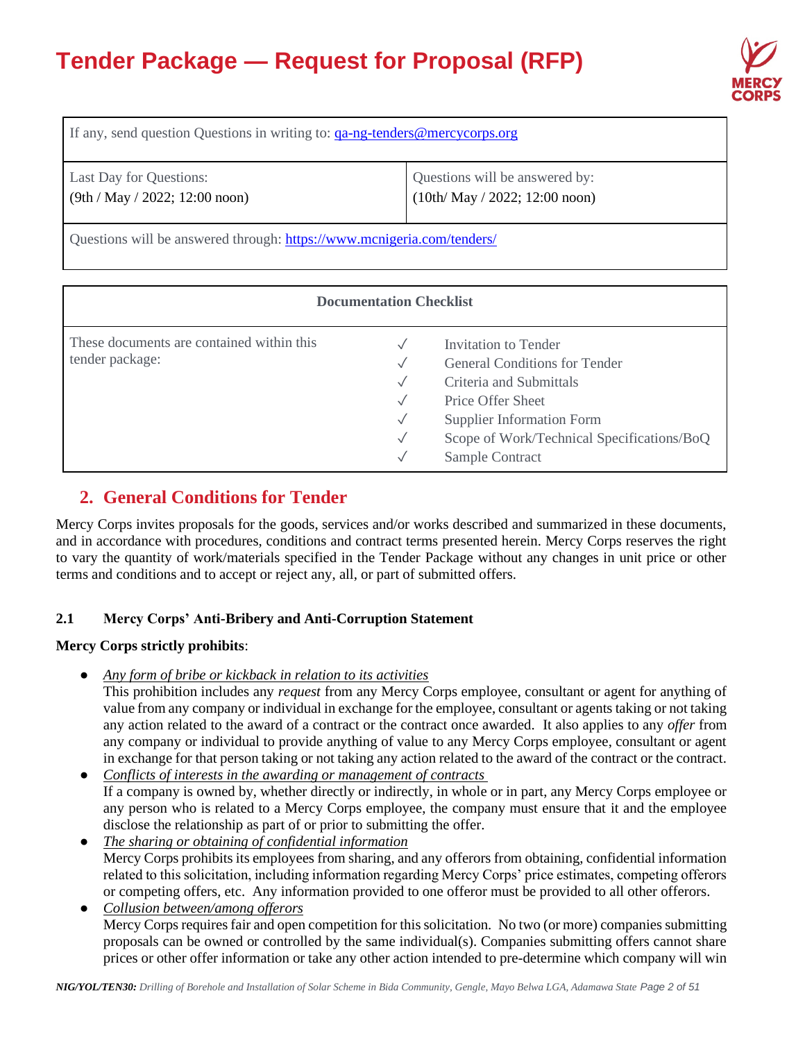| If any, send question Questions in writing to: qa-ng-tenders@mercycorps.org | |
|---|---|
| Last Day for Questions: (9th / May / 2022; 12:00 noon) | Questions will be answered by: (10th/ May / 2022; 12:00 noon) |
| Questions will be answered through: https://www.mcnigeria.com/tenders/ | |

| Documentation Checklist | | |
|---|---|---|
| These documents are contained within this tender package: | ✓ | Invitation to Tender |
| | ✓ | General Conditions for Tender |
| | ✓ | Criteria and Submittals |
| | ✓ | Price Offer Sheet |
| | ✓ | Supplier Information Form |
| | ✓ | Scope of Work/Technical Specifications/BoQ |
| | ✓ | Sample Contract |

## 2. General Conditions for Tender

Mercy Corps invites proposals for the goods, services and/or works described and summarized in these documents, and in accordance with procedures, conditions and contract terms presented herein. Mercy Corps reserves the right to vary the quantity of work/materials specified in the Tender Package without any changes in unit price or other terms and conditions and to accept or reject any, all, or part of submitted offers.

### 2.1 Mercy Corps' Anti-Bribery and Anti-Corruption Statement

**Mercy Corps strictly prohibits**:

- *Any form of bribe or kickback in relation to its activities*
  This prohibition includes any *request* from any Mercy Corps employee, consultant or agent for anything of value from any company or individual in exchange for the employee, consultant or agents taking or not taking any action related to the award of a contract or the contract once awarded. It also applies to any *offer* from any company or individual to provide anything of value to any Mercy Corps employee, consultant or agent in exchange for that person taking or not taking any action related to the award of the contract or the contract.
- *Conflicts of interests in the awarding or management of contracts*
  If a company is owned by, whether directly or indirectly, in whole or in part, any Mercy Corps employee or any person who is related to a Mercy Corps employee, the company must ensure that it and the employee disclose the relationship as part of or prior to submitting the offer.
- *The sharing or obtaining of confidential information*
  Mercy Corps prohibits its employees from sharing, and any offerors from obtaining, confidential information related to this solicitation, including information regarding Mercy Corps' price estimates, competing offerors or competing offers, etc. Any information provided to one offeror must be provided to all other offerors.
- *Collusion between/among offerors*
  Mercy Corps requires fair and open competition for this solicitation. No two (or more) companies submitting proposals can be owned or controlled by the same individual(s). Companies submitting offers cannot share prices or other offer information or take any other action intended to pre-determine which company will win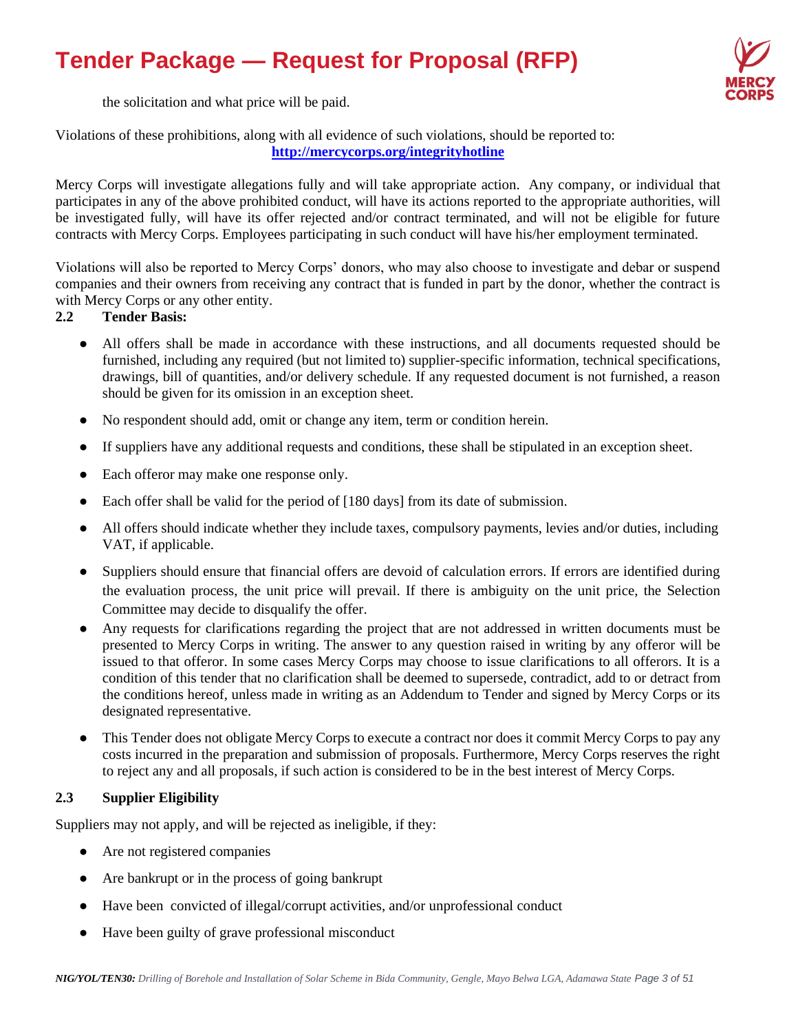the solicitation and what price will be paid.

Violations of these prohibitions, along with all evidence of such violations, should be reported to: **http://mercycorps.org/integrityhotline**

Mercy Corps will investigate allegations fully and will take appropriate action. Any company, or individual that participates in any of the above prohibited conduct, will have its actions reported to the appropriate authorities, will be investigated fully, will have its offer rejected and/or contract terminated, and will not be eligible for future contracts with Mercy Corps. Employees participating in such conduct will have his/her employment terminated.

Violations will also be reported to Mercy Corps' donors, who may also choose to investigate and debar or suspend companies and their owners from receiving any contract that is funded in part by the donor, whether the contract is with Mercy Corps or any other entity.

### 2.2 Tender Basis:

- All offers shall be made in accordance with these instructions, and all documents requested should be furnished, including any required (but not limited to) supplier-specific information, technical specifications, drawings, bill of quantities, and/or delivery schedule. If any requested document is not furnished, a reason should be given for its omission in an exception sheet.
- No respondent should add, omit or change any item, term or condition herein.
- If suppliers have any additional requests and conditions, these shall be stipulated in an exception sheet.
- Each offeror may make one response only.
- Each offer shall be valid for the period of [180 days] from its date of submission.
- All offers should indicate whether they include taxes, compulsory payments, levies and/or duties, including VAT, if applicable.
- Suppliers should ensure that financial offers are devoid of calculation errors. If errors are identified during the evaluation process, the unit price will prevail. If there is ambiguity on the unit price, the Selection Committee may decide to disqualify the offer.
- Any requests for clarifications regarding the project that are not addressed in written documents must be presented to Mercy Corps in writing. The answer to any question raised in writing by any offeror will be issued to that offeror. In some cases Mercy Corps may choose to issue clarifications to all offerors. It is a condition of this tender that no clarification shall be deemed to supersede, contradict, add to or detract from the conditions hereof, unless made in writing as an Addendum to Tender and signed by Mercy Corps or its designated representative.
- This Tender does not obligate Mercy Corps to execute a contract nor does it commit Mercy Corps to pay any costs incurred in the preparation and submission of proposals. Furthermore, Mercy Corps reserves the right to reject any and all proposals, if such action is considered to be in the best interest of Mercy Corps.

### 2.3 Supplier Eligibility

Suppliers may not apply, and will be rejected as ineligible, if they:

- Are not registered companies
- Are bankrupt or in the process of going bankrupt
- Have been convicted of illegal/corrupt activities, and/or unprofessional conduct
- Have been guilty of grave professional misconduct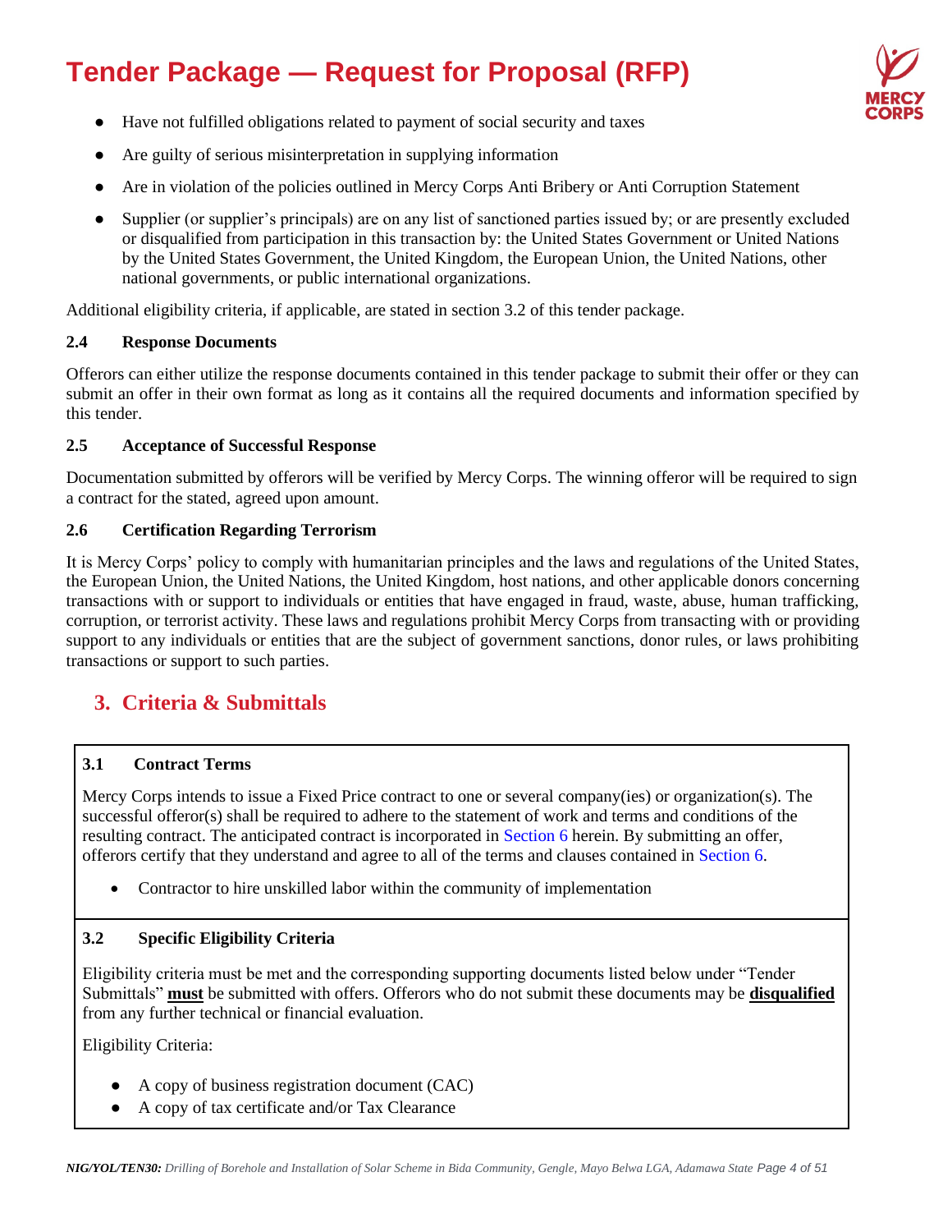- Have not fulfilled obligations related to payment of social security and taxes
- Are guilty of serious misinterpretation in supplying information
- Are in violation of the policies outlined in Mercy Corps Anti Bribery or Anti Corruption Statement
- Supplier (or supplier's principals) are on any list of sanctioned parties issued by; or are presently excluded or disqualified from participation in this transaction by: the United States Government or United Nations by the United States Government, the United Kingdom, the European Union, the United Nations, other national governments, or public international organizations.

Additional eligibility criteria, if applicable, are stated in section 3.2 of this tender package.

### 2.4 Response Documents

Offerors can either utilize the response documents contained in this tender package to submit their offer or they can submit an offer in their own format as long as it contains all the required documents and information specified by this tender.

### 2.5 Acceptance of Successful Response

Documentation submitted by offerors will be verified by Mercy Corps. The winning offeror will be required to sign a contract for the stated, agreed upon amount.

### 2.6 Certification Regarding Terrorism

It is Mercy Corps' policy to comply with humanitarian principles and the laws and regulations of the United States, the European Union, the United Nations, the United Kingdom, host nations, and other applicable donors concerning transactions with or support to individuals or entities that have engaged in fraud, waste, abuse, human trafficking, corruption, or terrorist activity. These laws and regulations prohibit Mercy Corps from transacting with or providing support to any individuals or entities that are the subject of government sanctions, donor rules, or laws prohibiting transactions or support to such parties.

## 3. Criteria & Submittals

### 3.1 Contract Terms

Mercy Corps intends to issue a Fixed Price contract to one or several company(ies) or organization(s). The successful offeror(s) shall be required to adhere to the statement of work and terms and conditions of the resulting contract. The anticipated contract is incorporated in Section 6 herein. By submitting an offer, offerors certify that they understand and agree to all of the terms and clauses contained in Section 6.

- Contractor to hire unskilled labor within the community of implementation

### 3.2 Specific Eligibility Criteria

Eligibility criteria must be met and the corresponding supporting documents listed below under "Tender Submittals" **must** be submitted with offers. Offerors who do not submit these documents may be **disqualified** from any further technical or financial evaluation.

Eligibility Criteria:

- A copy of business registration document (CAC)
- A copy of tax certificate and/or Tax Clearance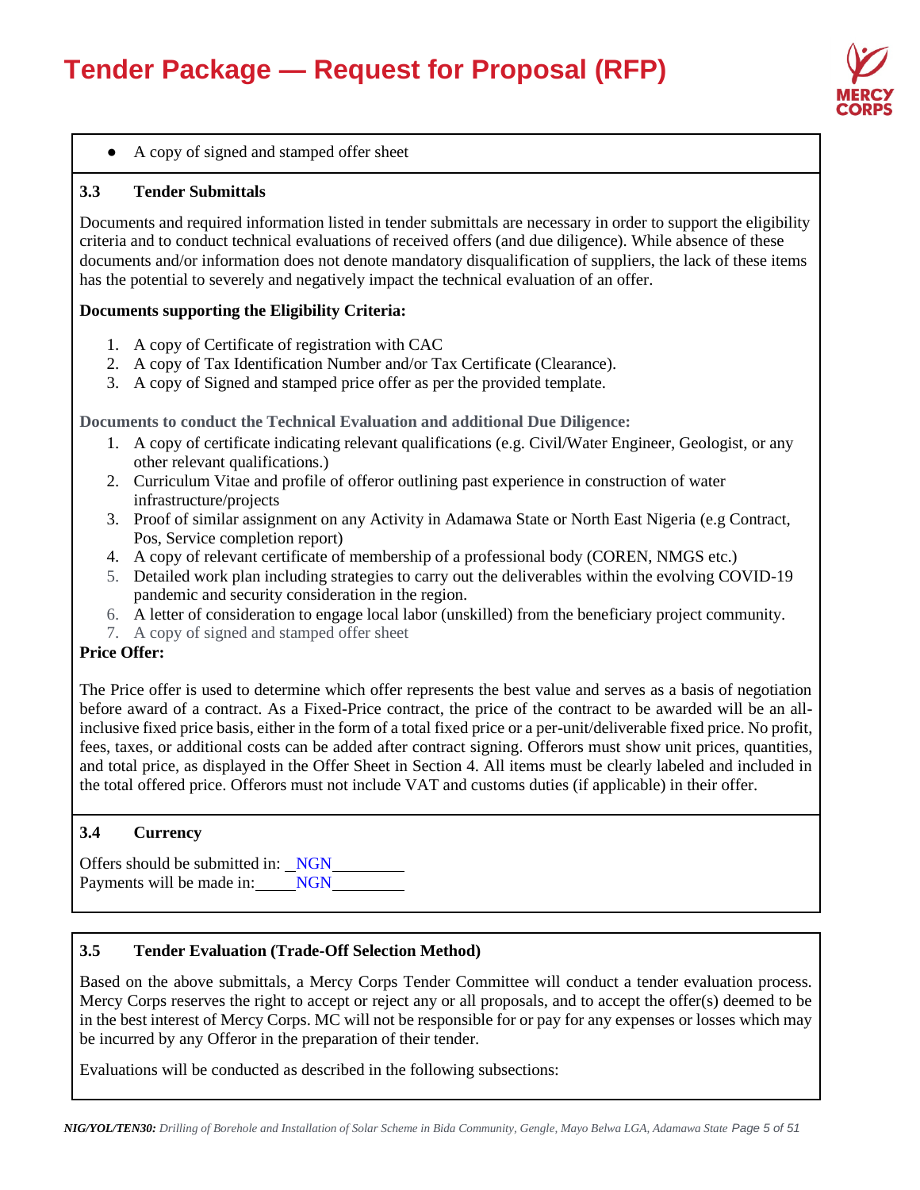- A copy of signed and stamped offer sheet

### 3.3 Tender Submittals

Documents and required information listed in tender submittals are necessary in order to support the eligibility criteria and to conduct technical evaluations of received offers (and due diligence). While absence of these documents and/or information does not denote mandatory disqualification of suppliers, the lack of these items has the potential to severely and negatively impact the technical evaluation of an offer.

**Documents supporting the Eligibility Criteria:**

1. A copy of Certificate of registration with CAC
2. A copy of Tax Identification Number and/or Tax Certificate (Clearance).
3. A copy of Signed and stamped price offer as per the provided template.

**Documents to conduct the Technical Evaluation and additional Due Diligence:**

1. A copy of certificate indicating relevant qualifications (e.g. Civil/Water Engineer, Geologist, or any other relevant qualifications.)
2. Curriculum Vitae and profile of offeror outlining past experience in construction of water infrastructure/projects
3. Proof of similar assignment on any Activity in Adamawa State or North East Nigeria (e.g Contract, Pos, Service completion report)
4. A copy of relevant certificate of membership of a professional body (COREN, NMGS etc.)
5. Detailed work plan including strategies to carry out the deliverables within the evolving COVID-19 pandemic and security consideration in the region.
6. A letter of consideration to engage local labor (unskilled) from the beneficiary project community.
7. A copy of signed and stamped offer sheet

**Price Offer:**

The Price offer is used to determine which offer represents the best value and serves as a basis of negotiation before award of a contract. As a Fixed-Price contract, the price of the contract to be awarded will be an all-inclusive fixed price basis, either in the form of a total fixed price or a per-unit/deliverable fixed price. No profit, fees, taxes, or additional costs can be added after contract signing. Offerors must show unit prices, quantities, and total price, as displayed in the Offer Sheet in Section 4. All items must be clearly labeled and included in the total offered price. Offerors must not include VAT and customs duties (if applicable) in their offer.

### 3.4 Currency

Offers should be submitted in: NGN

Payments will be made in: NGN

### 3.5 Tender Evaluation (Trade-Off Selection Method)

Based on the above submittals, a Mercy Corps Tender Committee will conduct a tender evaluation process. Mercy Corps reserves the right to accept or reject any or all proposals, and to accept the offer(s) deemed to be in the best interest of Mercy Corps. MC will not be responsible for or pay for any expenses or losses which may be incurred by any Offeror in the preparation of their tender.

Evaluations will be conducted as described in the following subsections: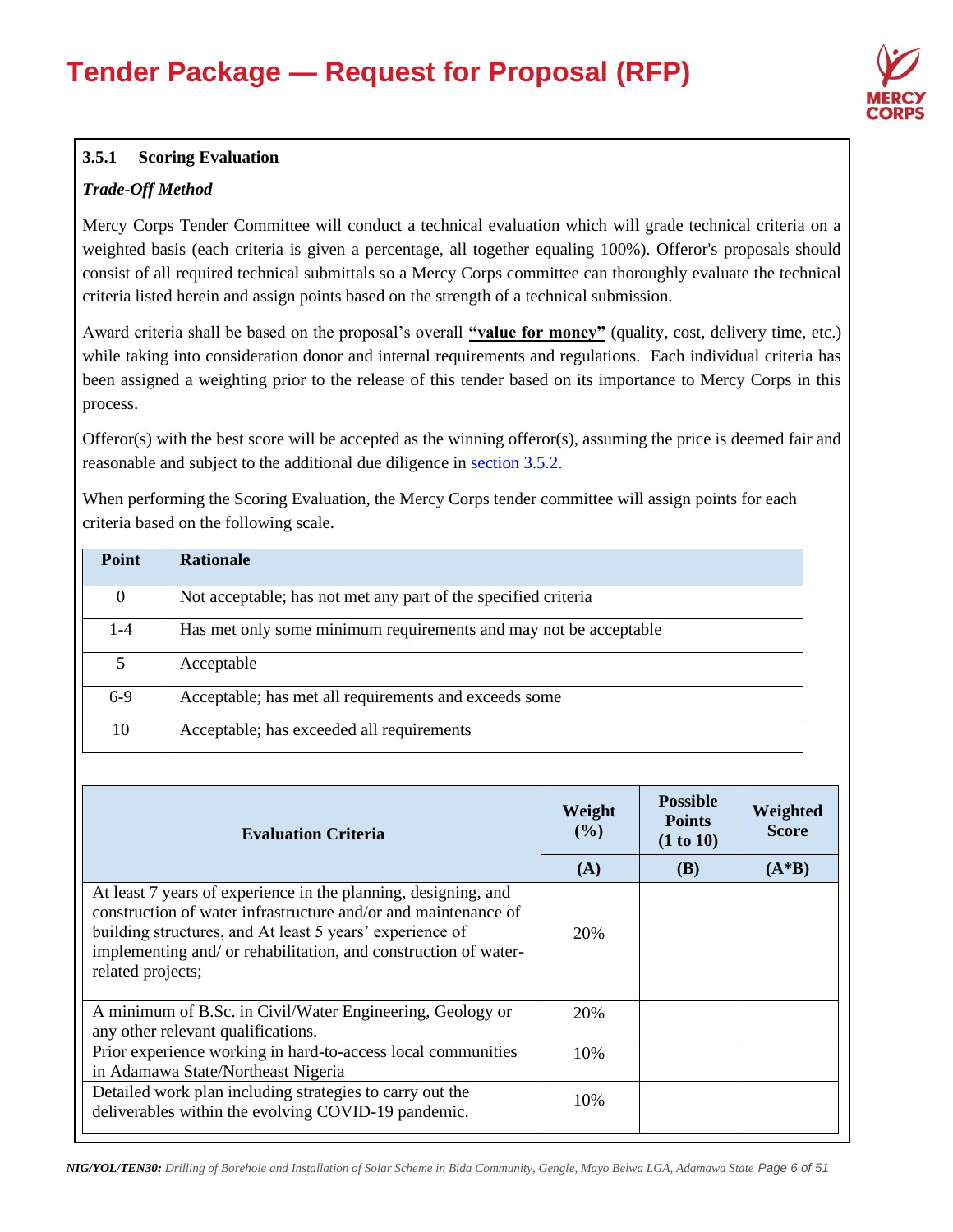### 3.5.1 Scoring Evaluation

***Trade-Off Method***

Mercy Corps Tender Committee will conduct a technical evaluation which will grade technical criteria on a weighted basis (each criteria is given a percentage, all together equaling 100%). Offeror's proposals should consist of all required technical submittals so a Mercy Corps committee can thoroughly evaluate the technical criteria listed herein and assign points based on the strength of a technical submission.

Award criteria shall be based on the proposal's overall **"value for money"** (quality, cost, delivery time, etc.) while taking into consideration donor and internal requirements and regulations. Each individual criteria has been assigned a weighting prior to the release of this tender based on its importance to Mercy Corps in this process.

Offeror(s) with the best score will be accepted as the winning offeror(s), assuming the price is deemed fair and reasonable and subject to the additional due diligence in section 3.5.2.

When performing the Scoring Evaluation, the Mercy Corps tender committee will assign points for each criteria based on the following scale.

| Point | Rationale |
|---|---|
| 0 | Not acceptable; has not met any part of the specified criteria |
| 1-4 | Has met only some minimum requirements and may not be acceptable |
| 5 | Acceptable |
| 6-9 | Acceptable; has met all requirements and exceeds some |
| 10 | Acceptable; has exceeded all requirements |

| Evaluation Criteria | Weight (%) | Possible Points (1 to 10) | Weighted Score |
|---|---|---|---|
| | (A) | (B) | (A*B) |
| At least 7 years of experience in the planning, designing, and construction of water infrastructure and/or and maintenance of building structures, and At least 5 years' experience of implementing and/ or rehabilitation, and construction of water-related projects; | 20% | | |
| A minimum of B.Sc. in Civil/Water Engineering, Geology or any other relevant qualifications. | 20% | | |
| Prior experience working in hard-to-access local communities in Adamawa State/Northeast Nigeria | 10% | | |
| Detailed work plan including strategies to carry out the deliverables within the evolving COVID-19 pandemic. | 10% | | |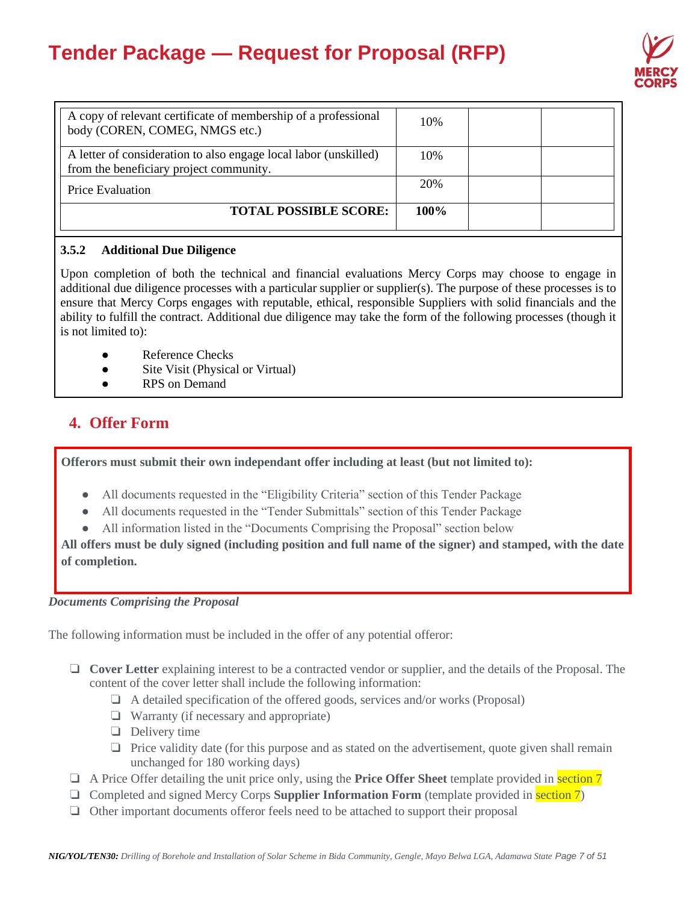| A copy of relevant certificate of membership of a professional body (COREN, COMEG, NMGS etc.) | 10% | | |
|---|---|---|---|
| A letter of consideration to also engage local labor (unskilled) from the beneficiary project community. | 10% | | |
| Price Evaluation | 20% | | |
| **TOTAL POSSIBLE SCORE:** | **100%** | | |

### 3.5.2 Additional Due Diligence

Upon completion of both the technical and financial evaluations Mercy Corps may choose to engage in additional due diligence processes with a particular supplier or supplier(s). The purpose of these processes is to ensure that Mercy Corps engages with reputable, ethical, responsible Suppliers with solid financials and the ability to fulfill the contract. Additional due diligence may take the form of the following processes (though it is not limited to):

- Reference Checks
- Site Visit (Physical or Virtual)
- RPS on Demand

## 4. Offer Form

**Offerors must submit their own independant offer including at least (but not limited to):**

- All documents requested in the "Eligibility Criteria" section of this Tender Package
- All documents requested in the "Tender Submittals" section of this Tender Package
- All information listed in the "Documents Comprising the Proposal" section below

**All offers must be duly signed (including position and full name of the signer) and stamped, with the date of completion.**

***Documents Comprising the Proposal***

The following information must be included in the offer of any potential offeror:

- ❑ **Cover Letter** explaining interest to be a contracted vendor or supplier, and the details of the Proposal. The content of the cover letter shall include the following information:
  - ❑ A detailed specification of the offered goods, services and/or works (Proposal)
  - ❑ Warranty (if necessary and appropriate)
  - ❑ Delivery time
  - ❑ Price validity date (for this purpose and as stated on the advertisement, quote given shall remain unchanged for 180 working days)
- ❑ A Price Offer detailing the unit price only, using the **Price Offer Sheet** template provided in section 7
- ❑ Completed and signed Mercy Corps **Supplier Information Form** (template provided in section 7)
- ❑ Other important documents offeror feels need to be attached to support their proposal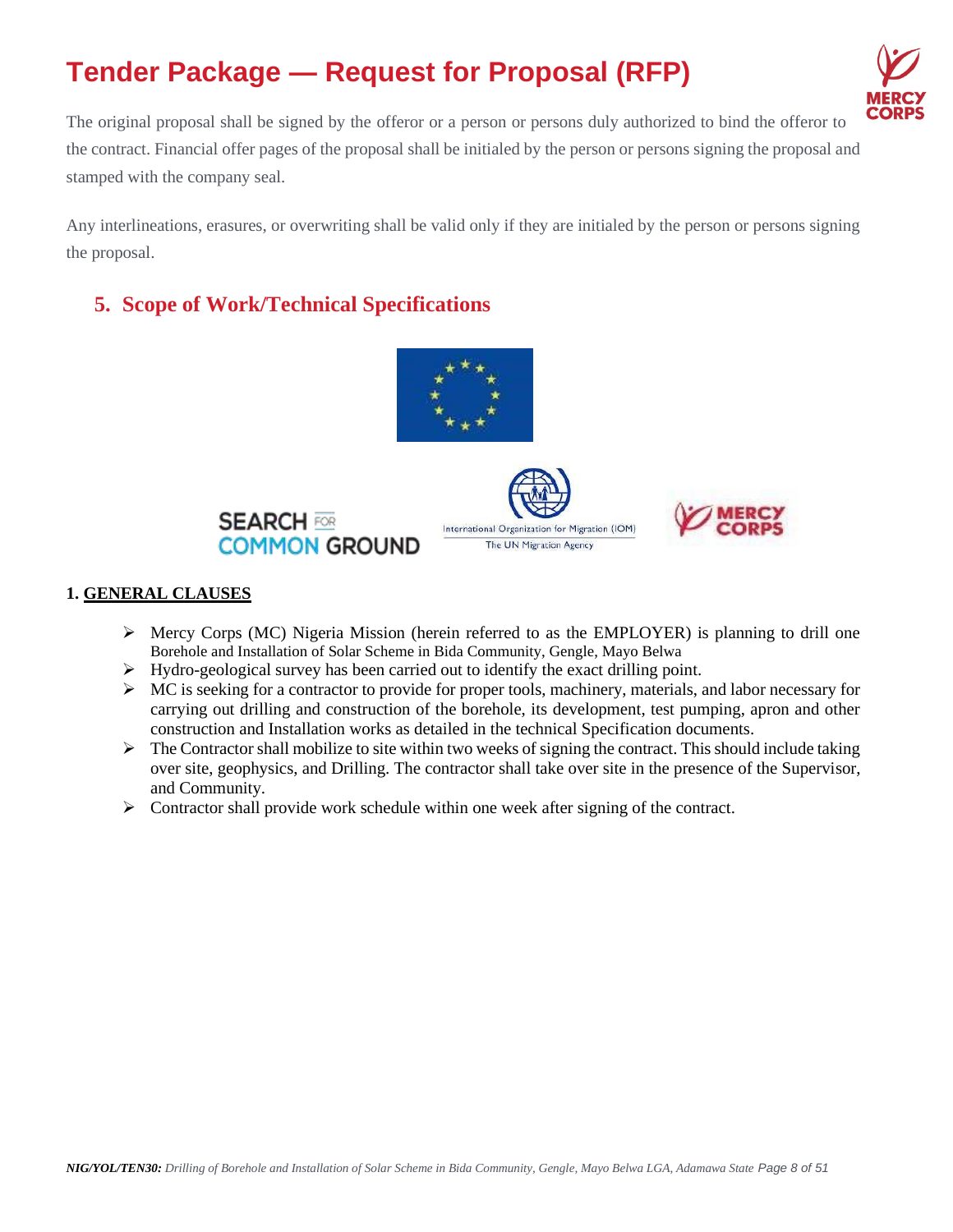The original proposal shall be signed by the offeror or a person or persons duly authorized to bind the offeror to the contract. Financial offer pages of the proposal shall be initialed by the person or persons signing the proposal and stamped with the company seal.

Any interlineations, erasures, or overwriting shall be valid only if they are initialed by the person or persons signing the proposal.

## 5. Scope of Work/Technical Specifications

### 1. GENERAL CLAUSES

- Mercy Corps (MC) Nigeria Mission (herein referred to as the EMPLOYER) is planning to drill one Borehole and Installation of Solar Scheme in Bida Community, Gengle, Mayo Belwa
- Hydro-geological survey has been carried out to identify the exact drilling point.
- MC is seeking for a contractor to provide for proper tools, machinery, materials, and labor necessary for carrying out drilling and construction of the borehole, its development, test pumping, apron and other construction and Installation works as detailed in the technical Specification documents.
- The Contractor shall mobilize to site within two weeks of signing the contract. This should include taking over site, geophysics, and Drilling. The contractor shall take over site in the presence of the Supervisor, and Community.
- Contractor shall provide work schedule within one week after signing of the contract.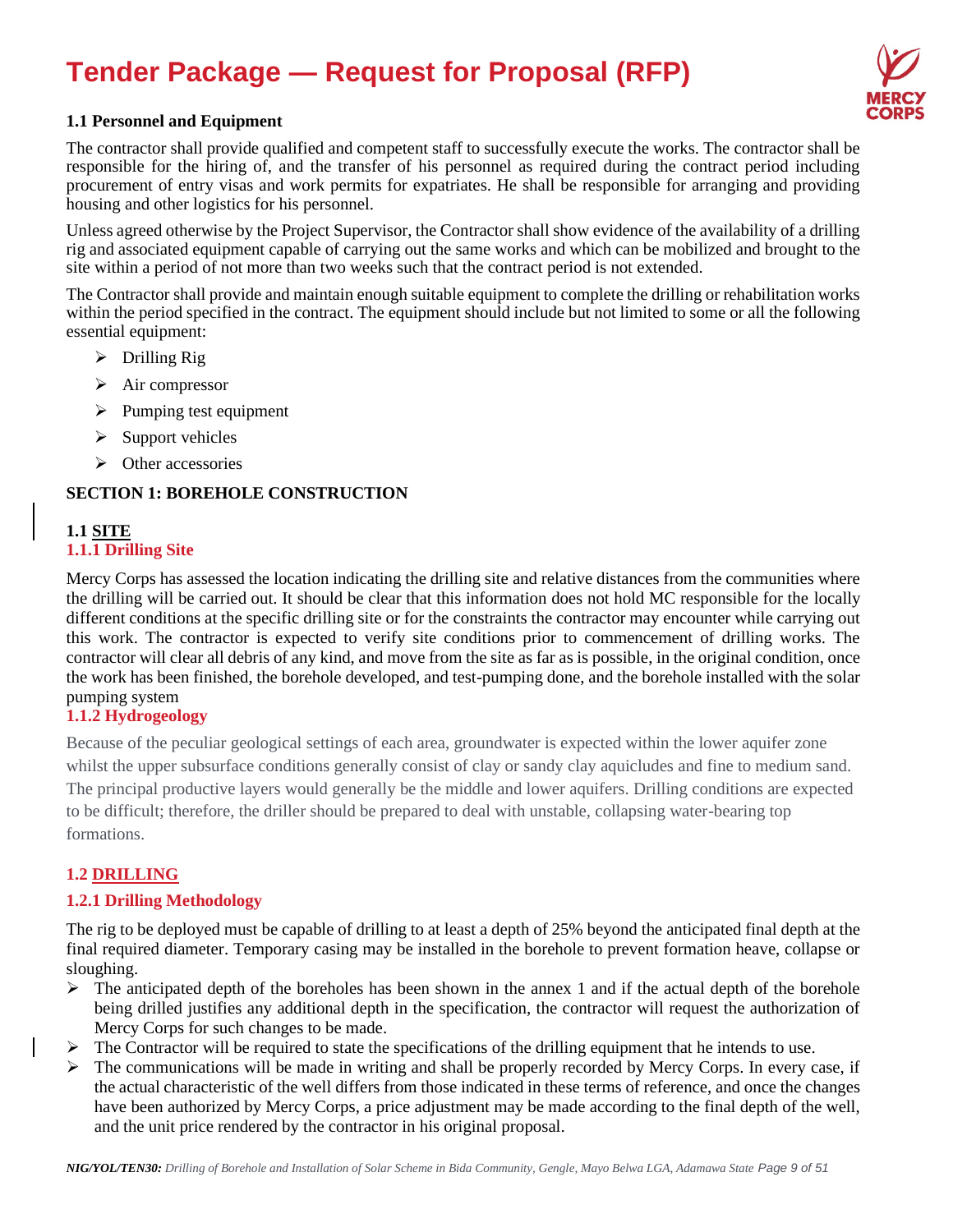# Tender Package — Request for Proposal (RFP)

**1.1 Personnel and Equipment**

The contractor shall provide qualified and competent staff to successfully execute the works. The contractor shall be responsible for the hiring of, and the transfer of his personnel as required during the contract period including procurement of entry visas and work permits for expatriates. He shall be responsible for arranging and providing housing and other logistics for his personnel.

Unless agreed otherwise by the Project Supervisor, the Contractor shall show evidence of the availability of a drilling rig and associated equipment capable of carrying out the same works and which can be mobilized and brought to the site within a period of not more than two weeks such that the contract period is not extended.

The Contractor shall provide and maintain enough suitable equipment to complete the drilling or rehabilitation works within the period specified in the contract. The equipment should include but not limited to some or all the following essential equipment:

- Drilling Rig
- Air compressor
- Pumping test equipment
- Support vehicles
- Other accessories

**SECTION 1: BOREHOLE CONSTRUCTION**

**1.1 SITE**

### 1.1.1 Drilling Site

Mercy Corps has assessed the location indicating the drilling site and relative distances from the communities where the drilling will be carried out. It should be clear that this information does not hold MC responsible for the locally different conditions at the specific drilling site or for the constraints the contractor may encounter while carrying out this work. The contractor is expected to verify site conditions prior to commencement of drilling works. The contractor will clear all debris of any kind, and move from the site as far as is possible, in the original condition, once the work has been finished, the borehole developed, and test-pumping done, and the borehole installed with the solar pumping system

### 1.1.2 Hydrogeology

Because of the peculiar geological settings of each area, groundwater is expected within the lower aquifer zone whilst the upper subsurface conditions generally consist of clay or sandy clay aquicludes and fine to medium sand. The principal productive layers would generally be the middle and lower aquifers. Drilling conditions are expected to be difficult; therefore, the driller should be prepared to deal with unstable, collapsing water-bearing top formations.

## 1.2 DRILLING

### 1.2.1 Drilling Methodology

The rig to be deployed must be capable of drilling to at least a depth of 25% beyond the anticipated final depth at the final required diameter. Temporary casing may be installed in the borehole to prevent formation heave, collapse or sloughing.

- The anticipated depth of the boreholes has been shown in the annex 1 and if the actual depth of the borehole being drilled justifies any additional depth in the specification, the contractor will request the authorization of Mercy Corps for such changes to be made.
- The Contractor will be required to state the specifications of the drilling equipment that he intends to use.
- The communications will be made in writing and shall be properly recorded by Mercy Corps. In every case, if the actual characteristic of the well differs from those indicated in these terms of reference, and once the changes have been authorized by Mercy Corps, a price adjustment may be made according to the final depth of the well, and the unit price rendered by the contractor in his original proposal.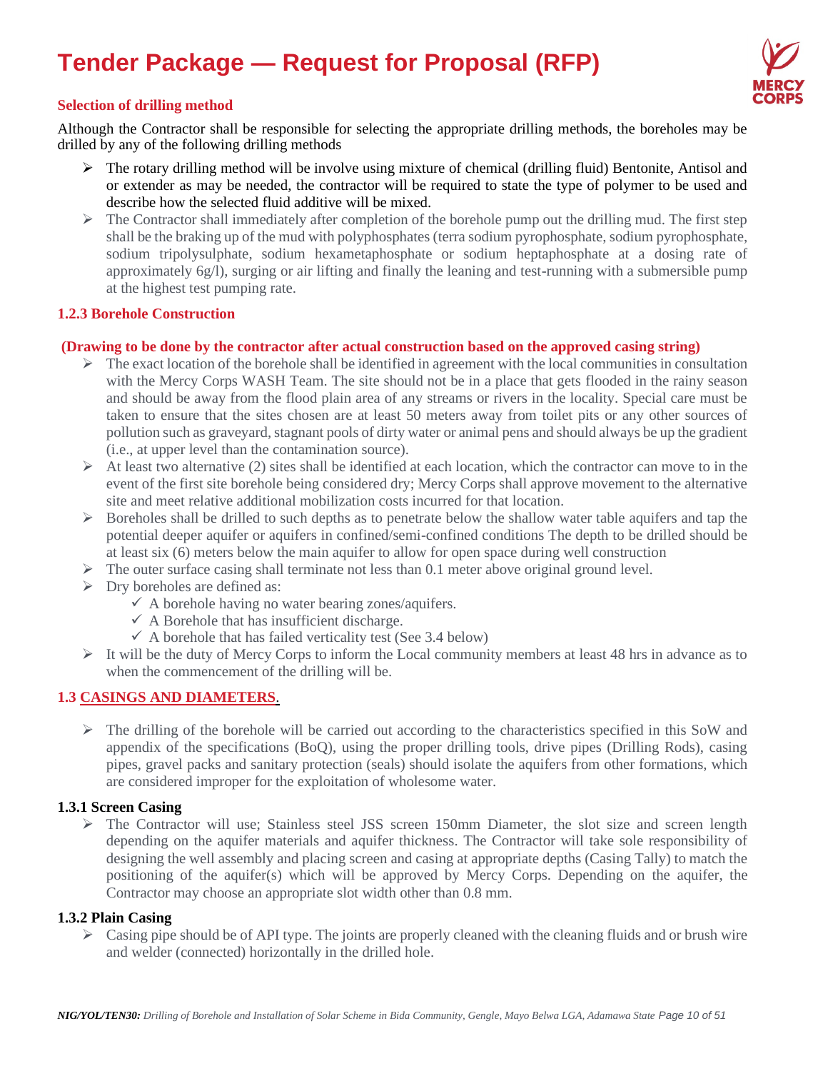**Selection of drilling method**

Although the Contractor shall be responsible for selecting the appropriate drilling methods, the boreholes may be drilled by any of the following drilling methods

- The rotary drilling method will be involve using mixture of chemical (drilling fluid) Bentonite, Antisol and or extender as may be needed, the contractor will be required to state the type of polymer to be used and describe how the selected fluid additive will be mixed.
- The Contractor shall immediately after completion of the borehole pump out the drilling mud. The first step shall be the braking up of the mud with polyphosphates (terra sodium pyrophosphate, sodium pyrophosphate, sodium tripolysulphate, sodium hexametaphosphate or sodium heptaphosphate at a dosing rate of approximately 6g/l), surging or air lifting and finally the leaning and test-running with a submersible pump at the highest test pumping rate.

### 1.2.3 Borehole Construction

**(Drawing to be done by the contractor after actual construction based on the approved casing string)**

- The exact location of the borehole shall be identified in agreement with the local communities in consultation with the Mercy Corps WASH Team. The site should not be in a place that gets flooded in the rainy season and should be away from the flood plain area of any streams or rivers in the locality. Special care must be taken to ensure that the sites chosen are at least 50 meters away from toilet pits or any other sources of pollution such as graveyard, stagnant pools of dirty water or animal pens and should always be up the gradient (i.e., at upper level than the contamination source).
- At least two alternative (2) sites shall be identified at each location, which the contractor can move to in the event of the first site borehole being considered dry; Mercy Corps shall approve movement to the alternative site and meet relative additional mobilization costs incurred for that location.
- Boreholes shall be drilled to such depths as to penetrate below the shallow water table aquifers and tap the potential deeper aquifer or aquifers in confined/semi-confined conditions The depth to be drilled should be at least six (6) meters below the main aquifer to allow for open space during well construction
- The outer surface casing shall terminate not less than 0.1 meter above original ground level.
- Dry boreholes are defined as:
  - ✓ A borehole having no water bearing zones/aquifers.
  - ✓ A Borehole that has insufficient discharge.
  - ✓ A borehole that has failed verticality test (See 3.4 below)
- It will be the duty of Mercy Corps to inform the Local community members at least 48 hrs in advance as to when the commencement of the drilling will be.

## 1.3 CASINGS AND DIAMETERS.

- The drilling of the borehole will be carried out according to the characteristics specified in this SoW and appendix of the specifications (BoQ), using the proper drilling tools, drive pipes (Drilling Rods), casing pipes, gravel packs and sanitary protection (seals) should isolate the aquifers from other formations, which are considered improper for the exploitation of wholesome water.

### 1.3.1 Screen Casing

- The Contractor will use; Stainless steel JSS screen 150mm Diameter, the slot size and screen length depending on the aquifer materials and aquifer thickness. The Contractor will take sole responsibility of designing the well assembly and placing screen and casing at appropriate depths (Casing Tally) to match the positioning of the aquifer(s) which will be approved by Mercy Corps. Depending on the aquifer, the Contractor may choose an appropriate slot width other than 0.8 mm.

### 1.3.2 Plain Casing

- Casing pipe should be of API type. The joints are properly cleaned with the cleaning fluids and or brush wire and welder (connected) horizontally in the drilled hole.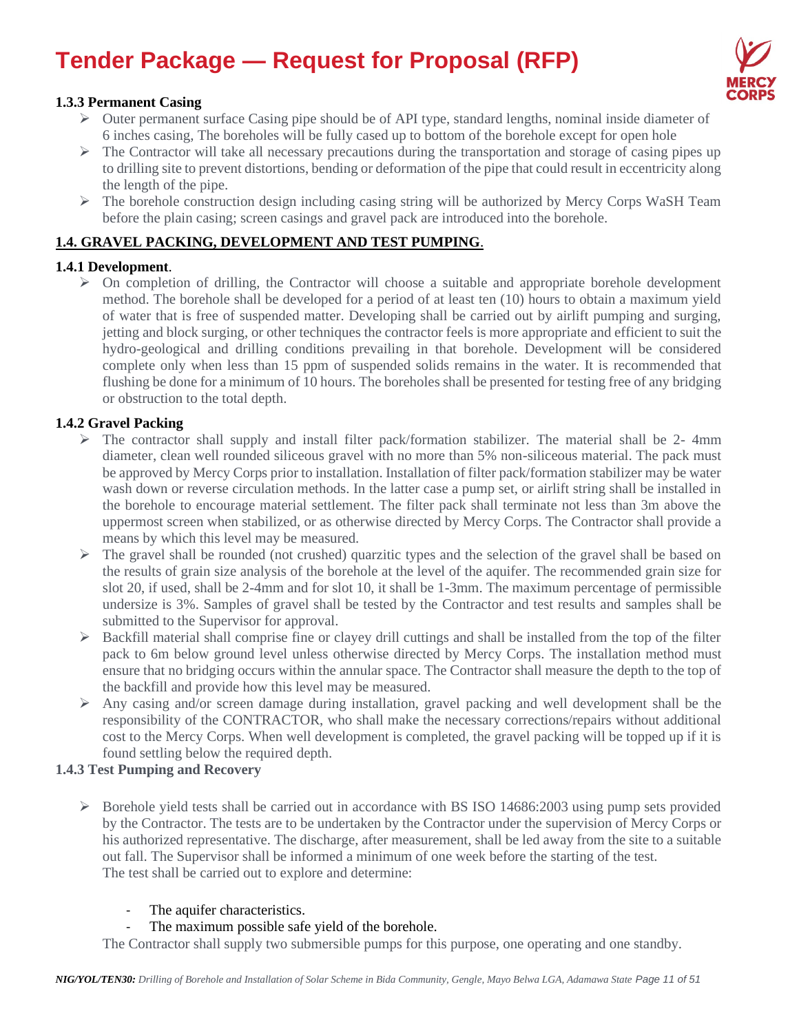#### 1.3.3 Permanent Casing

- Outer permanent surface Casing pipe should be of API type, standard lengths, nominal inside diameter of 6 inches casing, The boreholes will be fully cased up to bottom of the borehole except for open hole
- The Contractor will take all necessary precautions during the transportation and storage of casing pipes up to drilling site to prevent distortions, bending or deformation of the pipe that could result in eccentricity along the length of the pipe.
- The borehole construction design including casing string will be authorized by Mercy Corps WaSH Team before the plain casing; screen casings and gravel pack are introduced into the borehole.

### 1.4. GRAVEL PACKING, DEVELOPMENT AND TEST PUMPING.

#### 1.4.1 Development.

- On completion of drilling, the Contractor will choose a suitable and appropriate borehole development method. The borehole shall be developed for a period of at least ten (10) hours to obtain a maximum yield of water that is free of suspended matter. Developing shall be carried out by airlift pumping and surging, jetting and block surging, or other techniques the contractor feels is more appropriate and efficient to suit the hydro-geological and drilling conditions prevailing in that borehole. Development will be considered complete only when less than 15 ppm of suspended solids remains in the water. It is recommended that flushing be done for a minimum of 10 hours. The boreholes shall be presented for testing free of any bridging or obstruction to the total depth.

#### 1.4.2 Gravel Packing

- The contractor shall supply and install filter pack/formation stabilizer. The material shall be 2- 4mm diameter, clean well rounded siliceous gravel with no more than 5% non-siliceous material. The pack must be approved by Mercy Corps prior to installation. Installation of filter pack/formation stabilizer may be water wash down or reverse circulation methods. In the latter case a pump set, or airlift string shall be installed in the borehole to encourage material settlement. The filter pack shall terminate not less than 3m above the uppermost screen when stabilized, or as otherwise directed by Mercy Corps. The Contractor shall provide a means by which this level may be measured.
- The gravel shall be rounded (not crushed) quarzitic types and the selection of the gravel shall be based on the results of grain size analysis of the borehole at the level of the aquifer. The recommended grain size for slot 20, if used, shall be 2-4mm and for slot 10, it shall be 1-3mm. The maximum percentage of permissible undersize is 3%. Samples of gravel shall be tested by the Contractor and test results and samples shall be submitted to the Supervisor for approval.
- Backfill material shall comprise fine or clayey drill cuttings and shall be installed from the top of the filter pack to 6m below ground level unless otherwise directed by Mercy Corps. The installation method must ensure that no bridging occurs within the annular space. The Contractor shall measure the depth to the top of the backfill and provide how this level may be measured.
- Any casing and/or screen damage during installation, gravel packing and well development shall be the responsibility of the CONTRACTOR, who shall make the necessary corrections/repairs without additional cost to the Mercy Corps. When well development is completed, the gravel packing will be topped up if it is found settling below the required depth.

#### 1.4.3 Test Pumping and Recovery

- Borehole yield tests shall be carried out in accordance with BS ISO 14686:2003 using pump sets provided by the Contractor. The tests are to be undertaken by the Contractor under the supervision of Mercy Corps or his authorized representative. The discharge, after measurement, shall be led away from the site to a suitable out fall. The Supervisor shall be informed a minimum of one week before the starting of the test.
  The test shall be carried out to explore and determine:
  - The aquifer characteristics.
  - The maximum possible safe yield of the borehole.

  The Contractor shall supply two submersible pumps for this purpose, one operating and one standby.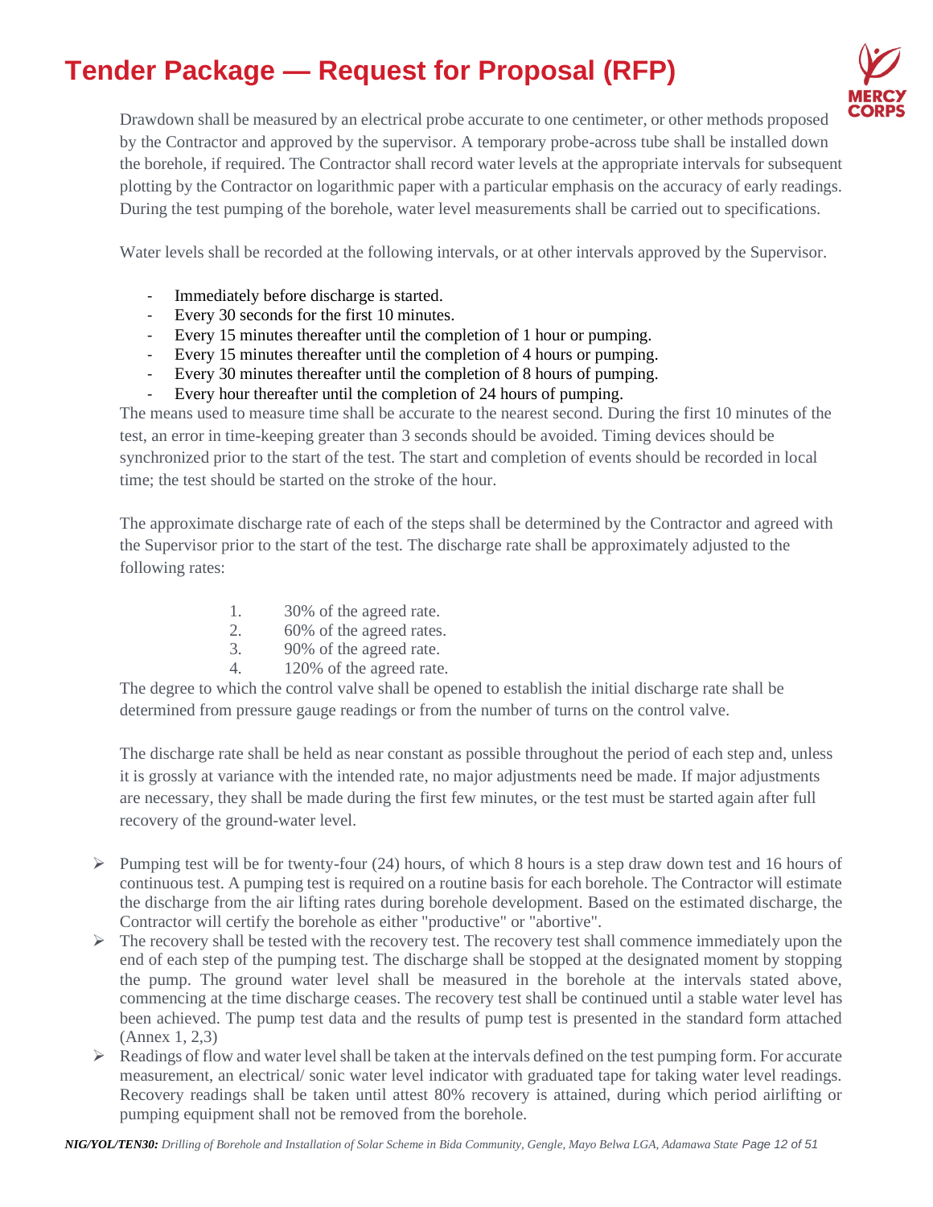Drawdown shall be measured by an electrical probe accurate to one centimeter, or other methods proposed by the Contractor and approved by the supervisor. A temporary probe-across tube shall be installed down the borehole, if required. The Contractor shall record water levels at the appropriate intervals for subsequent plotting by the Contractor on logarithmic paper with a particular emphasis on the accuracy of early readings. During the test pumping of the borehole, water level measurements shall be carried out to specifications.

Water levels shall be recorded at the following intervals, or at other intervals approved by the Supervisor.

- Immediately before discharge is started.
- Every 30 seconds for the first 10 minutes.
- Every 15 minutes thereafter until the completion of 1 hour or pumping.
- Every 15 minutes thereafter until the completion of 4 hours or pumping.
- Every 30 minutes thereafter until the completion of 8 hours of pumping.
- Every hour thereafter until the completion of 24 hours of pumping.

The means used to measure time shall be accurate to the nearest second. During the first 10 minutes of the test, an error in time-keeping greater than 3 seconds should be avoided. Timing devices should be synchronized prior to the start of the test. The start and completion of events should be recorded in local time; the test should be started on the stroke of the hour.

The approximate discharge rate of each of the steps shall be determined by the Contractor and agreed with the Supervisor prior to the start of the test. The discharge rate shall be approximately adjusted to the following rates:

1. 30% of the agreed rate.
2. 60% of the agreed rates.
3. 90% of the agreed rate.
4. 120% of the agreed rate.

The degree to which the control valve shall be opened to establish the initial discharge rate shall be determined from pressure gauge readings or from the number of turns on the control valve.

The discharge rate shall be held as near constant as possible throughout the period of each step and, unless it is grossly at variance with the intended rate, no major adjustments need be made. If major adjustments are necessary, they shall be made during the first few minutes, or the test must be started again after full recovery of the ground-water level.

- Pumping test will be for twenty-four (24) hours, of which 8 hours is a step draw down test and 16 hours of continuous test. A pumping test is required on a routine basis for each borehole. The Contractor will estimate the discharge from the air lifting rates during borehole development. Based on the estimated discharge, the Contractor will certify the borehole as either "productive" or "abortive".
- The recovery shall be tested with the recovery test. The recovery test shall commence immediately upon the end of each step of the pumping test. The discharge shall be stopped at the designated moment by stopping the pump. The ground water level shall be measured in the borehole at the intervals stated above, commencing at the time discharge ceases. The recovery test shall be continued until a stable water level has been achieved. The pump test data and the results of pump test is presented in the standard form attached (Annex 1, 2,3)
- Readings of flow and water level shall be taken at the intervals defined on the test pumping form. For accurate measurement, an electrical/ sonic water level indicator with graduated tape for taking water level readings. Recovery readings shall be taken until attest 80% recovery is attained, during which period airlifting or pumping equipment shall not be removed from the borehole.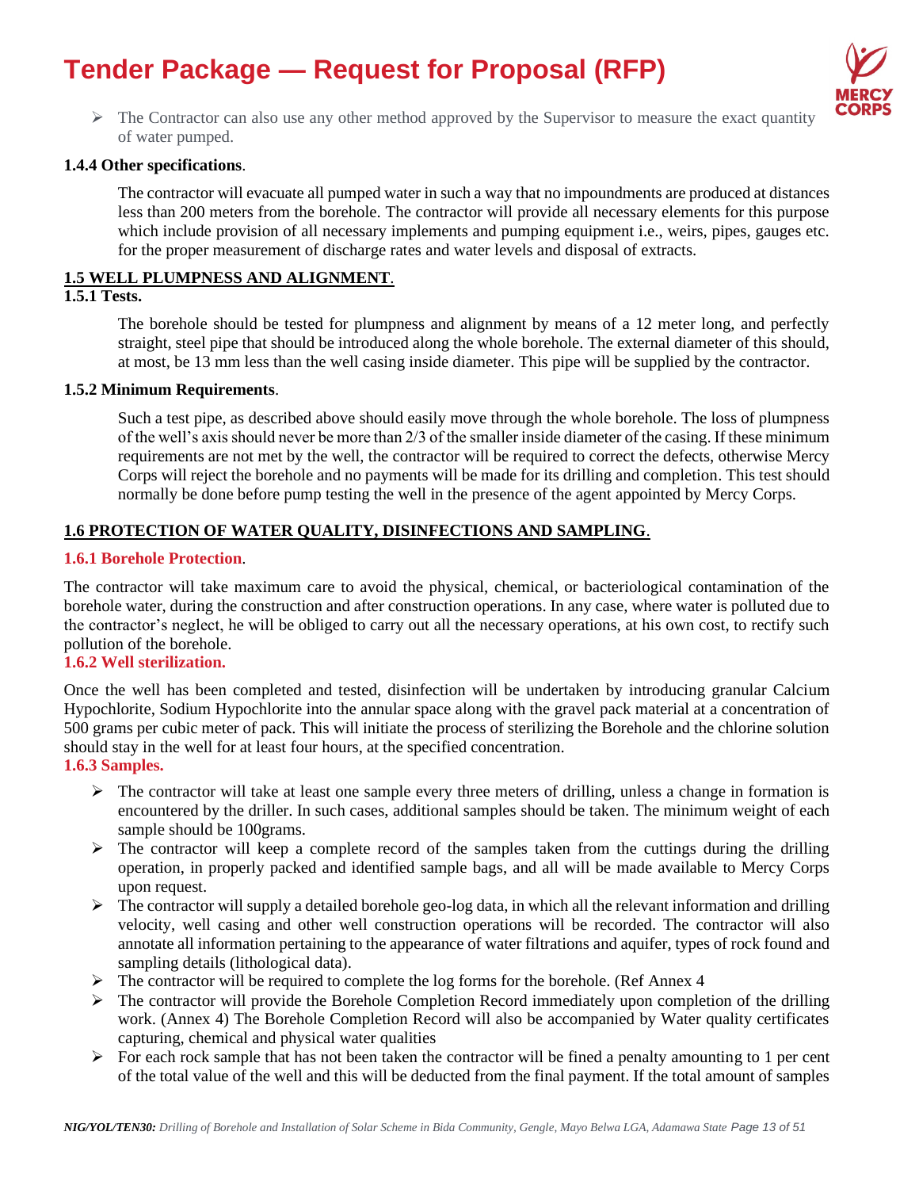- The Contractor can also use any other method approved by the Supervisor to measure the exact quantity of water pumped.

**1.4.4 Other specifications**.

The contractor will evacuate all pumped water in such a way that no impoundments are produced at distances less than 200 meters from the borehole. The contractor will provide all necessary elements for this purpose which include provision of all necessary implements and pumping equipment i.e., weirs, pipes, gauges etc. for the proper measurement of discharge rates and water levels and disposal of extracts.

## 1.5 WELL PLUMPNESS AND ALIGNMENT.

**1.5.1 Tests.**

The borehole should be tested for plumpness and alignment by means of a 12 meter long, and perfectly straight, steel pipe that should be introduced along the whole borehole. The external diameter of this should, at most, be 13 mm less than the well casing inside diameter. This pipe will be supplied by the contractor.

**1.5.2 Minimum Requirements**.

Such a test pipe, as described above should easily move through the whole borehole. The loss of plumpness of the well's axis should never be more than 2/3 of the smaller inside diameter of the casing. If these minimum requirements are not met by the well, the contractor will be required to correct the defects, otherwise Mercy Corps will reject the borehole and no payments will be made for its drilling and completion. This test should normally be done before pump testing the well in the presence of the agent appointed by Mercy Corps.

## 1.6 PROTECTION OF WATER QUALITY, DISINFECTIONS AND SAMPLING.

### 1.6.1 Borehole Protection.

The contractor will take maximum care to avoid the physical, chemical, or bacteriological contamination of the borehole water, during the construction and after construction operations. In any case, where water is polluted due to the contractor's neglect, he will be obliged to carry out all the necessary operations, at his own cost, to rectify such pollution of the borehole.

### 1.6.2 Well sterilization.

Once the well has been completed and tested, disinfection will be undertaken by introducing granular Calcium Hypochlorite, Sodium Hypochlorite into the annular space along with the gravel pack material at a concentration of 500 grams per cubic meter of pack. This will initiate the process of sterilizing the Borehole and the chlorine solution should stay in the well for at least four hours, at the specified concentration.

### 1.6.3 Samples.

- The contractor will take at least one sample every three meters of drilling, unless a change in formation is encountered by the driller. In such cases, additional samples should be taken. The minimum weight of each sample should be 100grams.
- The contractor will keep a complete record of the samples taken from the cuttings during the drilling operation, in properly packed and identified sample bags, and all will be made available to Mercy Corps upon request.
- The contractor will supply a detailed borehole geo-log data, in which all the relevant information and drilling velocity, well casing and other well construction operations will be recorded. The contractor will also annotate all information pertaining to the appearance of water filtrations and aquifer, types of rock found and sampling details (lithological data).
- The contractor will be required to complete the log forms for the borehole. (Ref Annex 4
- The contractor will provide the Borehole Completion Record immediately upon completion of the drilling work. (Annex 4) The Borehole Completion Record will also be accompanied by Water quality certificates capturing, chemical and physical water qualities
- For each rock sample that has not been taken the contractor will be fined a penalty amounting to 1 per cent of the total value of the well and this will be deducted from the final payment. If the total amount of samples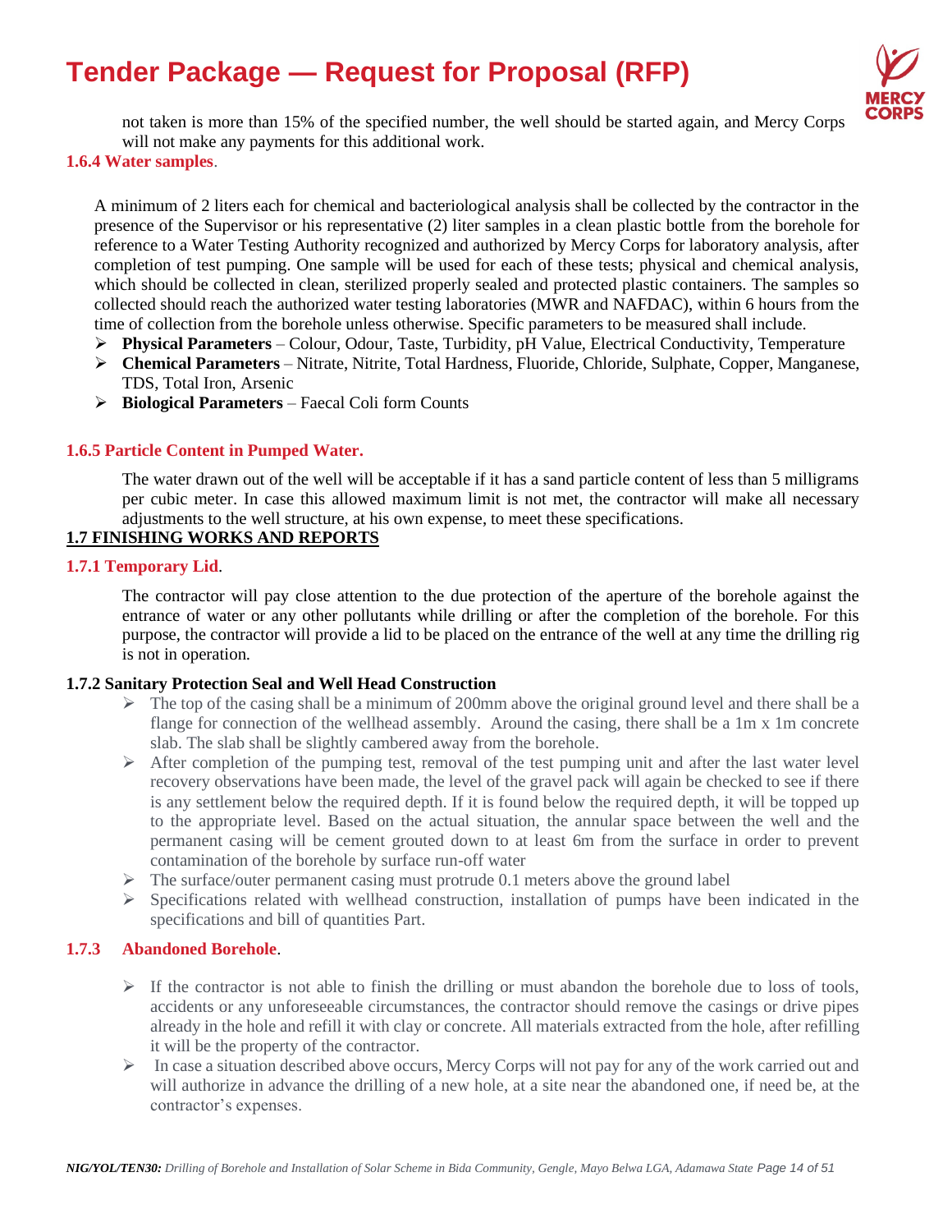not taken is more than 15% of the specified number, the well should be started again, and Mercy Corps will not make any payments for this additional work.

### 1.6.4 Water samples.

A minimum of 2 liters each for chemical and bacteriological analysis shall be collected by the contractor in the presence of the Supervisor or his representative (2) liter samples in a clean plastic bottle from the borehole for reference to a Water Testing Authority recognized and authorized by Mercy Corps for laboratory analysis, after completion of test pumping. One sample will be used for each of these tests; physical and chemical analysis, which should be collected in clean, sterilized properly sealed and protected plastic containers. The samples so collected should reach the authorized water testing laboratories (MWR and NAFDAC), within 6 hours from the time of collection from the borehole unless otherwise. Specific parameters to be measured shall include.

- **Physical Parameters** – Colour, Odour, Taste, Turbidity, pH Value, Electrical Conductivity, Temperature
- **Chemical Parameters** – Nitrate, Nitrite, Total Hardness, Fluoride, Chloride, Sulphate, Copper, Manganese, TDS, Total Iron, Arsenic
- **Biological Parameters** – Faecal Coli form Counts

### 1.6.5 Particle Content in Pumped Water.

The water drawn out of the well will be acceptable if it has a sand particle content of less than 5 milligrams per cubic meter. In case this allowed maximum limit is not met, the contractor will make all necessary adjustments to the well structure, at his own expense, to meet these specifications.

## 1.7 FINISHING WORKS AND REPORTS

### 1.7.1 Temporary Lid.

The contractor will pay close attention to the due protection of the aperture of the borehole against the entrance of water or any other pollutants while drilling or after the completion of the borehole. For this purpose, the contractor will provide a lid to be placed on the entrance of the well at any time the drilling rig is not in operation.

### 1.7.2 Sanitary Protection Seal and Well Head Construction

- The top of the casing shall be a minimum of 200mm above the original ground level and there shall be a flange for connection of the wellhead assembly. Around the casing, there shall be a 1m x 1m concrete slab. The slab shall be slightly cambered away from the borehole.
- After completion of the pumping test, removal of the test pumping unit and after the last water level recovery observations have been made, the level of the gravel pack will again be checked to see if there is any settlement below the required depth. If it is found below the required depth, it will be topped up to the appropriate level. Based on the actual situation, the annular space between the well and the permanent casing will be cement grouted down to at least 6m from the surface in order to prevent contamination of the borehole by surface run-off water
- The surface/outer permanent casing must protrude 0.1 meters above the ground label
- Specifications related with wellhead construction, installation of pumps have been indicated in the specifications and bill of quantities Part.

### 1.7.3 Abandoned Borehole.

- If the contractor is not able to finish the drilling or must abandon the borehole due to loss of tools, accidents or any unforeseeable circumstances, the contractor should remove the casings or drive pipes already in the hole and refill it with clay or concrete. All materials extracted from the hole, after refilling it will be the property of the contractor.
- In case a situation described above occurs, Mercy Corps will not pay for any of the work carried out and will authorize in advance the drilling of a new hole, at a site near the abandoned one, if need be, at the contractor's expenses.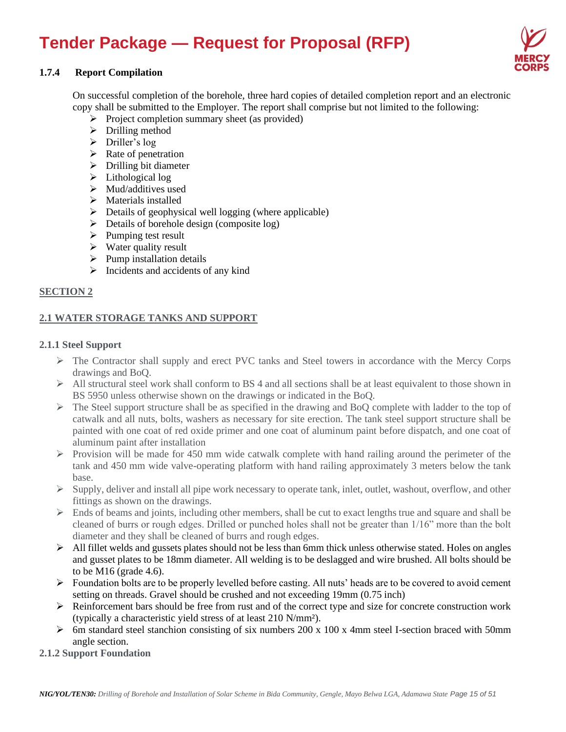#### 1.7.4 Report Compilation

On successful completion of the borehole, three hard copies of detailed completion report and an electronic copy shall be submitted to the Employer. The report shall comprise but not limited to the following:

- Project completion summary sheet (as provided)
- Drilling method
- Driller's log
- Rate of penetration
- Drilling bit diameter
- Lithological log
- Mud/additives used
- Materials installed
- Details of geophysical well logging (where applicable)
- Details of borehole design (composite log)
- Pumping test result
- Water quality result
- Pump installation details
- Incidents and accidents of any kind

## SECTION 2

### 2.1 WATER STORAGE TANKS AND SUPPORT

#### 2.1.1 Steel Support

- The Contractor shall supply and erect PVC tanks and Steel towers in accordance with the Mercy Corps drawings and BoQ.
- All structural steel work shall conform to BS 4 and all sections shall be at least equivalent to those shown in BS 5950 unless otherwise shown on the drawings or indicated in the BoQ.
- The Steel support structure shall be as specified in the drawing and BoQ complete with ladder to the top of catwalk and all nuts, bolts, washers as necessary for site erection. The tank steel support structure shall be painted with one coat of red oxide primer and one coat of aluminum paint before dispatch, and one coat of aluminum paint after installation
- Provision will be made for 450 mm wide catwalk complete with hand railing around the perimeter of the tank and 450 mm wide valve-operating platform with hand railing approximately 3 meters below the tank base.
- Supply, deliver and install all pipe work necessary to operate tank, inlet, outlet, washout, overflow, and other fittings as shown on the drawings.
- Ends of beams and joints, including other members, shall be cut to exact lengths true and square and shall be cleaned of burrs or rough edges. Drilled or punched holes shall not be greater than 1/16" more than the bolt diameter and they shall be cleaned of burrs and rough edges.
- All fillet welds and gussets plates should not be less than 6mm thick unless otherwise stated. Holes on angles and gusset plates to be 18mm diameter. All welding is to be deslagged and wire brushed. All bolts should be to be M16 (grade 4.6).
- Foundation bolts are to be properly levelled before casting. All nuts' heads are to be covered to avoid cement setting on threads. Gravel should be crushed and not exceeding 19mm (0.75 inch)
- Reinforcement bars should be free from rust and of the correct type and size for concrete construction work (typically a characteristic yield stress of at least 210 N/mm²).
- 6m standard steel stanchion consisting of six numbers 200 x 100 x 4mm steel I-section braced with 50mm angle section.

#### 2.1.2 Support Foundation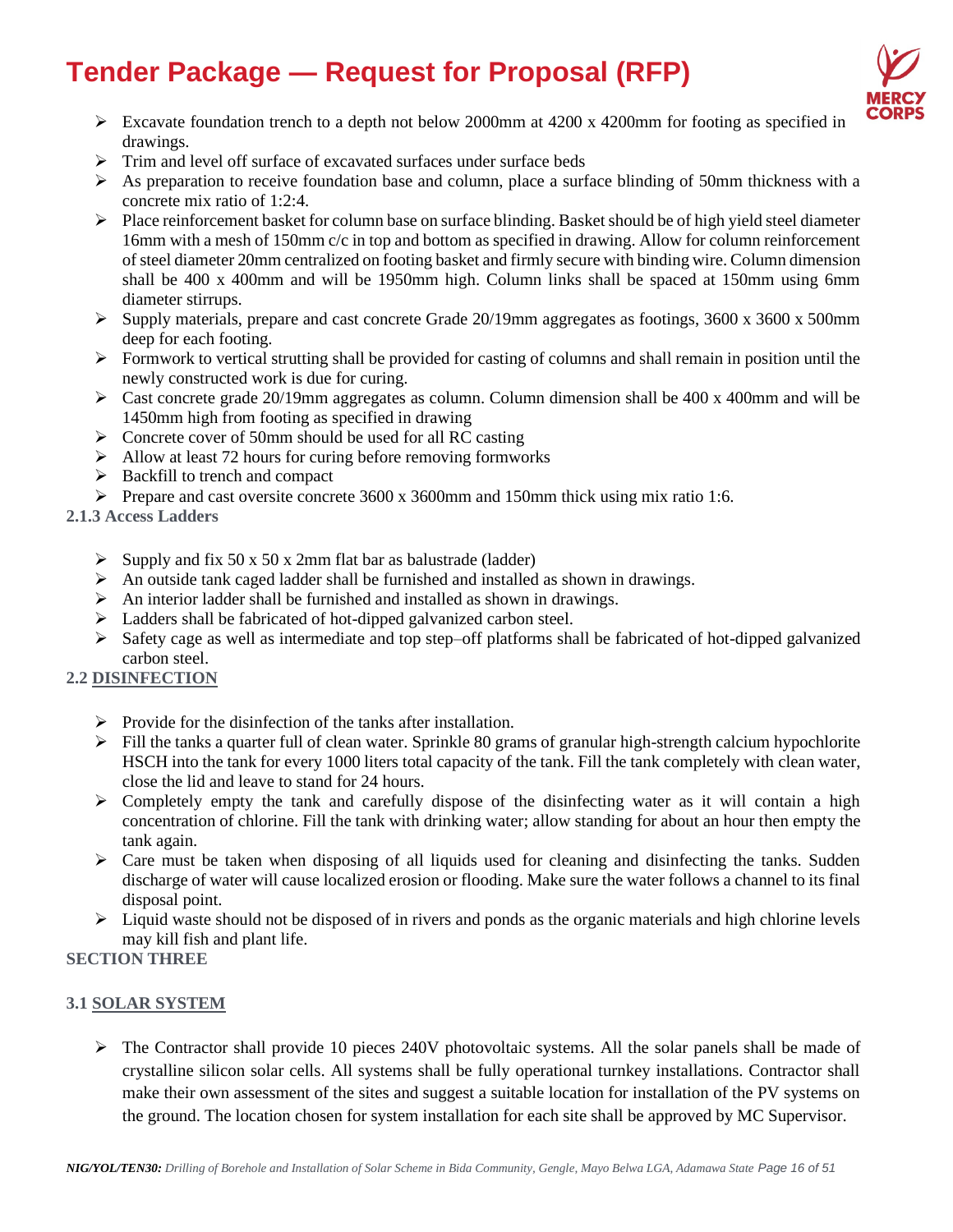- Excavate foundation trench to a depth not below 2000mm at 4200 x 4200mm for footing as specified in drawings.
- Trim and level off surface of excavated surfaces under surface beds
- As preparation to receive foundation base and column, place a surface blinding of 50mm thickness with a concrete mix ratio of 1:2:4.
- Place reinforcement basket for column base on surface blinding. Basket should be of high yield steel diameter 16mm with a mesh of 150mm c/c in top and bottom as specified in drawing. Allow for column reinforcement of steel diameter 20mm centralized on footing basket and firmly secure with binding wire. Column dimension shall be 400 x 400mm and will be 1950mm high. Column links shall be spaced at 150mm using 6mm diameter stirrups.
- Supply materials, prepare and cast concrete Grade 20/19mm aggregates as footings, 3600 x 3600 x 500mm deep for each footing.
- Formwork to vertical strutting shall be provided for casting of columns and shall remain in position until the newly constructed work is due for curing.
- Cast concrete grade 20/19mm aggregates as column. Column dimension shall be 400 x 400mm and will be 1450mm high from footing as specified in drawing
- Concrete cover of 50mm should be used for all RC casting
- Allow at least 72 hours for curing before removing formworks
- Backfill to trench and compact
- Prepare and cast oversite concrete 3600 x 3600mm and 150mm thick using mix ratio 1:6.

**2.1.3 Access Ladders**

- Supply and fix 50 x 50 x 2mm flat bar as balustrade (ladder)
- An outside tank caged ladder shall be furnished and installed as shown in drawings.
- An interior ladder shall be furnished and installed as shown in drawings.
- Ladders shall be fabricated of hot-dipped galvanized carbon steel.
- Safety cage as well as intermediate and top step–off platforms shall be fabricated of hot-dipped galvanized carbon steel.

**2.2 DISINFECTION**

- Provide for the disinfection of the tanks after installation.
- Fill the tanks a quarter full of clean water. Sprinkle 80 grams of granular high-strength calcium hypochlorite HSCH into the tank for every 1000 liters total capacity of the tank. Fill the tank completely with clean water, close the lid and leave to stand for 24 hours.
- Completely empty the tank and carefully dispose of the disinfecting water as it will contain a high concentration of chlorine. Fill the tank with drinking water; allow standing for about an hour then empty the tank again.
- Care must be taken when disposing of all liquids used for cleaning and disinfecting the tanks. Sudden discharge of water will cause localized erosion or flooding. Make sure the water follows a channel to its final disposal point.
- Liquid waste should not be disposed of in rivers and ponds as the organic materials and high chlorine levels may kill fish and plant life.

**SECTION THREE**

**3.1 SOLAR SYSTEM**

- The Contractor shall provide 10 pieces 240V photovoltaic systems. All the solar panels shall be made of crystalline silicon solar cells. All systems shall be fully operational turnkey installations. Contractor shall make their own assessment of the sites and suggest a suitable location for installation of the PV systems on the ground. The location chosen for system installation for each site shall be approved by MC Supervisor.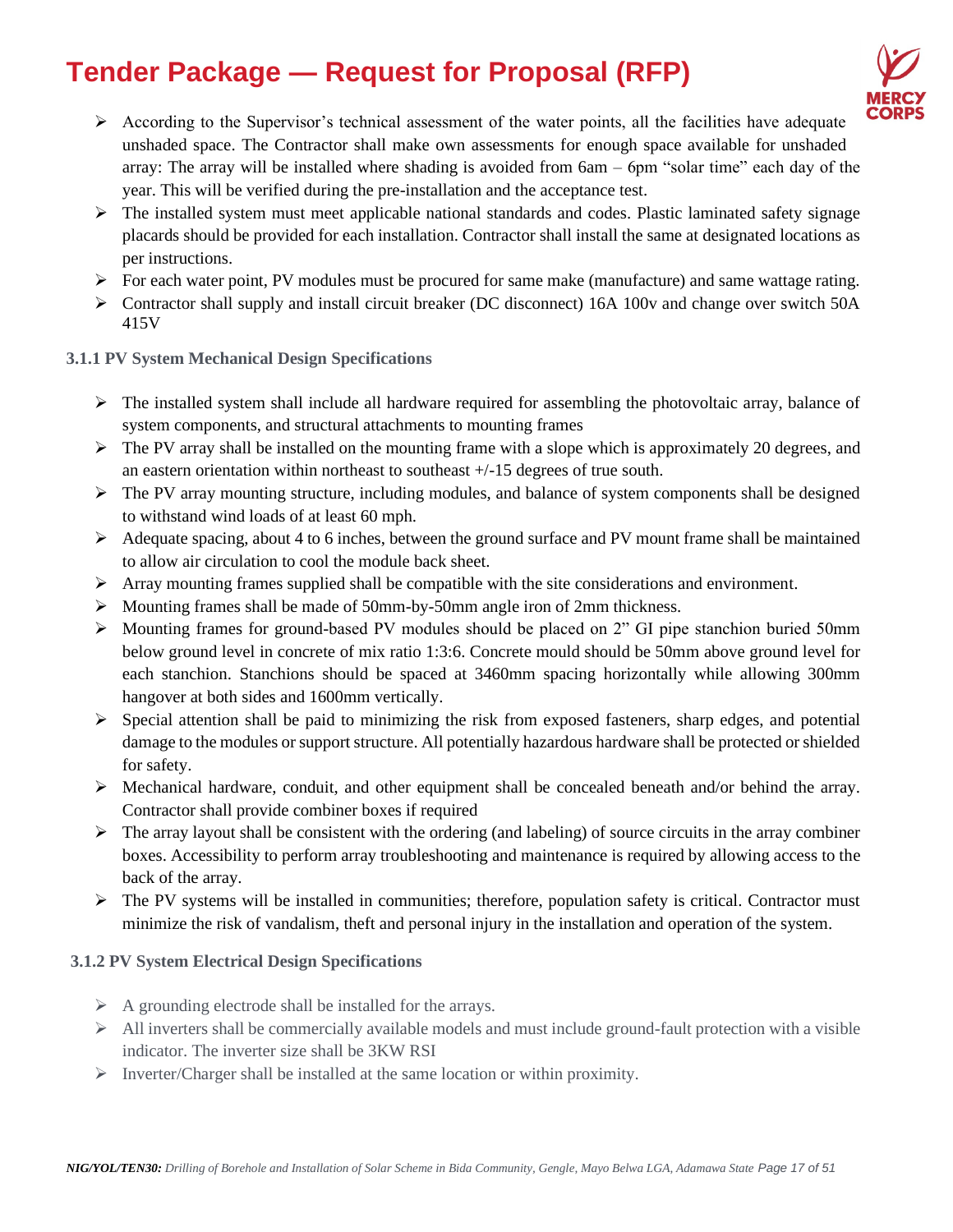- According to the Supervisor's technical assessment of the water points, all the facilities have adequate unshaded space. The Contractor shall make own assessments for enough space available for unshaded array: The array will be installed where shading is avoided from 6am – 6pm "solar time" each day of the year. This will be verified during the pre-installation and the acceptance test.
- The installed system must meet applicable national standards and codes. Plastic laminated safety signage placards should be provided for each installation. Contractor shall install the same at designated locations as per instructions.
- For each water point, PV modules must be procured for same make (manufacture) and same wattage rating.
- Contractor shall supply and install circuit breaker (DC disconnect) 16A 100v and change over switch 50A 415V

### 3.1.1 PV System Mechanical Design Specifications

- The installed system shall include all hardware required for assembling the photovoltaic array, balance of system components, and structural attachments to mounting frames
- The PV array shall be installed on the mounting frame with a slope which is approximately 20 degrees, and an eastern orientation within northeast to southeast +/-15 degrees of true south.
- The PV array mounting structure, including modules, and balance of system components shall be designed to withstand wind loads of at least 60 mph.
- Adequate spacing, about 4 to 6 inches, between the ground surface and PV mount frame shall be maintained to allow air circulation to cool the module back sheet.
- Array mounting frames supplied shall be compatible with the site considerations and environment.
- Mounting frames shall be made of 50mm-by-50mm angle iron of 2mm thickness.
- Mounting frames for ground-based PV modules should be placed on 2" GI pipe stanchion buried 50mm below ground level in concrete of mix ratio 1:3:6. Concrete mould should be 50mm above ground level for each stanchion. Stanchions should be spaced at 3460mm spacing horizontally while allowing 300mm hangover at both sides and 1600mm vertically.
- Special attention shall be paid to minimizing the risk from exposed fasteners, sharp edges, and potential damage to the modules or support structure. All potentially hazardous hardware shall be protected or shielded for safety.
- Mechanical hardware, conduit, and other equipment shall be concealed beneath and/or behind the array. Contractor shall provide combiner boxes if required
- The array layout shall be consistent with the ordering (and labeling) of source circuits in the array combiner boxes. Accessibility to perform array troubleshooting and maintenance is required by allowing access to the back of the array.
- The PV systems will be installed in communities; therefore, population safety is critical. Contractor must minimize the risk of vandalism, theft and personal injury in the installation and operation of the system.

### 3.1.2 PV System Electrical Design Specifications

- A grounding electrode shall be installed for the arrays.
- All inverters shall be commercially available models and must include ground-fault protection with a visible indicator. The inverter size shall be 3KW RSI
- Inverter/Charger shall be installed at the same location or within proximity.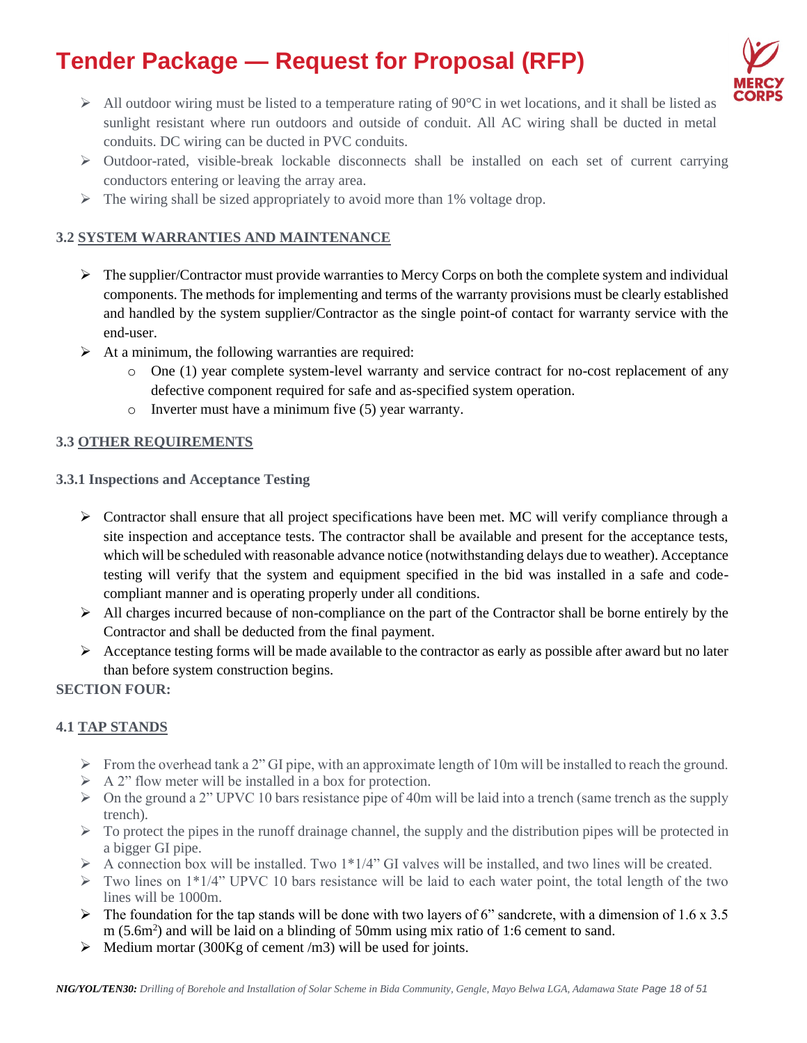- All outdoor wiring must be listed to a temperature rating of 90°C in wet locations, and it shall be listed as sunlight resistant where run outdoors and outside of conduit. All AC wiring shall be ducted in metal conduits. DC wiring can be ducted in PVC conduits.
- Outdoor-rated, visible-break lockable disconnects shall be installed on each set of current carrying conductors entering or leaving the array area.
- The wiring shall be sized appropriately to avoid more than 1% voltage drop.

### 3.2 SYSTEM WARRANTIES AND MAINTENANCE

- The supplier/Contractor must provide warranties to Mercy Corps on both the complete system and individual components. The methods for implementing and terms of the warranty provisions must be clearly established and handled by the system supplier/Contractor as the single point-of contact for warranty service with the end-user.
- At a minimum, the following warranties are required:
  - One (1) year complete system-level warranty and service contract for no-cost replacement of any defective component required for safe and as-specified system operation.
  - Inverter must have a minimum five (5) year warranty.

### 3.3 OTHER REQUIREMENTS

#### 3.3.1 Inspections and Acceptance Testing

- Contractor shall ensure that all project specifications have been met. MC will verify compliance through a site inspection and acceptance tests. The contractor shall be available and present for the acceptance tests, which will be scheduled with reasonable advance notice (notwithstanding delays due to weather). Acceptance testing will verify that the system and equipment specified in the bid was installed in a safe and code-compliant manner and is operating properly under all conditions.
- All charges incurred because of non-compliance on the part of the Contractor shall be borne entirely by the Contractor and shall be deducted from the final payment.
- Acceptance testing forms will be made available to the contractor as early as possible after award but no later than before system construction begins.

## SECTION FOUR:

### 4.1 TAP STANDS

- From the overhead tank a 2" GI pipe, with an approximate length of 10m will be installed to reach the ground.
- A 2" flow meter will be installed in a box for protection.
- On the ground a 2" UPVC 10 bars resistance pipe of 40m will be laid into a trench (same trench as the supply trench).
- To protect the pipes in the runoff drainage channel, the supply and the distribution pipes will be protected in a bigger GI pipe.
- A connection box will be installed. Two 1*1/4" GI valves will be installed, and two lines will be created.
- Two lines on 1*1/4" UPVC 10 bars resistance will be laid to each water point, the total length of the two lines will be 1000m.
- The foundation for the tap stands will be done with two layers of 6" sandcrete, with a dimension of 1.6 x 3.5 m (5.6m$^2$) and will be laid on a blinding of 50mm using mix ratio of 1:6 cement to sand.
- Medium mortar (300Kg of cement /m3) will be used for joints.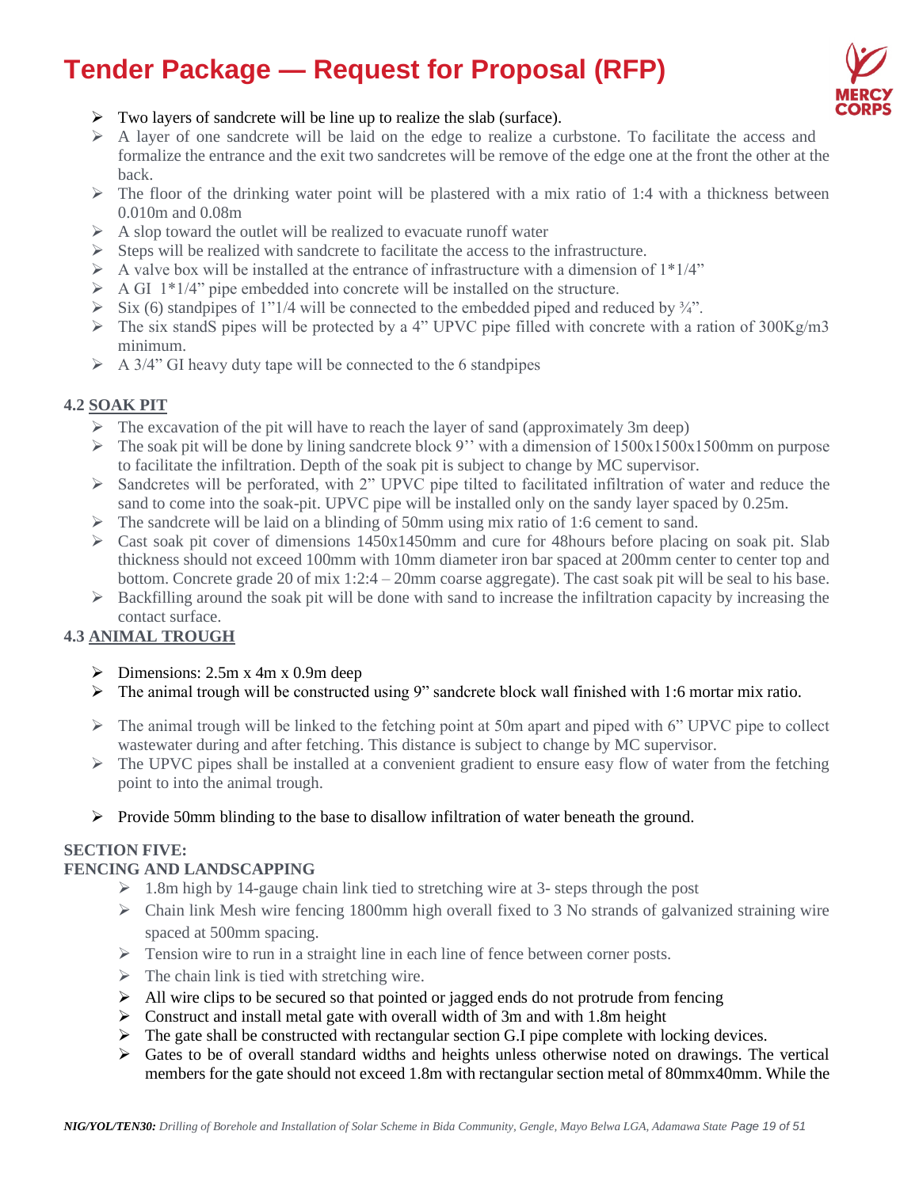- Two layers of sandcrete will be line up to realize the slab (surface).
- A layer of one sandcrete will be laid on the edge to realize a curbstone. To facilitate the access and formalize the entrance and the exit two sandcretes will be remove of the edge one at the front the other at the back.
- The floor of the drinking water point will be plastered with a mix ratio of 1:4 with a thickness between 0.010m and 0.08m
- A slop toward the outlet will be realized to evacuate runoff water
- Steps will be realized with sandcrete to facilitate the access to the infrastructure.
- A valve box will be installed at the entrance of infrastructure with a dimension of 1*1/4"
- A GI 1*1/4" pipe embedded into concrete will be installed on the structure.
- Six (6) standpipes of 1"1/4 will be connected to the embedded piped and reduced by ¾".
- The six standS pipes will be protected by a 4" UPVC pipe filled with concrete with a ration of 300Kg/m3 minimum.
- A 3/4" GI heavy duty tape will be connected to the 6 standpipes

### 4.2 SOAK PIT

- The excavation of the pit will have to reach the layer of sand (approximately 3m deep)
- The soak pit will be done by lining sandcrete block 9'' with a dimension of 1500x1500x1500mm on purpose to facilitate the infiltration. Depth of the soak pit is subject to change by MC supervisor.
- Sandcretes will be perforated, with 2" UPVC pipe tilted to facilitated infiltration of water and reduce the sand to come into the soak-pit. UPVC pipe will be installed only on the sandy layer spaced by 0.25m.
- The sandcrete will be laid on a blinding of 50mm using mix ratio of 1:6 cement to sand.
- Cast soak pit cover of dimensions 1450x1450mm and cure for 48hours before placing on soak pit. Slab thickness should not exceed 100mm with 10mm diameter iron bar spaced at 200mm center to center top and bottom. Concrete grade 20 of mix 1:2:4 – 20mm coarse aggregate). The cast soak pit will be seal to his base.
- Backfilling around the soak pit will be done with sand to increase the infiltration capacity by increasing the contact surface.

### 4.3 ANIMAL TROUGH

- Dimensions: 2.5m x 4m x 0.9m deep
- The animal trough will be constructed using 9" sandcrete block wall finished with 1:6 mortar mix ratio.
- The animal trough will be linked to the fetching point at 50m apart and piped with 6" UPVC pipe to collect wastewater during and after fetching. This distance is subject to change by MC supervisor.
- The UPVC pipes shall be installed at a convenient gradient to ensure easy flow of water from the fetching point to into the animal trough.
- Provide 50mm blinding to the base to disallow infiltration of water beneath the ground.

## SECTION FIVE:
## FENCING AND LANDSCAPPING

- 1.8m high by 14-gauge chain link tied to stretching wire at 3- steps through the post
- Chain link Mesh wire fencing 1800mm high overall fixed to 3 No strands of galvanized straining wire spaced at 500mm spacing.
- Tension wire to run in a straight line in each line of fence between corner posts.
- The chain link is tied with stretching wire.
- All wire clips to be secured so that pointed or jagged ends do not protrude from fencing
- Construct and install metal gate with overall width of 3m and with 1.8m height
- The gate shall be constructed with rectangular section G.I pipe complete with locking devices.
- Gates to be of overall standard widths and heights unless otherwise noted on drawings. The vertical members for the gate should not exceed 1.8m with rectangular section metal of 80mmx40mm. While the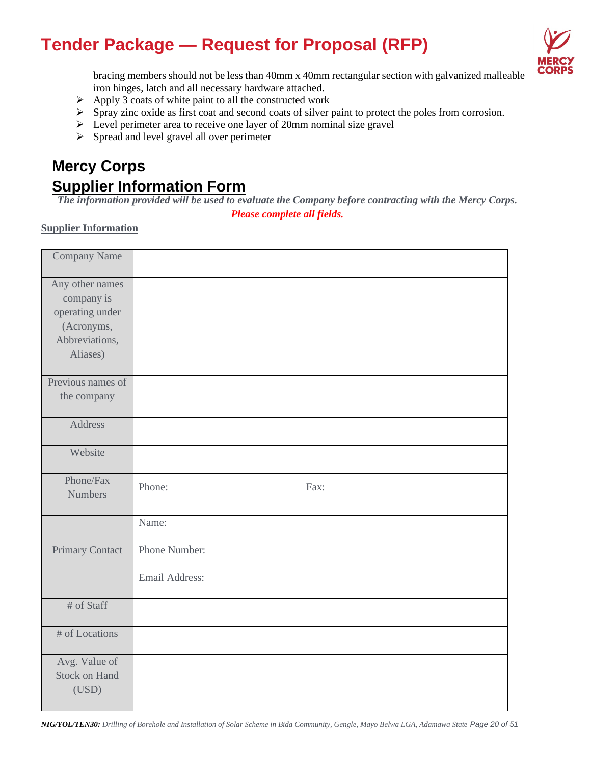bracing members should not be less than 40mm x 40mm rectangular section with galvanized malleable iron hinges, latch and all necessary hardware attached.

- Apply 3 coats of white paint to all the constructed work
- Spray zinc oxide as first coat and second coats of silver paint to protect the poles from corrosion.
- Level perimeter area to receive one layer of 20mm nominal size gravel
- Spread and level gravel all over perimeter

## Mercy Corps

## Supplier Information Form

***The information provided will be used to evaluate the Company before contracting with the Mercy Corps.***

***Please complete all fields.***

**Supplier Information**

| Company Name | |
|---|---|
| Any other names company is operating under (Acronyms, Abbreviations, Aliases) | |
| Previous names of the company | |
| Address | |
| Website | |
| Phone/Fax Numbers | Phone: Fax: |
| Primary Contact | Name:<br>Phone Number:<br>Email Address: |
| # of Staff | |
| # of Locations | |
| Avg. Value of Stock on Hand (USD) | |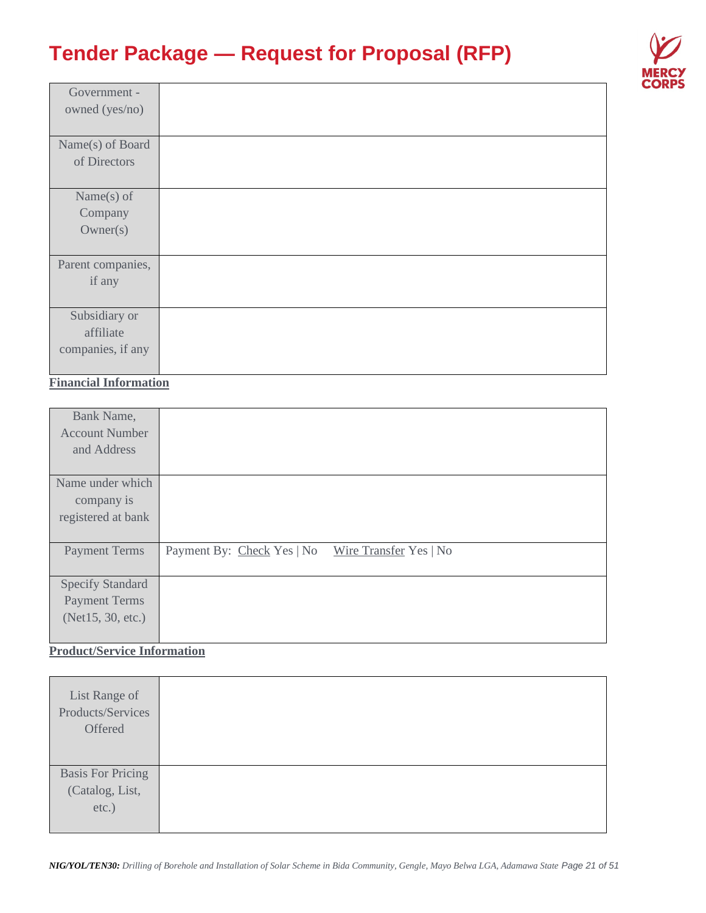| | |
|---|---|
| Government - owned (yes/no) | |
| Name(s) of Board of Directors | |
| Name(s) of Company Owner(s) | |
| Parent companies, if any | |
| Subsidiary or affiliate companies, if any | |

**Financial Information**

| | |
|---|---|
| Bank Name, Account Number and Address | |
| Name under which company is registered at bank | |
| Payment Terms | Payment By: Check Yes \| No &nbsp;&nbsp;&nbsp; Wire Transfer Yes \| No |
| Specify Standard Payment Terms (Net15, 30, etc.) | |

**Product/Service Information**

| | |
|---|---|
| List Range of Products/Services Offered | |
| Basis For Pricing (Catalog, List, etc.) | |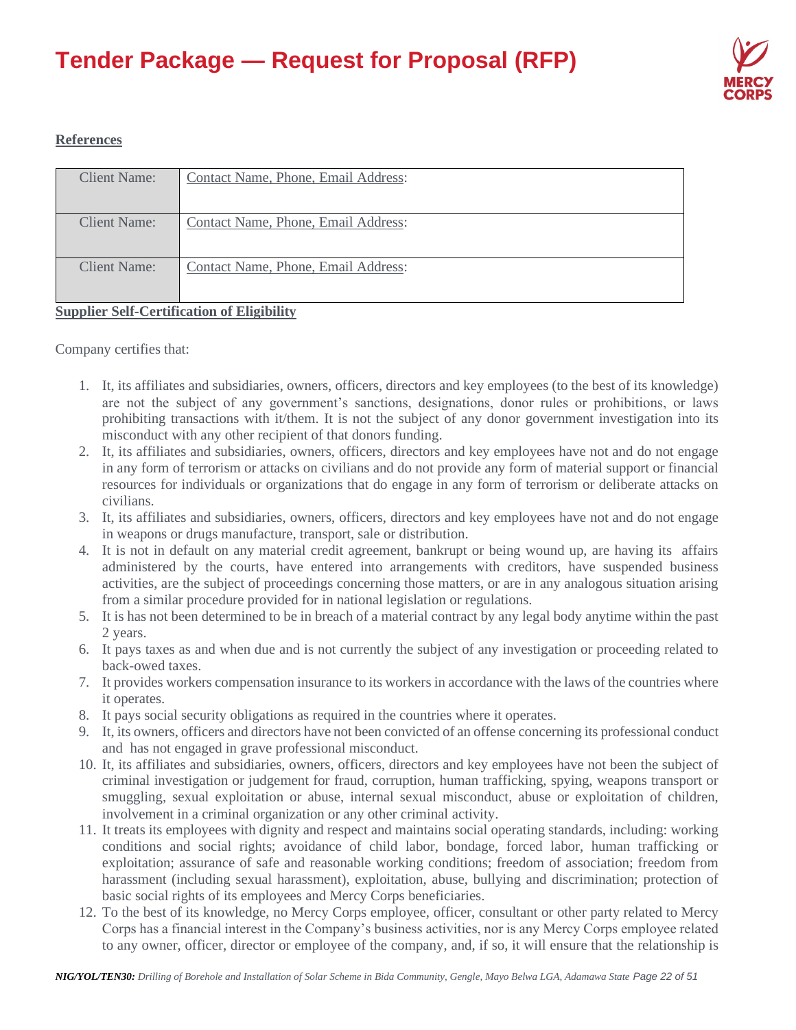**References**

| Client Name: | Contact Name, Phone, Email Address: |
|---|---|
| Client Name: | Contact Name, Phone, Email Address: |
| Client Name: | Contact Name, Phone, Email Address: |

**Supplier Self-Certification of Eligibility**

Company certifies that:

1. It, its affiliates and subsidiaries, owners, officers, directors and key employees (to the best of its knowledge) are not the subject of any government's sanctions, designations, donor rules or prohibitions, or laws prohibiting transactions with it/them. It is not the subject of any donor government investigation into its misconduct with any other recipient of that donors funding.
2. It, its affiliates and subsidiaries, owners, officers, directors and key employees have not and do not engage in any form of terrorism or attacks on civilians and do not provide any form of material support or financial resources for individuals or organizations that do engage in any form of terrorism or deliberate attacks on civilians.
3. It, its affiliates and subsidiaries, owners, officers, directors and key employees have not and do not engage in weapons or drugs manufacture, transport, sale or distribution.
4. It is not in default on any material credit agreement, bankrupt or being wound up, are having its affairs administered by the courts, have entered into arrangements with creditors, have suspended business activities, are the subject of proceedings concerning those matters, or are in any analogous situation arising from a similar procedure provided for in national legislation or regulations.
5. It is has not been determined to be in breach of a material contract by any legal body anytime within the past 2 years.
6. It pays taxes as and when due and is not currently the subject of any investigation or proceeding related to back-owed taxes.
7. It provides workers compensation insurance to its workers in accordance with the laws of the countries where it operates.
8. It pays social security obligations as required in the countries where it operates.
9. It, its owners, officers and directors have not been convicted of an offense concerning its professional conduct and has not engaged in grave professional misconduct.
10. It, its affiliates and subsidiaries, owners, officers, directors and key employees have not been the subject of criminal investigation or judgement for fraud, corruption, human trafficking, spying, weapons transport or smuggling, sexual exploitation or abuse, internal sexual misconduct, abuse or exploitation of children, involvement in a criminal organization or any other criminal activity.
11. It treats its employees with dignity and respect and maintains social operating standards, including: working conditions and social rights; avoidance of child labor, bondage, forced labor, human trafficking or exploitation; assurance of safe and reasonable working conditions; freedom of association; freedom from harassment (including sexual harassment), exploitation, abuse, bullying and discrimination; protection of basic social rights of its employees and Mercy Corps beneficiaries.
12. To the best of its knowledge, no Mercy Corps employee, officer, consultant or other party related to Mercy Corps has a financial interest in the Company's business activities, nor is any Mercy Corps employee related to any owner, officer, director or employee of the company, and, if so, it will ensure that the relationship is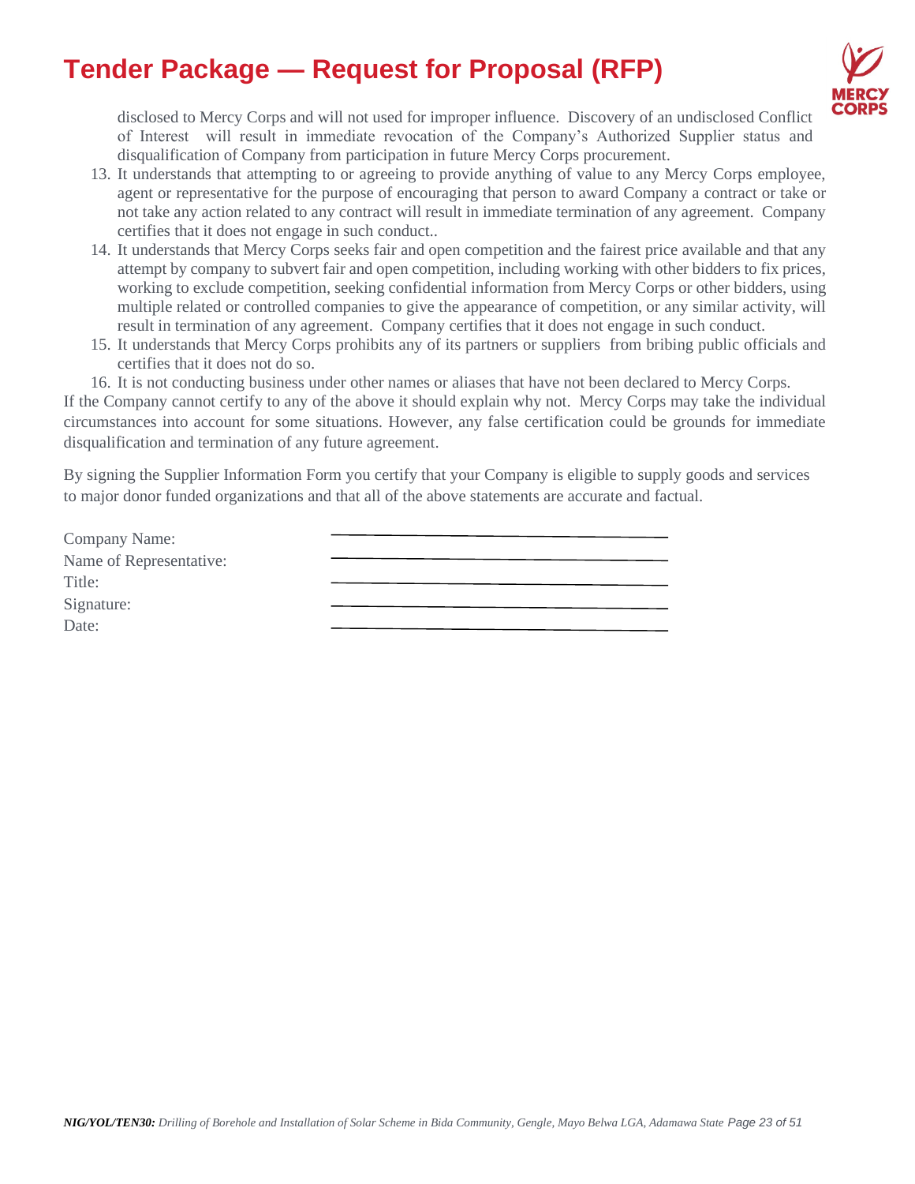disclosed to Mercy Corps and will not used for improper influence. Discovery of an undisclosed Conflict of Interest will result in immediate revocation of the Company's Authorized Supplier status and disqualification of Company from participation in future Mercy Corps procurement.

13. It understands that attempting to or agreeing to provide anything of value to any Mercy Corps employee, agent or representative for the purpose of encouraging that person to award Company a contract or take or not take any action related to any contract will result in immediate termination of any agreement. Company certifies that it does not engage in such conduct..
14. It understands that Mercy Corps seeks fair and open competition and the fairest price available and that any attempt by company to subvert fair and open competition, including working with other bidders to fix prices, working to exclude competition, seeking confidential information from Mercy Corps or other bidders, using multiple related or controlled companies to give the appearance of competition, or any similar activity, will result in termination of any agreement. Company certifies that it does not engage in such conduct.
15. It understands that Mercy Corps prohibits any of its partners or suppliers from bribing public officials and certifies that it does not do so.
16. It is not conducting business under other names or aliases that have not been declared to Mercy Corps.

If the Company cannot certify to any of the above it should explain why not. Mercy Corps may take the individual circumstances into account for some situations. However, any false certification could be grounds for immediate disqualification and termination of any future agreement.

By signing the Supplier Information Form you certify that your Company is eligible to supply goods and services to major donor funded organizations and that all of the above statements are accurate and factual.

Company Name: \_\_\_\_\_\_\_\_\_\_\_\_\_\_\_\_\_\_\_\_\_\_\_\_\_\_\_\_

Name of Representative: \_\_\_\_\_\_\_\_\_\_\_\_\_\_\_\_\_\_\_\_\_\_\_\_\_\_\_\_

Title: \_\_\_\_\_\_\_\_\_\_\_\_\_\_\_\_\_\_\_\_\_\_\_\_\_\_\_\_

Signature: \_\_\_\_\_\_\_\_\_\_\_\_\_\_\_\_\_\_\_\_\_\_\_\_\_\_\_\_

Date: \_\_\_\_\_\_\_\_\_\_\_\_\_\_\_\_\_\_\_\_\_\_\_\_\_\_\_\_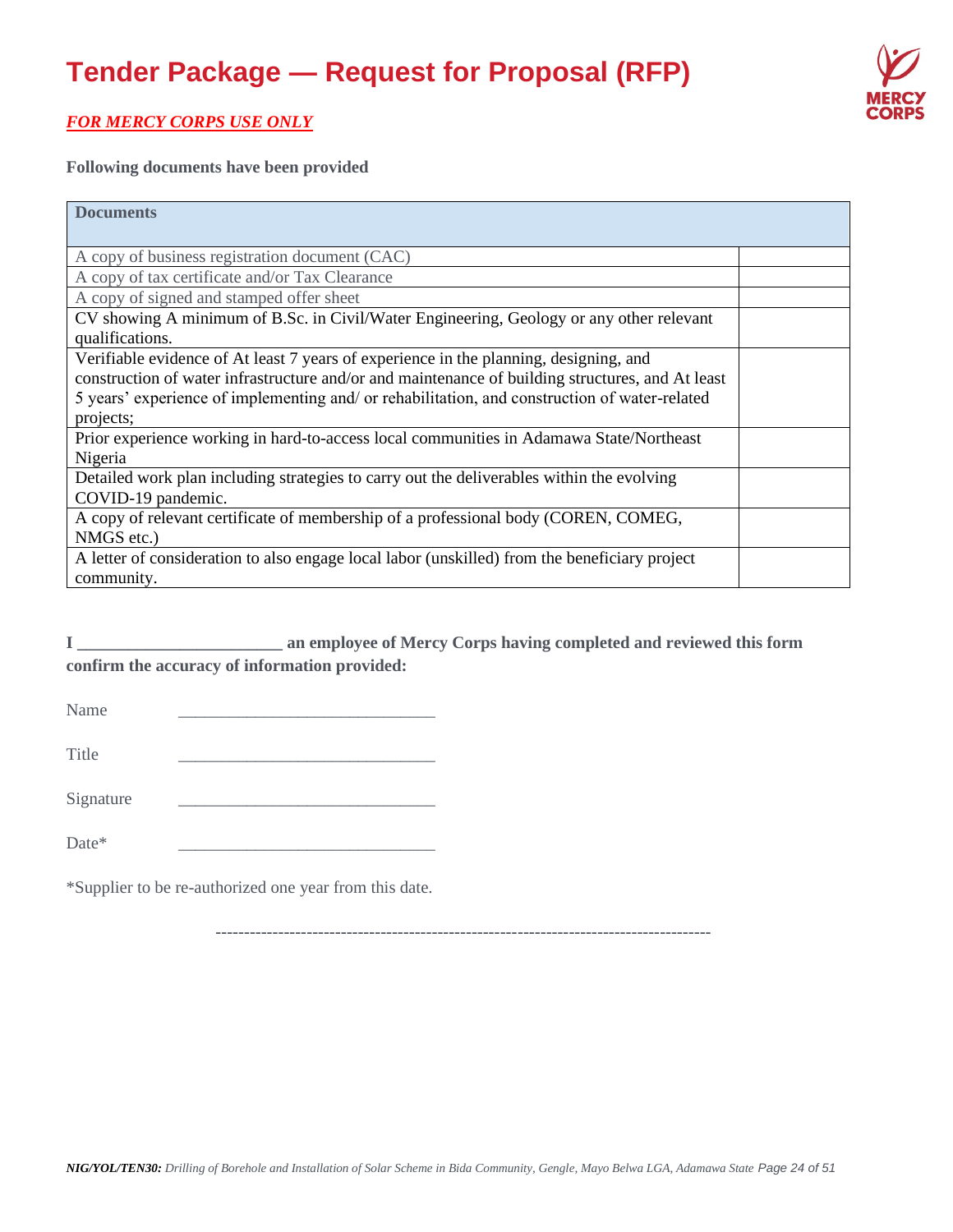# Tender Package — Request for Proposal (RFP)

***FOR MERCY CORPS USE ONLY***

**Following documents have been provided**

| Documents | |
|---|---|
| A copy of business registration document (CAC) | |
| A copy of tax certificate and/or Tax Clearance | |
| A copy of signed and stamped offer sheet | |
| CV showing A minimum of B.Sc. in Civil/Water Engineering, Geology or any other relevant qualifications. | |
| Verifiable evidence of At least 7 years of experience in the planning, designing, and construction of water infrastructure and/or and maintenance of building structures, and At least 5 years' experience of implementing and/ or rehabilitation, and construction of water-related projects; | |
| Prior experience working in hard-to-access local communities in Adamawa State/Northeast Nigeria | |
| Detailed work plan including strategies to carry out the deliverables within the evolving COVID-19 pandemic. | |
| A copy of relevant certificate of membership of a professional body (COREN, COMEG, NMGS etc.) | |
| A letter of consideration to also engage local labor (unskilled) from the beneficiary project community. | |

**I ________________________ an employee of Mercy Corps having completed and reviewed this form confirm the accuracy of information provided:**

Name ______________________________

Title ______________________________

Signature ______________________________

Date* ______________________________

*Supplier to be re-authorized one year from this date.

------------------------------------------------------------------------------------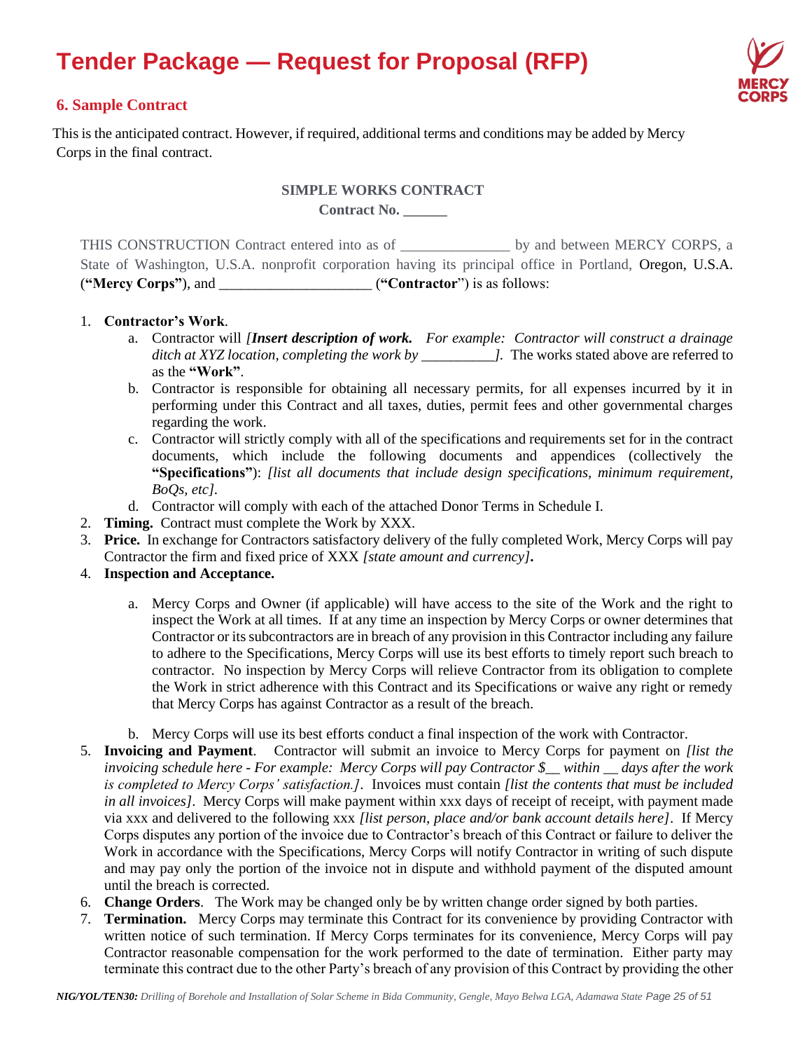# Tender Package — Request for Proposal (RFP)

## 6. Sample Contract

This is the anticipated contract. However, if required, additional terms and conditions may be added by Mercy Corps in the final contract.

**SIMPLE WORKS CONTRACT**

**Contract No. ______**

THIS CONSTRUCTION Contract entered into as of _______________ by and between MERCY CORPS, a State of Washington, U.S.A. nonprofit corporation having its principal office in Portland, Oregon, U.S.A. (**"Mercy Corps"**), and _____________________ (**"Contractor"**) is as follows:

1. **Contractor's Work**.
   a. Contractor will *[**Insert description of work.** For example: Contractor will construct a drainage ditch at XYZ location, completing the work by __________].* The works stated above are referred to as the **"Work"**.
   b. Contractor is responsible for obtaining all necessary permits, for all expenses incurred by it in performing under this Contract and all taxes, duties, permit fees and other governmental charges regarding the work.
   c. Contractor will strictly comply with all of the specifications and requirements set for in the contract documents, which include the following documents and appendices (collectively the **"Specifications"**): *[list all documents that include design specifications, minimum requirement, BoQs, etc]*.
   d. Contractor will comply with each of the attached Donor Terms in Schedule I.
2. **Timing.** Contract must complete the Work by XXX.
3. **Price.** In exchange for Contractors satisfactory delivery of the fully completed Work, Mercy Corps will pay Contractor the firm and fixed price of XXX *[state amount and currency]***.**
4. **Inspection and Acceptance.**
   a. Mercy Corps and Owner (if applicable) will have access to the site of the Work and the right to inspect the Work at all times. If at any time an inspection by Mercy Corps or owner determines that Contractor or its subcontractors are in breach of any provision in this Contractor including any failure to adhere to the Specifications, Mercy Corps will use its best efforts to timely report such breach to contractor. No inspection by Mercy Corps will relieve Contractor from its obligation to complete the Work in strict adherence with this Contract and its Specifications or waive any right or remedy that Mercy Corps has against Contractor as a result of the breach.
   b. Mercy Corps will use its best efforts conduct a final inspection of the work with Contractor.
5. **Invoicing and Payment**. Contractor will submit an invoice to Mercy Corps for payment on *[list the invoicing schedule here - For example: Mercy Corps will pay Contractor $__ within __ days after the work is completed to Mercy Corps' satisfaction.]*. Invoices must contain *[list the contents that must be included in all invoices]*. Mercy Corps will make payment within xxx days of receipt of receipt, with payment made via xxx and delivered to the following xxx *[list person, place and/or bank account details here]*. If Mercy Corps disputes any portion of the invoice due to Contractor's breach of this Contract or failure to deliver the Work in accordance with the Specifications, Mercy Corps will notify Contractor in writing of such dispute and may pay only the portion of the invoice not in dispute and withhold payment of the disputed amount until the breach is corrected.
6. **Change Orders**. The Work may be changed only be by written change order signed by both parties.
7. **Termination.** Mercy Corps may terminate this Contract for its convenience by providing Contractor with written notice of such termination. If Mercy Corps terminates for its convenience, Mercy Corps will pay Contractor reasonable compensation for the work performed to the date of termination. Either party may terminate this contract due to the other Party's breach of any provision of this Contract by providing the other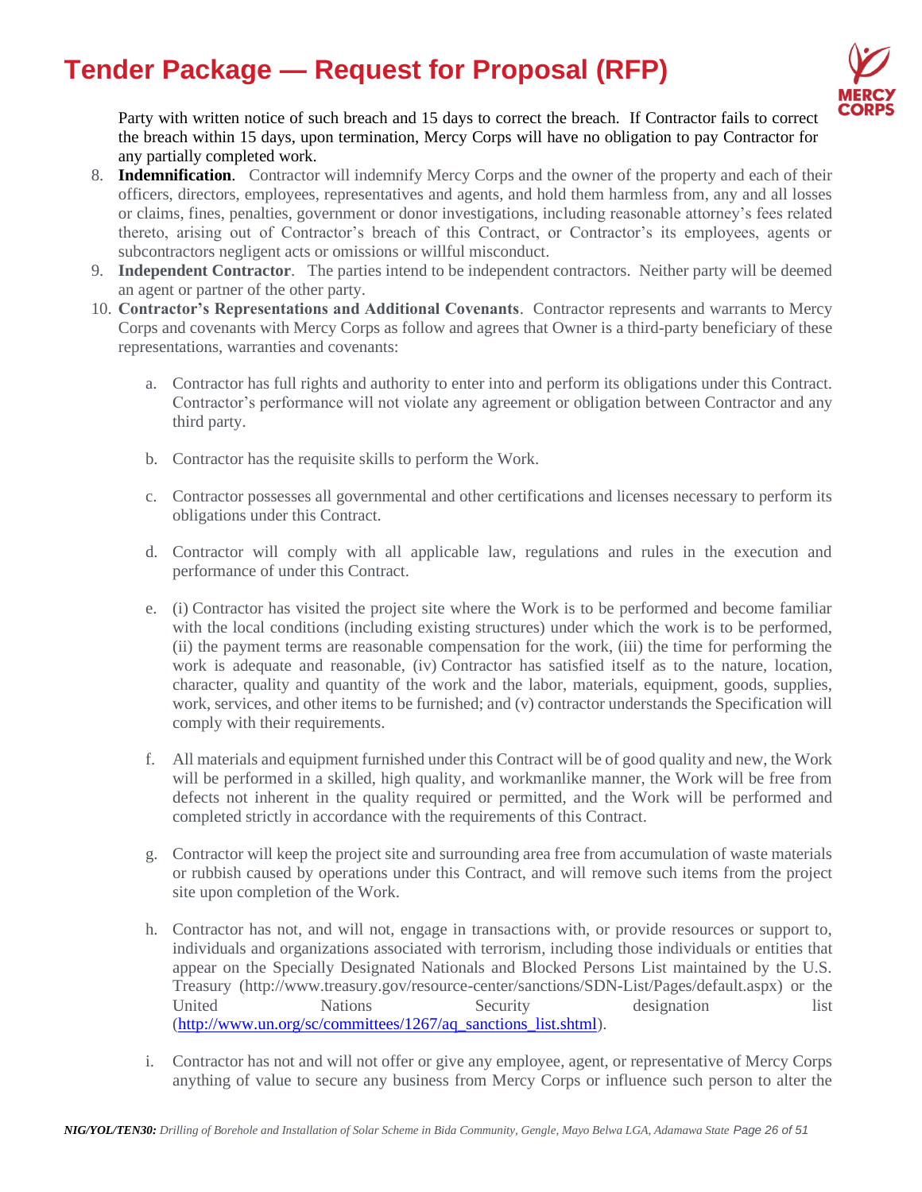Party with written notice of such breach and 15 days to correct the breach. If Contractor fails to correct the breach within 15 days, upon termination, Mercy Corps will have no obligation to pay Contractor for any partially completed work.

8. **Indemnification**. Contractor will indemnify Mercy Corps and the owner of the property and each of their officers, directors, employees, representatives and agents, and hold them harmless from, any and all losses or claims, fines, penalties, government or donor investigations, including reasonable attorney's fees related thereto, arising out of Contractor's breach of this Contract, or Contractor's its employees, agents or subcontractors negligent acts or omissions or willful misconduct.
9. **Independent Contractor**. The parties intend to be independent contractors. Neither party will be deemed an agent or partner of the other party.
10. **Contractor's Representations and Additional Covenants**. Contractor represents and warrants to Mercy Corps and covenants with Mercy Corps as follow and agrees that Owner is a third-party beneficiary of these representations, warranties and covenants:

    a. Contractor has full rights and authority to enter into and perform its obligations under this Contract. Contractor's performance will not violate any agreement or obligation between Contractor and any third party.

    b. Contractor has the requisite skills to perform the Work.

    c. Contractor possesses all governmental and other certifications and licenses necessary to perform its obligations under this Contract.

    d. Contractor will comply with all applicable law, regulations and rules in the execution and performance of under this Contract.

    e. (i) Contractor has visited the project site where the Work is to be performed and become familiar with the local conditions (including existing structures) under which the work is to be performed, (ii) the payment terms are reasonable compensation for the work, (iii) the time for performing the work is adequate and reasonable, (iv) Contractor has satisfied itself as to the nature, location, character, quality and quantity of the work and the labor, materials, equipment, goods, supplies, work, services, and other items to be furnished; and (v) contractor understands the Specification will comply with their requirements.

    f. All materials and equipment furnished under this Contract will be of good quality and new, the Work will be performed in a skilled, high quality, and workmanlike manner, the Work will be free from defects not inherent in the quality required or permitted, and the Work will be performed and completed strictly in accordance with the requirements of this Contract.

    g. Contractor will keep the project site and surrounding area free from accumulation of waste materials or rubbish caused by operations under this Contract, and will remove such items from the project site upon completion of the Work.

    h. Contractor has not, and will not, engage in transactions with, or provide resources or support to, individuals and organizations associated with terrorism, including those individuals or entities that appear on the Specially Designated Nationals and Blocked Persons List maintained by the U.S. Treasury (http://www.treasury.gov/resource-center/sanctions/SDN-List/Pages/default.aspx) or the United Nations Security designation list ([http://www.un.org/sc/committees/1267/aq_sanctions_list.shtml](http://www.un.org/sc/committees/1267/aq_sanctions_list.shtml)).

    i. Contractor has not and will not offer or give any employee, agent, or representative of Mercy Corps anything of value to secure any business from Mercy Corps or influence such person to alter the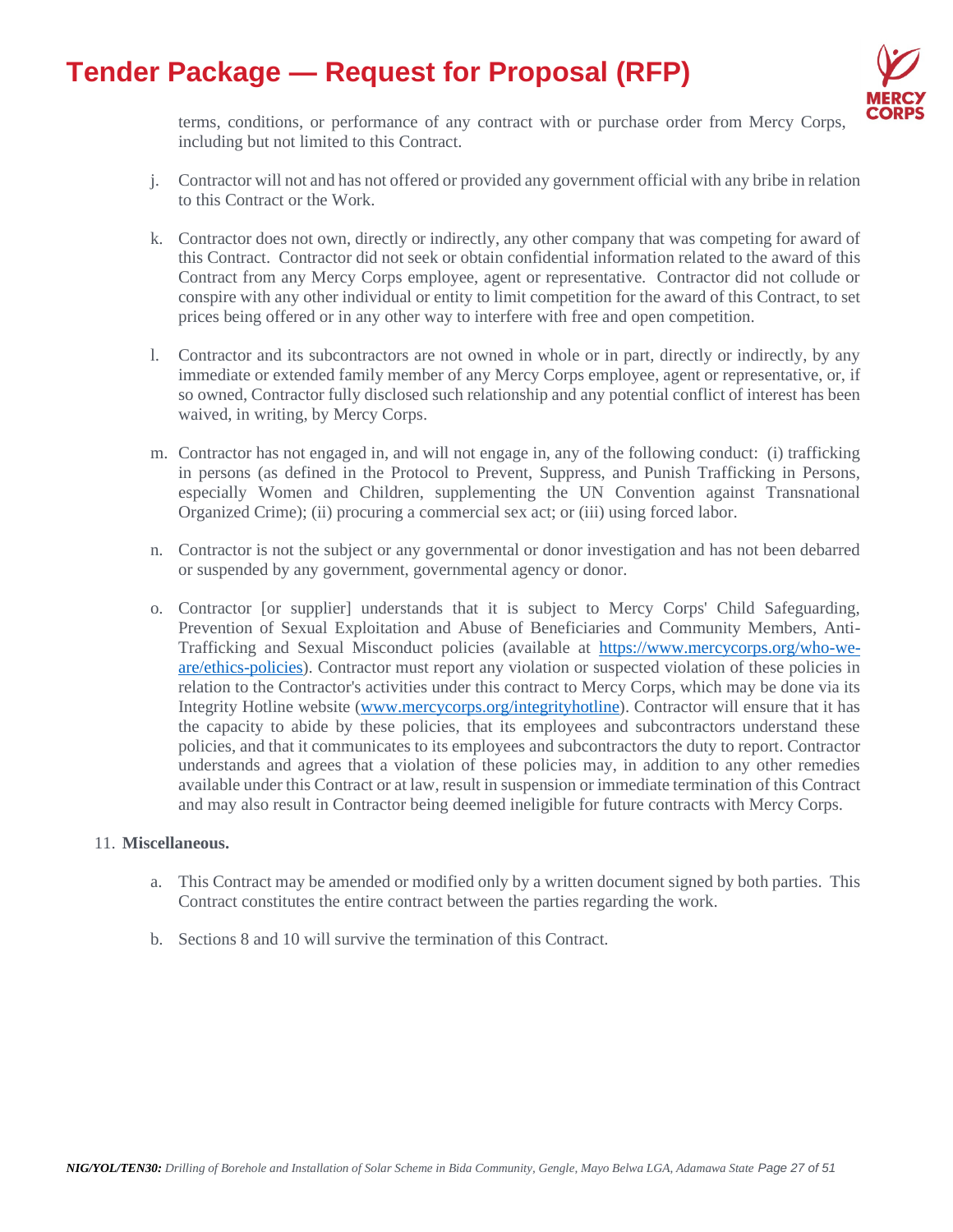terms, conditions, or performance of any contract with or purchase order from Mercy Corps, including but not limited to this Contract.

j. Contractor will not and has not offered or provided any government official with any bribe in relation to this Contract or the Work.

k. Contractor does not own, directly or indirectly, any other company that was competing for award of this Contract. Contractor did not seek or obtain confidential information related to the award of this Contract from any Mercy Corps employee, agent or representative. Contractor did not collude or conspire with any other individual or entity to limit competition for the award of this Contract, to set prices being offered or in any other way to interfere with free and open competition.

l. Contractor and its subcontractors are not owned in whole or in part, directly or indirectly, by any immediate or extended family member of any Mercy Corps employee, agent or representative, or, if so owned, Contractor fully disclosed such relationship and any potential conflict of interest has been waived, in writing, by Mercy Corps.

m. Contractor has not engaged in, and will not engage in, any of the following conduct: (i) trafficking in persons (as defined in the Protocol to Prevent, Suppress, and Punish Trafficking in Persons, especially Women and Children, supplementing the UN Convention against Transnational Organized Crime); (ii) procuring a commercial sex act; or (iii) using forced labor.

n. Contractor is not the subject or any governmental or donor investigation and has not been debarred or suspended by any government, governmental agency or donor.

o. Contractor [or supplier] understands that it is subject to Mercy Corps' Child Safeguarding, Prevention of Sexual Exploitation and Abuse of Beneficiaries and Community Members, Anti-Trafficking and Sexual Misconduct policies (available at https://www.mercycorps.org/who-we-are/ethics-policies). Contractor must report any violation or suspected violation of these policies in relation to the Contractor's activities under this contract to Mercy Corps, which may be done via its Integrity Hotline website (www.mercycorps.org/integrityhotline). Contractor will ensure that it has the capacity to abide by these policies, that its employees and subcontractors understand these policies, and that it communicates to its employees and subcontractors the duty to report. Contractor understands and agrees that a violation of these policies may, in addition to any other remedies available under this Contract or at law, result in suspension or immediate termination of this Contract and may also result in Contractor being deemed ineligible for future contracts with Mercy Corps.

11. **Miscellaneous.**

a. This Contract may be amended or modified only by a written document signed by both parties. This Contract constitutes the entire contract between the parties regarding the work.

b. Sections 8 and 10 will survive the termination of this Contract.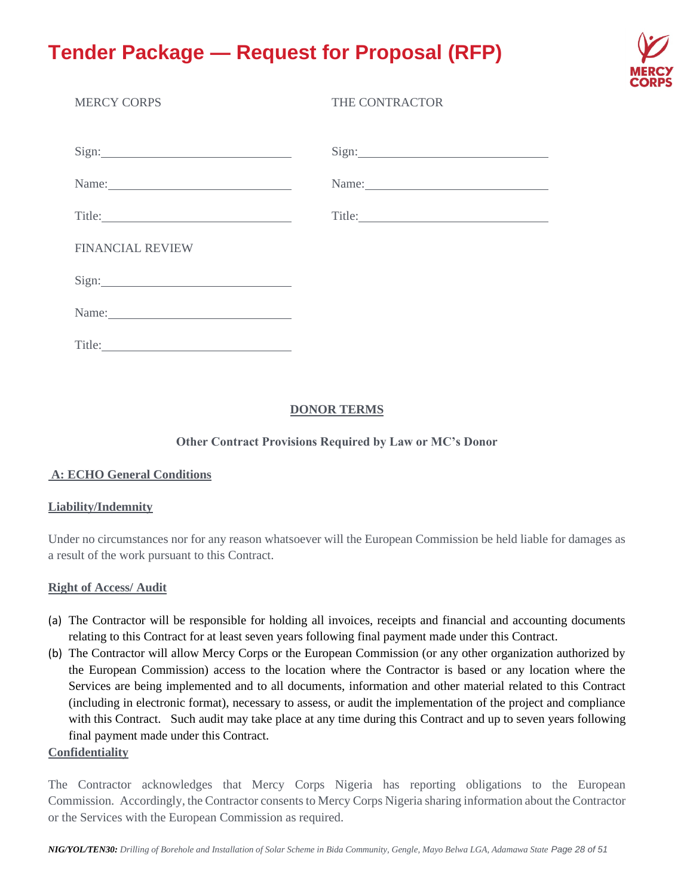MERCY CORPS

Sign:\_\_\_\_\_\_\_\_\_\_\_\_\_\_\_\_\_\_\_\_\_\_\_\_\_\_\_\_\_\_

Name:\_\_\_\_\_\_\_\_\_\_\_\_\_\_\_\_\_\_\_\_\_\_\_\_\_\_\_\_\_\_

Title:\_\_\_\_\_\_\_\_\_\_\_\_\_\_\_\_\_\_\_\_\_\_\_\_\_\_\_\_\_\_

THE CONTRACTOR

Sign:\_\_\_\_\_\_\_\_\_\_\_\_\_\_\_\_\_\_\_\_\_\_\_\_\_\_\_\_\_\_

Name:\_\_\_\_\_\_\_\_\_\_\_\_\_\_\_\_\_\_\_\_\_\_\_\_\_\_\_\_\_\_

Title:\_\_\_\_\_\_\_\_\_\_\_\_\_\_\_\_\_\_\_\_\_\_\_\_\_\_\_\_\_\_

FINANCIAL REVIEW

Sign:\_\_\_\_\_\_\_\_\_\_\_\_\_\_\_\_\_\_\_\_\_\_\_\_\_\_\_\_\_\_

Name:\_\_\_\_\_\_\_\_\_\_\_\_\_\_\_\_\_\_\_\_\_\_\_\_\_\_\_\_\_\_

Title:\_\_\_\_\_\_\_\_\_\_\_\_\_\_\_\_\_\_\_\_\_\_\_\_\_\_\_\_\_\_

## DONOR TERMS

### Other Contract Provisions Required by Law or MC's Donor

### A: ECHO General Conditions

**Liability/Indemnity**

Under no circumstances nor for any reason whatsoever will the European Commission be held liable for damages as a result of the work pursuant to this Contract.

**Right of Access/ Audit**

(a) The Contractor will be responsible for holding all invoices, receipts and financial and accounting documents relating to this Contract for at least seven years following final payment made under this Contract.

(b) The Contractor will allow Mercy Corps or the European Commission (or any other organization authorized by the European Commission) access to the location where the Contractor is based or any location where the Services are being implemented and to all documents, information and other material related to this Contract (including in electronic format), necessary to assess, or audit the implementation of the project and compliance with this Contract. Such audit may take place at any time during this Contract and up to seven years following final payment made under this Contract.

**Confidentiality**

The Contractor acknowledges that Mercy Corps Nigeria has reporting obligations to the European Commission. Accordingly, the Contractor consents to Mercy Corps Nigeria sharing information about the Contractor or the Services with the European Commission as required.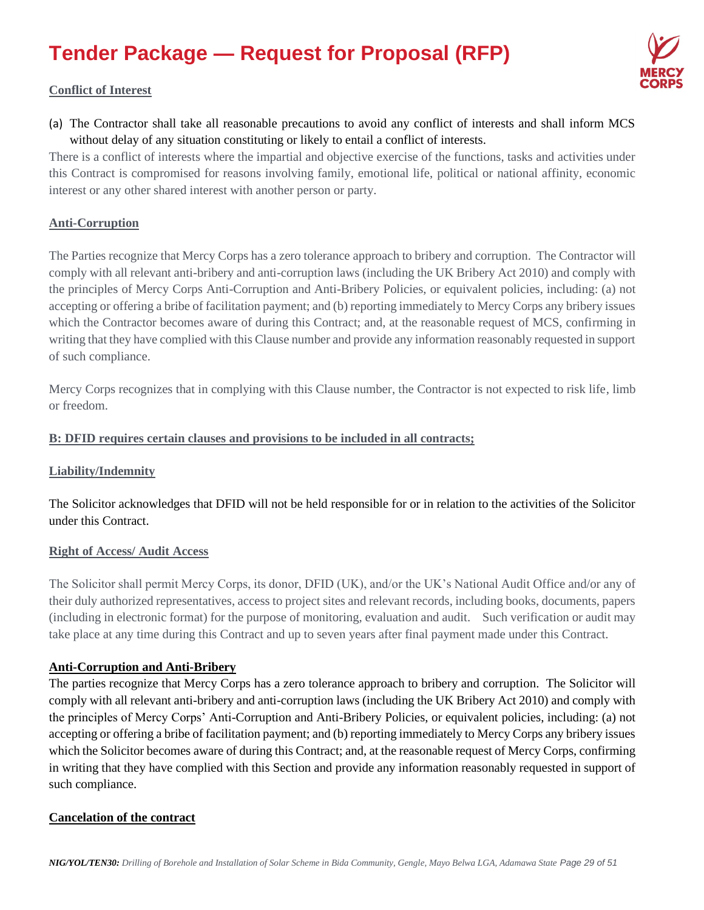**Conflict of Interest**

(a) The Contractor shall take all reasonable precautions to avoid any conflict of interests and shall inform MCS without delay of any situation constituting or likely to entail a conflict of interests.

There is a conflict of interests where the impartial and objective exercise of the functions, tasks and activities under this Contract is compromised for reasons involving family, emotional life, political or national affinity, economic interest or any other shared interest with another person or party.

**Anti-Corruption**

The Parties recognize that Mercy Corps has a zero tolerance approach to bribery and corruption. The Contractor will comply with all relevant anti-bribery and anti-corruption laws (including the UK Bribery Act 2010) and comply with the principles of Mercy Corps Anti-Corruption and Anti-Bribery Policies, or equivalent policies, including: (a) not accepting or offering a bribe of facilitation payment; and (b) reporting immediately to Mercy Corps any bribery issues which the Contractor becomes aware of during this Contract; and, at the reasonable request of MCS, confirming in writing that they have complied with this Clause number and provide any information reasonably requested in support of such compliance.

Mercy Corps recognizes that in complying with this Clause number, the Contractor is not expected to risk life, limb or freedom.

**B: DFID requires certain clauses and provisions to be included in all contracts;**

**Liability/Indemnity**

The Solicitor acknowledges that DFID will not be held responsible for or in relation to the activities of the Solicitor under this Contract.

**Right of Access/ Audit Access**

The Solicitor shall permit Mercy Corps, its donor, DFID (UK), and/or the UK's National Audit Office and/or any of their duly authorized representatives, access to project sites and relevant records, including books, documents, papers (including in electronic format) for the purpose of monitoring, evaluation and audit. Such verification or audit may take place at any time during this Contract and up to seven years after final payment made under this Contract.

**Anti-Corruption and Anti-Bribery**

The parties recognize that Mercy Corps has a zero tolerance approach to bribery and corruption. The Solicitor will comply with all relevant anti-bribery and anti-corruption laws (including the UK Bribery Act 2010) and comply with the principles of Mercy Corps' Anti-Corruption and Anti-Bribery Policies, or equivalent policies, including: (a) not accepting or offering a bribe of facilitation payment; and (b) reporting immediately to Mercy Corps any bribery issues which the Solicitor becomes aware of during this Contract; and, at the reasonable request of Mercy Corps, confirming in writing that they have complied with this Section and provide any information reasonably requested in support of such compliance.

**Cancelation of the contract**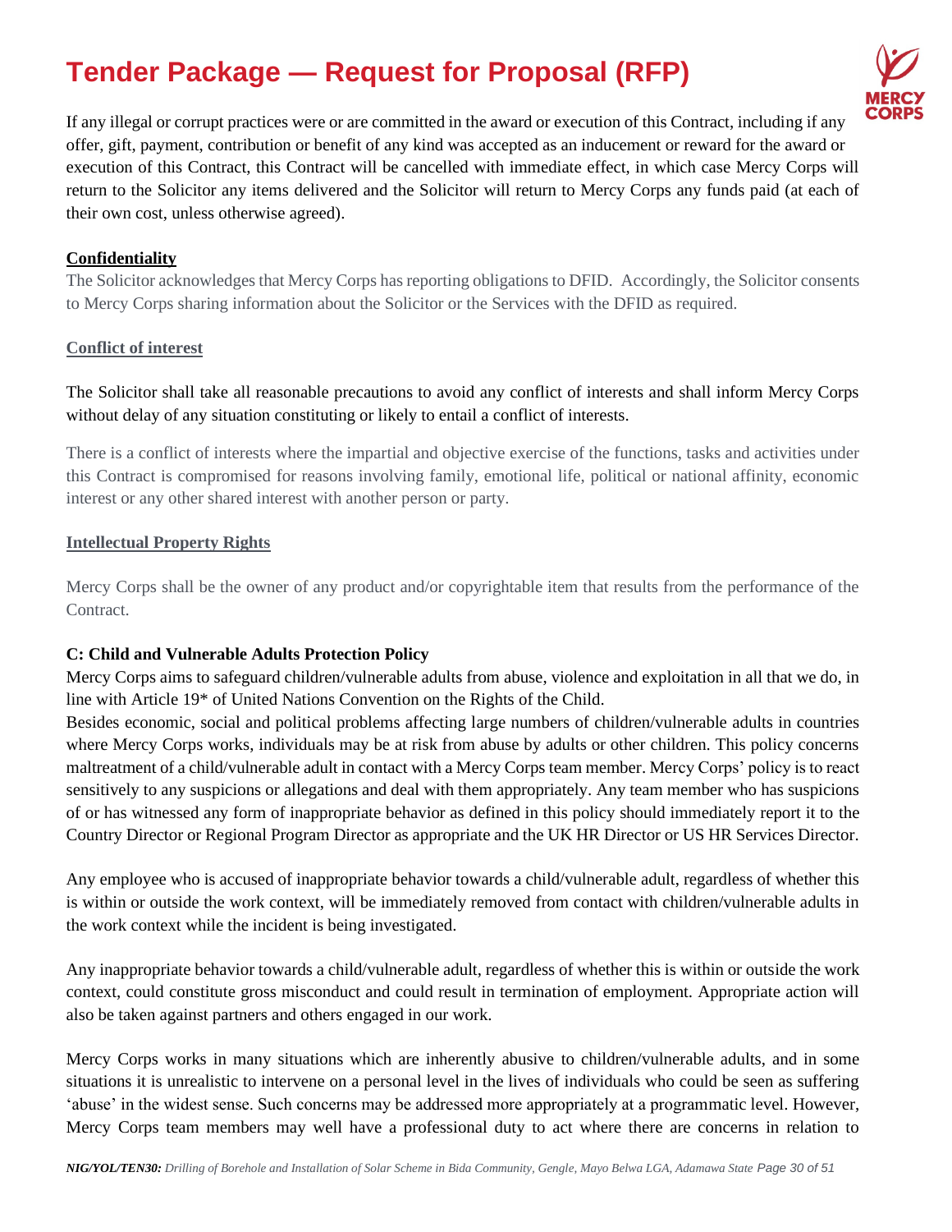If any illegal or corrupt practices were or are committed in the award or execution of this Contract, including if any offer, gift, payment, contribution or benefit of any kind was accepted as an inducement or reward for the award or execution of this Contract, this Contract will be cancelled with immediate effect, in which case Mercy Corps will return to the Solicitor any items delivered and the Solicitor will return to Mercy Corps any funds paid (at each of their own cost, unless otherwise agreed).

**Confidentiality**

The Solicitor acknowledges that Mercy Corps has reporting obligations to DFID. Accordingly, the Solicitor consents to Mercy Corps sharing information about the Solicitor or the Services with the DFID as required.

**Conflict of interest**

The Solicitor shall take all reasonable precautions to avoid any conflict of interests and shall inform Mercy Corps without delay of any situation constituting or likely to entail a conflict of interests.

There is a conflict of interests where the impartial and objective exercise of the functions, tasks and activities under this Contract is compromised for reasons involving family, emotional life, political or national affinity, economic interest or any other shared interest with another person or party.

**Intellectual Property Rights**

Mercy Corps shall be the owner of any product and/or copyrightable item that results from the performance of the Contract.

**C: Child and Vulnerable Adults Protection Policy**

Mercy Corps aims to safeguard children/vulnerable adults from abuse, violence and exploitation in all that we do, in line with Article 19* of United Nations Convention on the Rights of the Child.

Besides economic, social and political problems affecting large numbers of children/vulnerable adults in countries where Mercy Corps works, individuals may be at risk from abuse by adults or other children. This policy concerns maltreatment of a child/vulnerable adult in contact with a Mercy Corps team member. Mercy Corps' policy is to react sensitively to any suspicions or allegations and deal with them appropriately. Any team member who has suspicions of or has witnessed any form of inappropriate behavior as defined in this policy should immediately report it to the Country Director or Regional Program Director as appropriate and the UK HR Director or US HR Services Director.

Any employee who is accused of inappropriate behavior towards a child/vulnerable adult, regardless of whether this is within or outside the work context, will be immediately removed from contact with children/vulnerable adults in the work context while the incident is being investigated.

Any inappropriate behavior towards a child/vulnerable adult, regardless of whether this is within or outside the work context, could constitute gross misconduct and could result in termination of employment. Appropriate action will also be taken against partners and others engaged in our work.

Mercy Corps works in many situations which are inherently abusive to children/vulnerable adults, and in some situations it is unrealistic to intervene on a personal level in the lives of individuals who could be seen as suffering 'abuse' in the widest sense. Such concerns may be addressed more appropriately at a programmatic level. However, Mercy Corps team members may well have a professional duty to act where there are concerns in relation to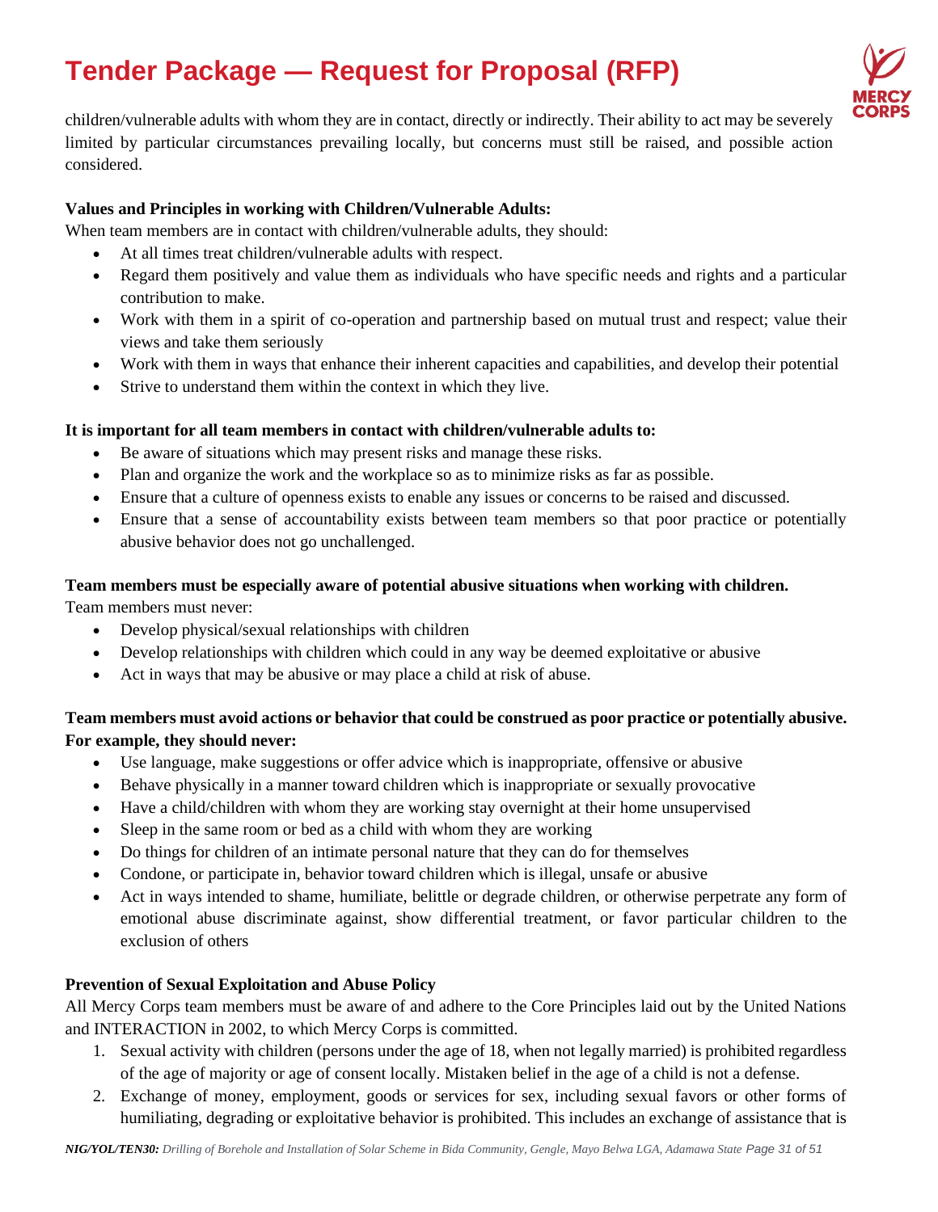children/vulnerable adults with whom they are in contact, directly or indirectly. Their ability to act may be severely limited by particular circumstances prevailing locally, but concerns must still be raised, and possible action considered.

**Values and Principles in working with Children/Vulnerable Adults:**

When team members are in contact with children/vulnerable adults, they should:

- At all times treat children/vulnerable adults with respect.
- Regard them positively and value them as individuals who have specific needs and rights and a particular contribution to make.
- Work with them in a spirit of co-operation and partnership based on mutual trust and respect; value their views and take them seriously
- Work with them in ways that enhance their inherent capacities and capabilities, and develop their potential
- Strive to understand them within the context in which they live.

**It is important for all team members in contact with children/vulnerable adults to:**

- Be aware of situations which may present risks and manage these risks.
- Plan and organize the work and the workplace so as to minimize risks as far as possible.
- Ensure that a culture of openness exists to enable any issues or concerns to be raised and discussed.
- Ensure that a sense of accountability exists between team members so that poor practice or potentially abusive behavior does not go unchallenged.

**Team members must be especially aware of potential abusive situations when working with children.**

Team members must never:

- Develop physical/sexual relationships with children
- Develop relationships with children which could in any way be deemed exploitative or abusive
- Act in ways that may be abusive or may place a child at risk of abuse.

**Team members must avoid actions or behavior that could be construed as poor practice or potentially abusive. For example, they should never:**

- Use language, make suggestions or offer advice which is inappropriate, offensive or abusive
- Behave physically in a manner toward children which is inappropriate or sexually provocative
- Have a child/children with whom they are working stay overnight at their home unsupervised
- Sleep in the same room or bed as a child with whom they are working
- Do things for children of an intimate personal nature that they can do for themselves
- Condone, or participate in, behavior toward children which is illegal, unsafe or abusive
- Act in ways intended to shame, humiliate, belittle or degrade children, or otherwise perpetrate any form of emotional abuse discriminate against, show differential treatment, or favor particular children to the exclusion of others

**Prevention of Sexual Exploitation and Abuse Policy**

All Mercy Corps team members must be aware of and adhere to the Core Principles laid out by the United Nations and INTERACTION in 2002, to which Mercy Corps is committed.

1. Sexual activity with children (persons under the age of 18, when not legally married) is prohibited regardless of the age of majority or age of consent locally. Mistaken belief in the age of a child is not a defense.
2. Exchange of money, employment, goods or services for sex, including sexual favors or other forms of humiliating, degrading or exploitative behavior is prohibited. This includes an exchange of assistance that is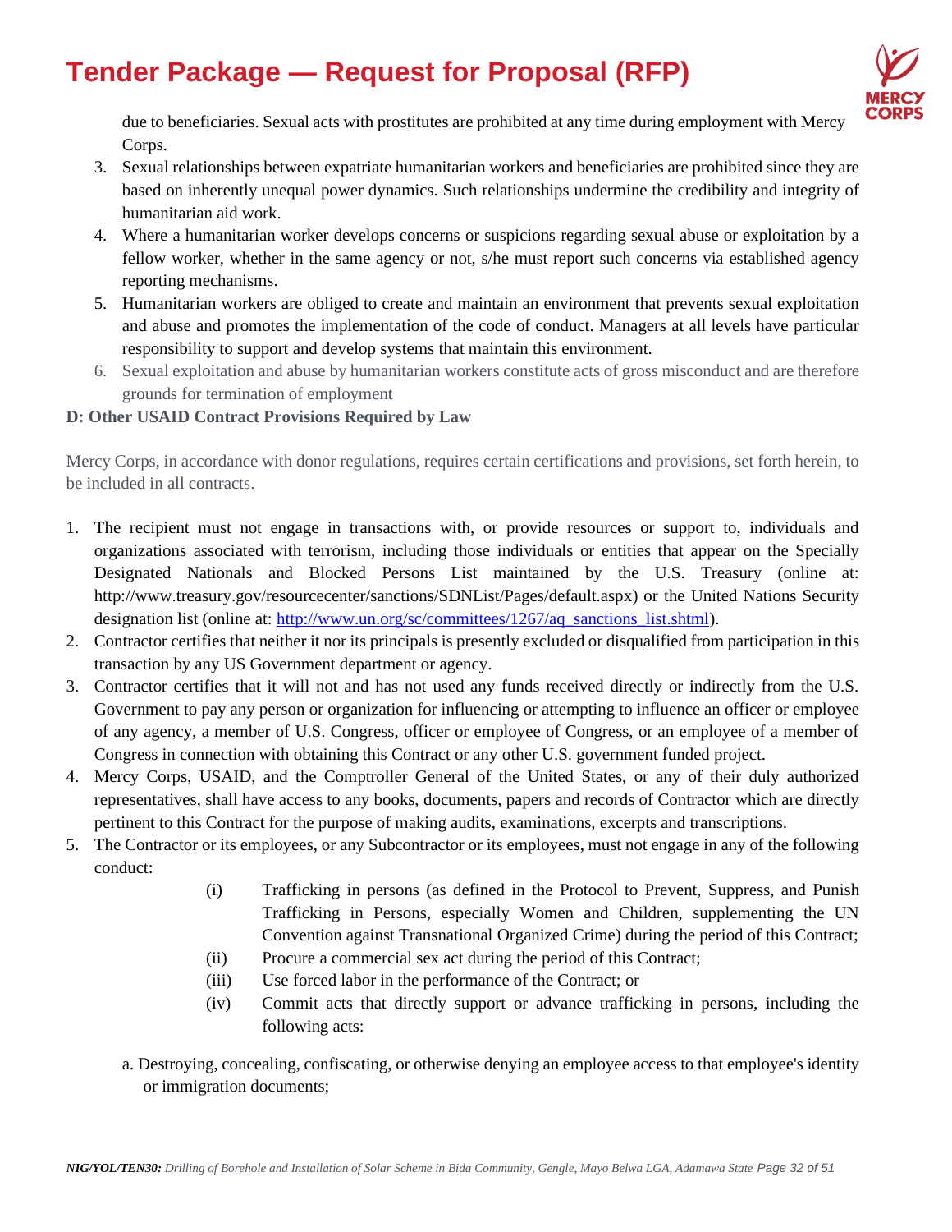due to beneficiaries. Sexual acts with prostitutes are prohibited at any time during employment with Mercy Corps.

3. Sexual relationships between expatriate humanitarian workers and beneficiaries are prohibited since they are based on inherently unequal power dynamics. Such relationships undermine the credibility and integrity of humanitarian aid work.
4. Where a humanitarian worker develops concerns or suspicions regarding sexual abuse or exploitation by a fellow worker, whether in the same agency or not, s/he must report such concerns via established agency reporting mechanisms.
5. Humanitarian workers are obliged to create and maintain an environment that prevents sexual exploitation and abuse and promotes the implementation of the code of conduct. Managers at all levels have particular responsibility to support and develop systems that maintain this environment.
6. Sexual exploitation and abuse by humanitarian workers constitute acts of gross misconduct and are therefore grounds for termination of employment

**D: Other USAID Contract Provisions Required by Law**

Mercy Corps, in accordance with donor regulations, requires certain certifications and provisions, set forth herein, to be included in all contracts.

1. The recipient must not engage in transactions with, or provide resources or support to, individuals and organizations associated with terrorism, including those individuals or entities that appear on the Specially Designated Nationals and Blocked Persons List maintained by the U.S. Treasury (online at: http://www.treasury.gov/resourcecenter/sanctions/SDNList/Pages/default.aspx) or the United Nations Security designation list (online at: http://www.un.org/sc/committees/1267/aq_sanctions_list.shtml).
2. Contractor certifies that neither it nor its principals is presently excluded or disqualified from participation in this transaction by any US Government department or agency.
3. Contractor certifies that it will not and has not used any funds received directly or indirectly from the U.S. Government to pay any person or organization for influencing or attempting to influence an officer or employee of any agency, a member of U.S. Congress, officer or employee of Congress, or an employee of a member of Congress in connection with obtaining this Contract or any other U.S. government funded project.
4. Mercy Corps, USAID, and the Comptroller General of the United States, or any of their duly authorized representatives, shall have access to any books, documents, papers and records of Contractor which are directly pertinent to this Contract for the purpose of making audits, examinations, excerpts and transcriptions.
5. The Contractor or its employees, or any Subcontractor or its employees, must not engage in any of the following conduct:
   - (i) Trafficking in persons (as defined in the Protocol to Prevent, Suppress, and Punish Trafficking in Persons, especially Women and Children, supplementing the UN Convention against Transnational Organized Crime) during the period of this Contract;
   - (ii) Procure a commercial sex act during the period of this Contract;
   - (iii) Use forced labor in the performance of the Contract; or
   - (iv) Commit acts that directly support or advance trafficking in persons, including the following acts:

   a. Destroying, concealing, confiscating, or otherwise denying an employee access to that employee's identity or immigration documents;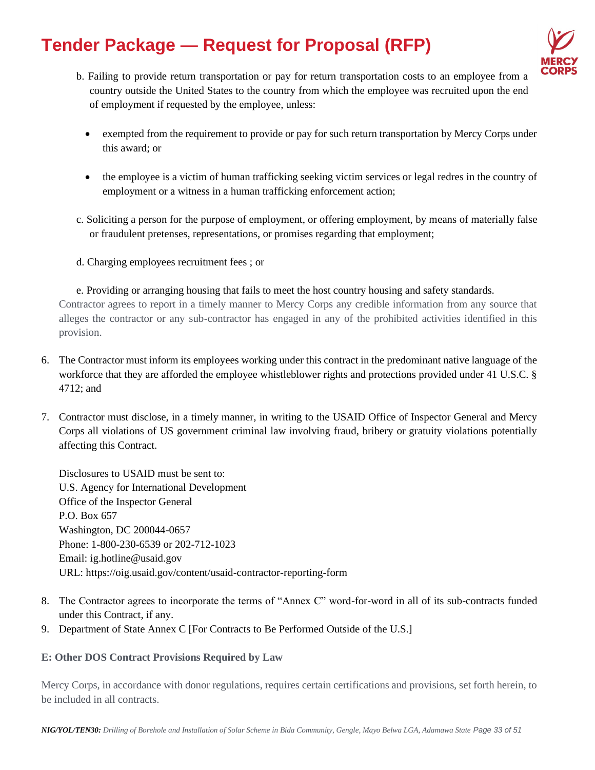b. Failing to provide return transportation or pay for return transportation costs to an employee from a country outside the United States to the country from which the employee was recruited upon the end of employment if requested by the employee, unless:

- exempted from the requirement to provide or pay for such return transportation by Mercy Corps under this award; or
- the employee is a victim of human trafficking seeking victim services or legal redres in the country of employment or a witness in a human trafficking enforcement action;

c. Soliciting a person for the purpose of employment, or offering employment, by means of materially false or fraudulent pretenses, representations, or promises regarding that employment;

d. Charging employees recruitment fees ; or

e. Providing or arranging housing that fails to meet the host country housing and safety standards.

Contractor agrees to report in a timely manner to Mercy Corps any credible information from any source that alleges the contractor or any sub-contractor has engaged in any of the prohibited activities identified in this provision.

6. The Contractor must inform its employees working under this contract in the predominant native language of the workforce that they are afforded the employee whistleblower rights and protections provided under 41 U.S.C. § 4712; and

7. Contractor must disclose, in a timely manner, in writing to the USAID Office of Inspector General and Mercy Corps all violations of US government criminal law involving fraud, bribery or gratuity violations potentially affecting this Contract.

   Disclosures to USAID must be sent to:
   U.S. Agency for International Development
   Office of the Inspector General
   P.O. Box 657
   Washington, DC 200044-0657
   Phone: 1-800-230-6539 or 202-712-1023
   Email: ig.hotline@usaid.gov
   URL: https://oig.usaid.gov/content/usaid-contractor-reporting-form

8. The Contractor agrees to incorporate the terms of "Annex C" word-for-word in all of its sub-contracts funded under this Contract, if any.
9. Department of State Annex C [For Contracts to Be Performed Outside of the U.S.]

**E: Other DOS Contract Provisions Required by Law**

Mercy Corps, in accordance with donor regulations, requires certain certifications and provisions, set forth herein, to be included in all contracts.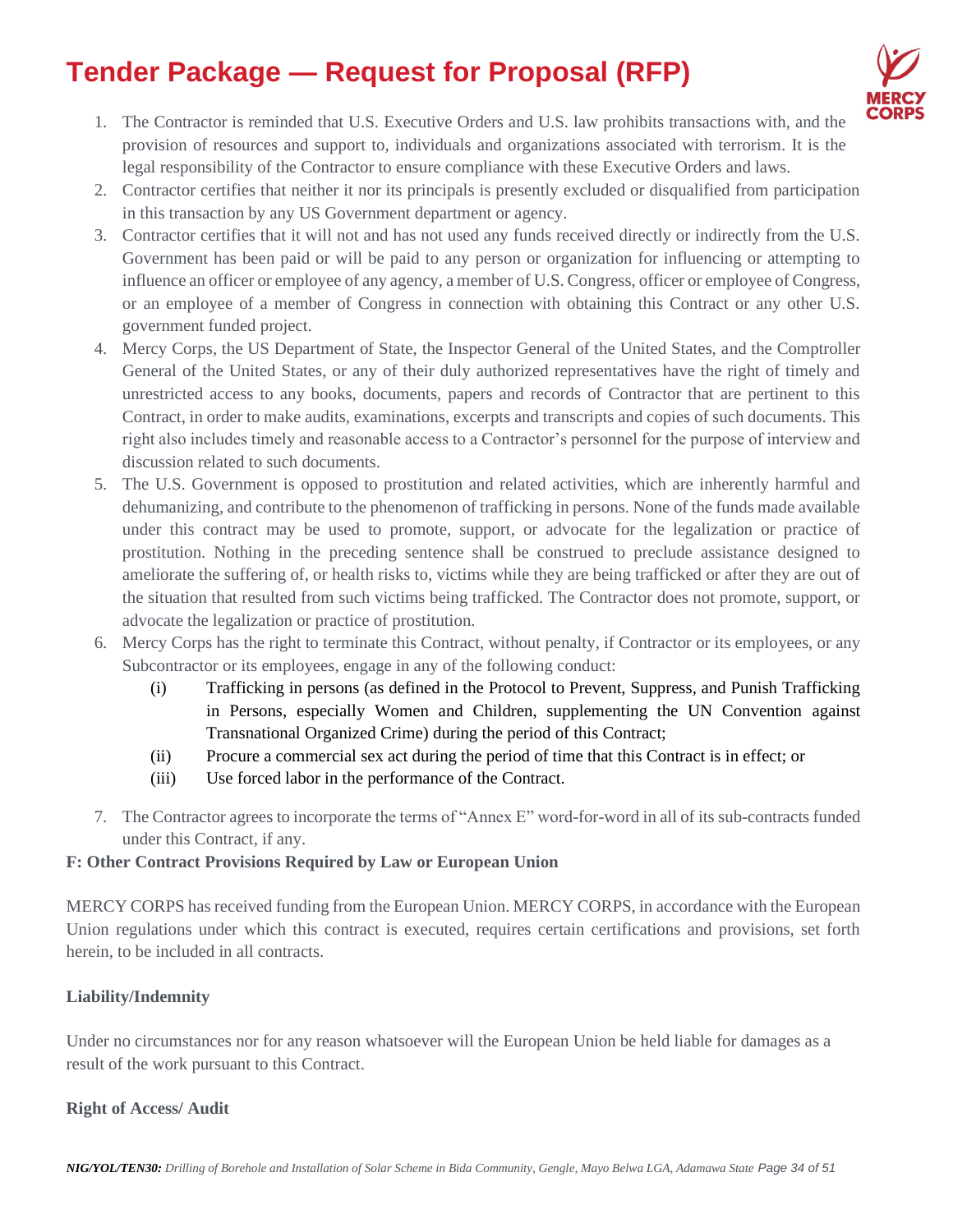1. The Contractor is reminded that U.S. Executive Orders and U.S. law prohibits transactions with, and the provision of resources and support to, individuals and organizations associated with terrorism. It is the legal responsibility of the Contractor to ensure compliance with these Executive Orders and laws.
2. Contractor certifies that neither it nor its principals is presently excluded or disqualified from participation in this transaction by any US Government department or agency.
3. Contractor certifies that it will not and has not used any funds received directly or indirectly from the U.S. Government has been paid or will be paid to any person or organization for influencing or attempting to influence an officer or employee of any agency, a member of U.S. Congress, officer or employee of Congress, or an employee of a member of Congress in connection with obtaining this Contract or any other U.S. government funded project.
4. Mercy Corps, the US Department of State, the Inspector General of the United States, and the Comptroller General of the United States, or any of their duly authorized representatives have the right of timely and unrestricted access to any books, documents, papers and records of Contractor that are pertinent to this Contract, in order to make audits, examinations, excerpts and transcripts and copies of such documents. This right also includes timely and reasonable access to a Contractor's personnel for the purpose of interview and discussion related to such documents.
5. The U.S. Government is opposed to prostitution and related activities, which are inherently harmful and dehumanizing, and contribute to the phenomenon of trafficking in persons. None of the funds made available under this contract may be used to promote, support, or advocate for the legalization or practice of prostitution. Nothing in the preceding sentence shall be construed to preclude assistance designed to ameliorate the suffering of, or health risks to, victims while they are being trafficked or after they are out of the situation that resulted from such victims being trafficked. The Contractor does not promote, support, or advocate the legalization or practice of prostitution.
6. Mercy Corps has the right to terminate this Contract, without penalty, if Contractor or its employees, or any Subcontractor or its employees, engage in any of the following conduct:
   - (i) Trafficking in persons (as defined in the Protocol to Prevent, Suppress, and Punish Trafficking in Persons, especially Women and Children, supplementing the UN Convention against Transnational Organized Crime) during the period of this Contract;
   - (ii) Procure a commercial sex act during the period of time that this Contract is in effect; or
   - (iii) Use forced labor in the performance of the Contract.
7. The Contractor agrees to incorporate the terms of "Annex E" word-for-word in all of its sub-contracts funded under this Contract, if any.

**F: Other Contract Provisions Required by Law or European Union**

MERCY CORPS has received funding from the European Union. MERCY CORPS, in accordance with the European Union regulations under which this contract is executed, requires certain certifications and provisions, set forth herein, to be included in all contracts.

**Liability/Indemnity**

Under no circumstances nor for any reason whatsoever will the European Union be held liable for damages as a result of the work pursuant to this Contract.

**Right of Access/ Audit**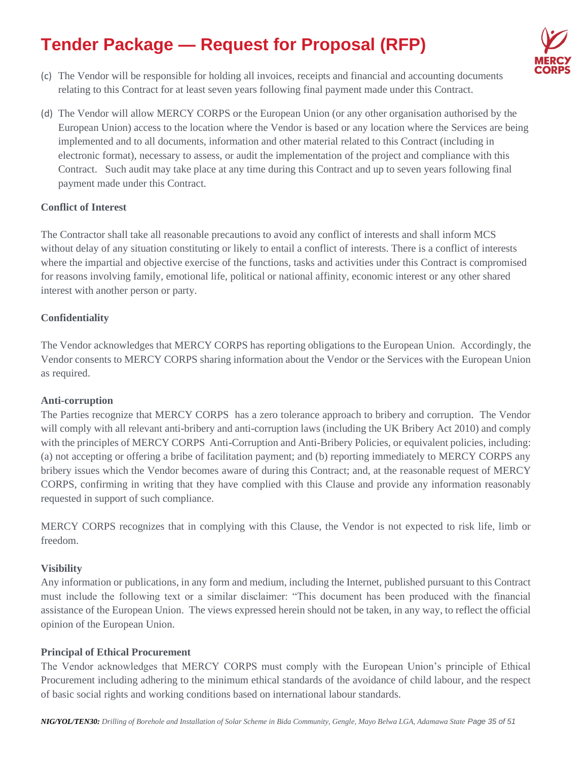(c) The Vendor will be responsible for holding all invoices, receipts and financial and accounting documents relating to this Contract for at least seven years following final payment made under this Contract.

(d) The Vendor will allow MERCY CORPS or the European Union (or any other organisation authorised by the European Union) access to the location where the Vendor is based or any location where the Services are being implemented and to all documents, information and other material related to this Contract (including in electronic format), necessary to assess, or audit the implementation of the project and compliance with this Contract. Such audit may take place at any time during this Contract and up to seven years following final payment made under this Contract.

**Conflict of Interest**

The Contractor shall take all reasonable precautions to avoid any conflict of interests and shall inform MCS without delay of any situation constituting or likely to entail a conflict of interests. There is a conflict of interests where the impartial and objective exercise of the functions, tasks and activities under this Contract is compromised for reasons involving family, emotional life, political or national affinity, economic interest or any other shared interest with another person or party.

**Confidentiality**

The Vendor acknowledges that MERCY CORPS has reporting obligations to the European Union. Accordingly, the Vendor consents to MERCY CORPS sharing information about the Vendor or the Services with the European Union as required.

**Anti-corruption**

The Parties recognize that MERCY CORPS has a zero tolerance approach to bribery and corruption. The Vendor will comply with all relevant anti-bribery and anti-corruption laws (including the UK Bribery Act 2010) and comply with the principles of MERCY CORPS Anti-Corruption and Anti-Bribery Policies, or equivalent policies, including: (a) not accepting or offering a bribe of facilitation payment; and (b) reporting immediately to MERCY CORPS any bribery issues which the Vendor becomes aware of during this Contract; and, at the reasonable request of MERCY CORPS, confirming in writing that they have complied with this Clause and provide any information reasonably requested in support of such compliance.

MERCY CORPS recognizes that in complying with this Clause, the Vendor is not expected to risk life, limb or freedom.

**Visibility**

Any information or publications, in any form and medium, including the Internet, published pursuant to this Contract must include the following text or a similar disclaimer: "This document has been produced with the financial assistance of the European Union. The views expressed herein should not be taken, in any way, to reflect the official opinion of the European Union.

**Principal of Ethical Procurement**

The Vendor acknowledges that MERCY CORPS must comply with the European Union's principle of Ethical Procurement including adhering to the minimum ethical standards of the avoidance of child labour, and the respect of basic social rights and working conditions based on international labour standards.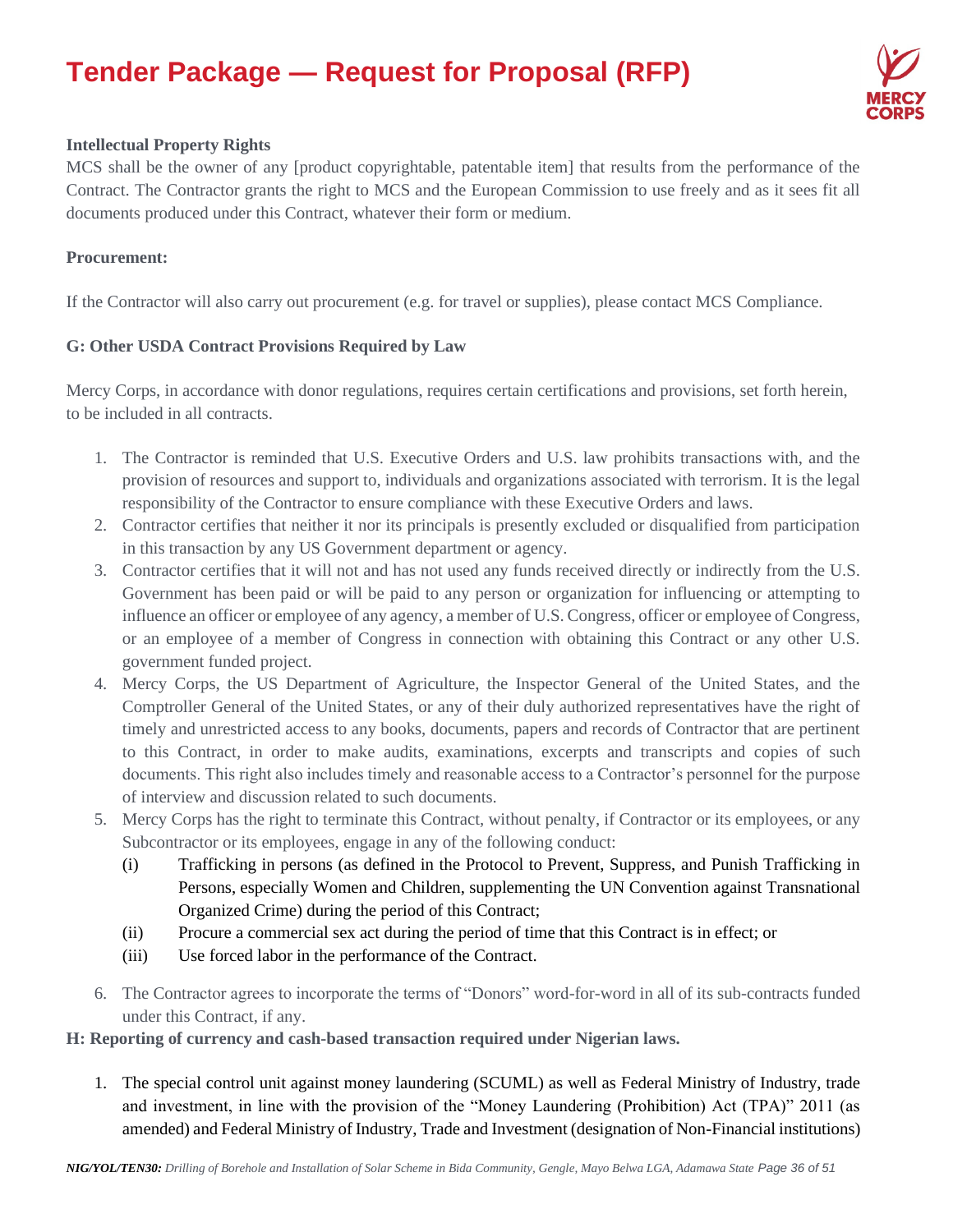**Intellectual Property Rights**

MCS shall be the owner of any [product copyrightable, patentable item] that results from the performance of the Contract. The Contractor grants the right to MCS and the European Commission to use freely and as it sees fit all documents produced under this Contract, whatever their form or medium.

**Procurement:**

If the Contractor will also carry out procurement (e.g. for travel or supplies), please contact MCS Compliance.

**G: Other USDA Contract Provisions Required by Law**

Mercy Corps, in accordance with donor regulations, requires certain certifications and provisions, set forth herein, to be included in all contracts.

1. The Contractor is reminded that U.S. Executive Orders and U.S. law prohibits transactions with, and the provision of resources and support to, individuals and organizations associated with terrorism. It is the legal responsibility of the Contractor to ensure compliance with these Executive Orders and laws.
2. Contractor certifies that neither it nor its principals is presently excluded or disqualified from participation in this transaction by any US Government department or agency.
3. Contractor certifies that it will not and has not used any funds received directly or indirectly from the U.S. Government has been paid or will be paid to any person or organization for influencing or attempting to influence an officer or employee of any agency, a member of U.S. Congress, officer or employee of Congress, or an employee of a member of Congress in connection with obtaining this Contract or any other U.S. government funded project.
4. Mercy Corps, the US Department of Agriculture, the Inspector General of the United States, and the Comptroller General of the United States, or any of their duly authorized representatives have the right of timely and unrestricted access to any books, documents, papers and records of Contractor that are pertinent to this Contract, in order to make audits, examinations, excerpts and transcripts and copies of such documents. This right also includes timely and reasonable access to a Contractor's personnel for the purpose of interview and discussion related to such documents.
5. Mercy Corps has the right to terminate this Contract, without penalty, if Contractor or its employees, or any Subcontractor or its employees, engage in any of the following conduct:
   - (i) Trafficking in persons (as defined in the Protocol to Prevent, Suppress, and Punish Trafficking in Persons, especially Women and Children, supplementing the UN Convention against Transnational Organized Crime) during the period of this Contract;
   - (ii) Procure a commercial sex act during the period of time that this Contract is in effect; or
   - (iii) Use forced labor in the performance of the Contract.
6. The Contractor agrees to incorporate the terms of "Donors" word-for-word in all of its sub-contracts funded under this Contract, if any.

**H: Reporting of currency and cash-based transaction required under Nigerian laws.**

1. The special control unit against money laundering (SCUML) as well as Federal Ministry of Industry, trade and investment, in line with the provision of the "Money Laundering (Prohibition) Act (TPA)" 2011 (as amended) and Federal Ministry of Industry, Trade and Investment (designation of Non-Financial institutions)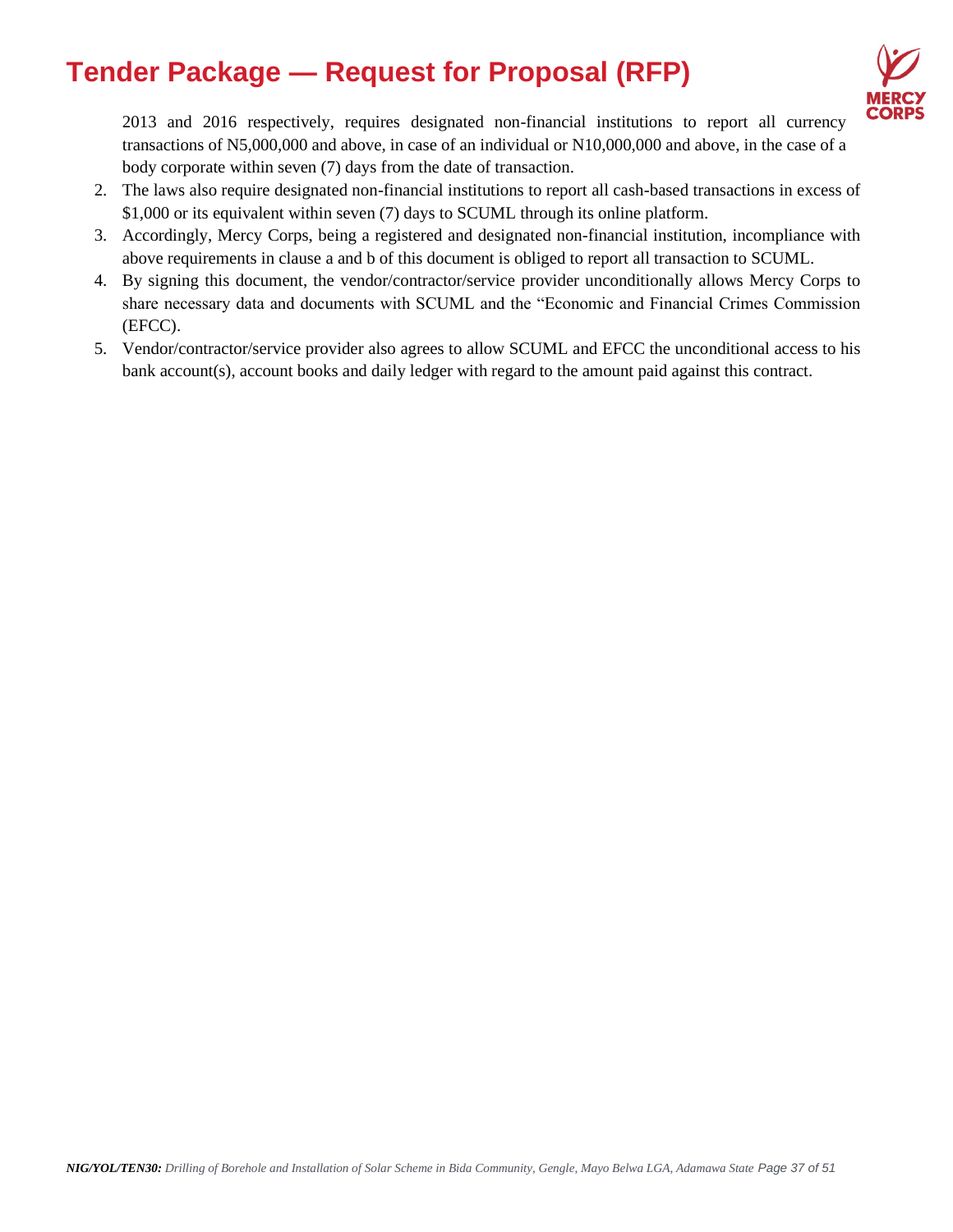2013 and 2016 respectively, requires designated non-financial institutions to report all currency transactions of N5,000,000 and above, in case of an individual or N10,000,000 and above, in the case of a body corporate within seven (7) days from the date of transaction.

2. The laws also require designated non-financial institutions to report all cash-based transactions in excess of $1,000 or its equivalent within seven (7) days to SCUML through its online platform.
3. Accordingly, Mercy Corps, being a registered and designated non-financial institution, incompliance with above requirements in clause a and b of this document is obliged to report all transaction to SCUML.
4. By signing this document, the vendor/contractor/service provider unconditionally allows Mercy Corps to share necessary data and documents with SCUML and the "Economic and Financial Crimes Commission (EFCC).
5. Vendor/contractor/service provider also agrees to allow SCUML and EFCC the unconditional access to his bank account(s), account books and daily ledger with regard to the amount paid against this contract.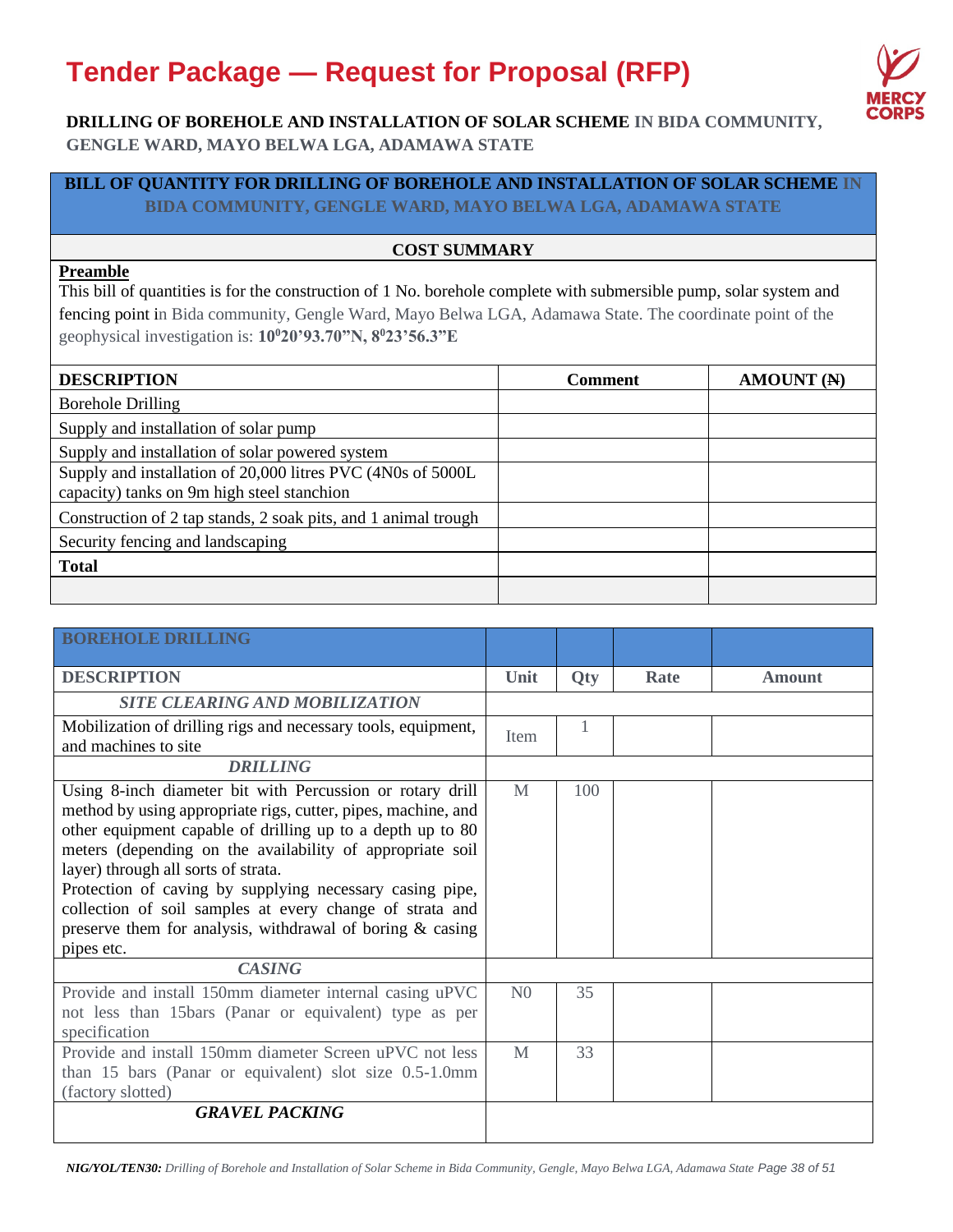# Tender Package — Request for Proposal (RFP)

**DRILLING OF BOREHOLE AND INSTALLATION OF SOLAR SCHEME IN BIDA COMMUNITY, GENGLE WARD, MAYO BELWA LGA, ADAMAWA STATE**

**BILL OF QUANTITY FOR DRILLING OF BOREHOLE AND INSTALLATION OF SOLAR SCHEME IN BIDA COMMUNITY, GENGLE WARD, MAYO BELWA LGA, ADAMAWA STATE**

**COST SUMMARY**

**Preamble**

This bill of quantities is for the construction of 1 No. borehole complete with submersible pump, solar system and fencing point in Bida community, Gengle Ward, Mayo Belwa LGA, Adamawa State. The coordinate point of the geophysical investigation is: **10$^0$20'93.70"N, 8$^0$23'56.3"E**

| DESCRIPTION | Comment | AMOUNT (₦) |
|---|---|---|
| Borehole Drilling | | |
| Supply and installation of solar pump | | |
| Supply and installation of solar powered system | | |
| Supply and installation of 20,000 litres PVC (4N0s of 5000L capacity) tanks on 9m high steel stanchion | | |
| Construction of 2 tap stands, 2 soak pits, and 1 animal trough | | |
| Security fencing and landscaping | | |
| **Total** | | |
| | | |

| BOREHOLE DRILLING | | | | |
|---|---|---|---|---|
| **DESCRIPTION** | **Unit** | **Qty** | **Rate** | **Amount** |
| ***SITE CLEARING AND MOBILIZATION*** | | | | |
| Mobilization of drilling rigs and necessary tools, equipment, and machines to site | Item | 1 | | |
| ***DRILLING*** | | | | |
| Using 8-inch diameter bit with Percussion or rotary drill method by using appropriate rigs, cutter, pipes, machine, and other equipment capable of drilling up to a depth up to 80 meters (depending on the availability of appropriate soil layer) through all sorts of strata.<br>Protection of caving by supplying necessary casing pipe, collection of soil samples at every change of strata and preserve them for analysis, withdrawal of boring & casing pipes etc. | M | 100 | | |
| ***CASING*** | | | | |
| Provide and install 150mm diameter internal casing uPVC not less than 15bars (Panar or equivalent) type as per specification | N0 | 35 | | |
| Provide and install 150mm diameter Screen uPVC not less than 15 bars (Panar or equivalent) slot size 0.5-1.0mm (factory slotted) | M | 33 | | |
| ***GRAVEL PACKING*** | | | | |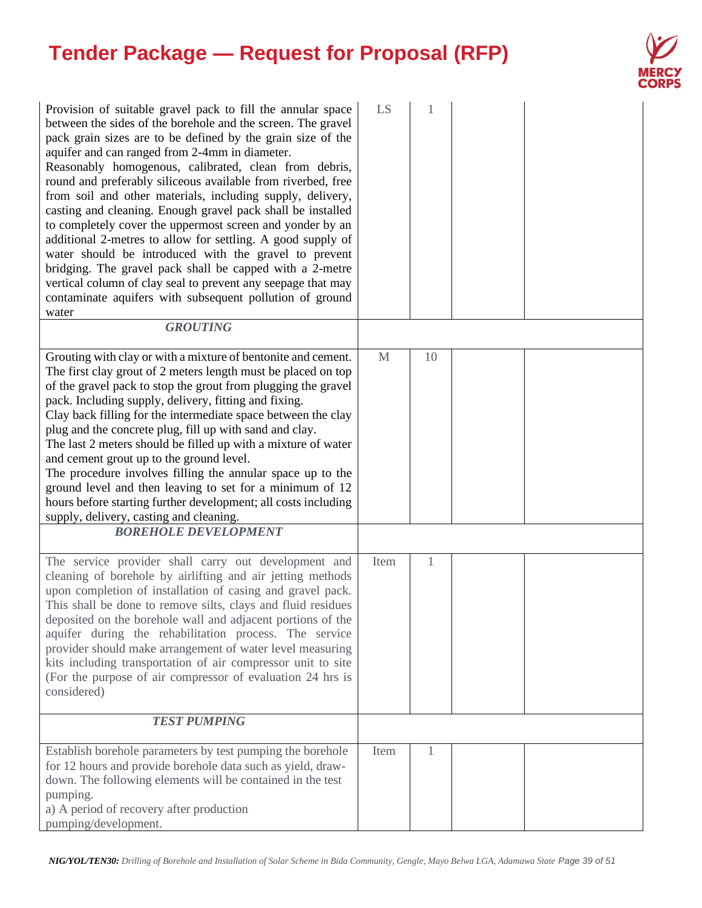| | | | | |
|---|---|---|---|---|
| Provision of suitable gravel pack to fill the annular space between the sides of the borehole and the screen. The gravel pack grain sizes are to be defined by the grain size of the aquifer and can ranged from 2-4mm in diameter.<br>Reasonably homogenous, calibrated, clean from debris, round and preferably siliceous available from riverbed, free from soil and other materials, including supply, delivery, casting and cleaning. Enough gravel pack shall be installed to completely cover the uppermost screen and yonder by an additional 2-metres to allow for settling. A good supply of water should be introduced with the gravel to prevent bridging. The gravel pack shall be capped with a 2-metre vertical column of clay seal to prevent any seepage that may contaminate aquifers with subsequent pollution of ground water | LS | 1 | | |
| ***GROUTING*** | | | | |
| Grouting with clay or with a mixture of bentonite and cement. The first clay grout of 2 meters length must be placed on top of the gravel pack to stop the grout from plugging the gravel pack. Including supply, delivery, fitting and fixing.<br>Clay back filling for the intermediate space between the clay plug and the concrete plug, fill up with sand and clay.<br>The last 2 meters should be filled up with a mixture of water and cement grout up to the ground level.<br>The procedure involves filling the annular space up to the ground level and then leaving to set for a minimum of 12 hours before starting further development; all costs including supply, delivery, casting and cleaning. | M | 10 | | |
| ***BOREHOLE DEVELOPMENT*** | | | | |
| The service provider shall carry out development and cleaning of borehole by airlifting and air jetting methods upon completion of installation of casing and gravel pack. This shall be done to remove silts, clays and fluid residues deposited on the borehole wall and adjacent portions of the aquifer during the rehabilitation process. The service provider should make arrangement of water level measuring kits including transportation of air compressor unit to site (For the purpose of air compressor of evaluation 24 hrs is considered) | Item | 1 | | |
| ***TEST PUMPING*** | | | | |
| Establish borehole parameters by test pumping the borehole for 12 hours and provide borehole data such as yield, draw-down. The following elements will be contained in the test pumping.<br>a) A period of recovery after production pumping/development. | Item | 1 | | |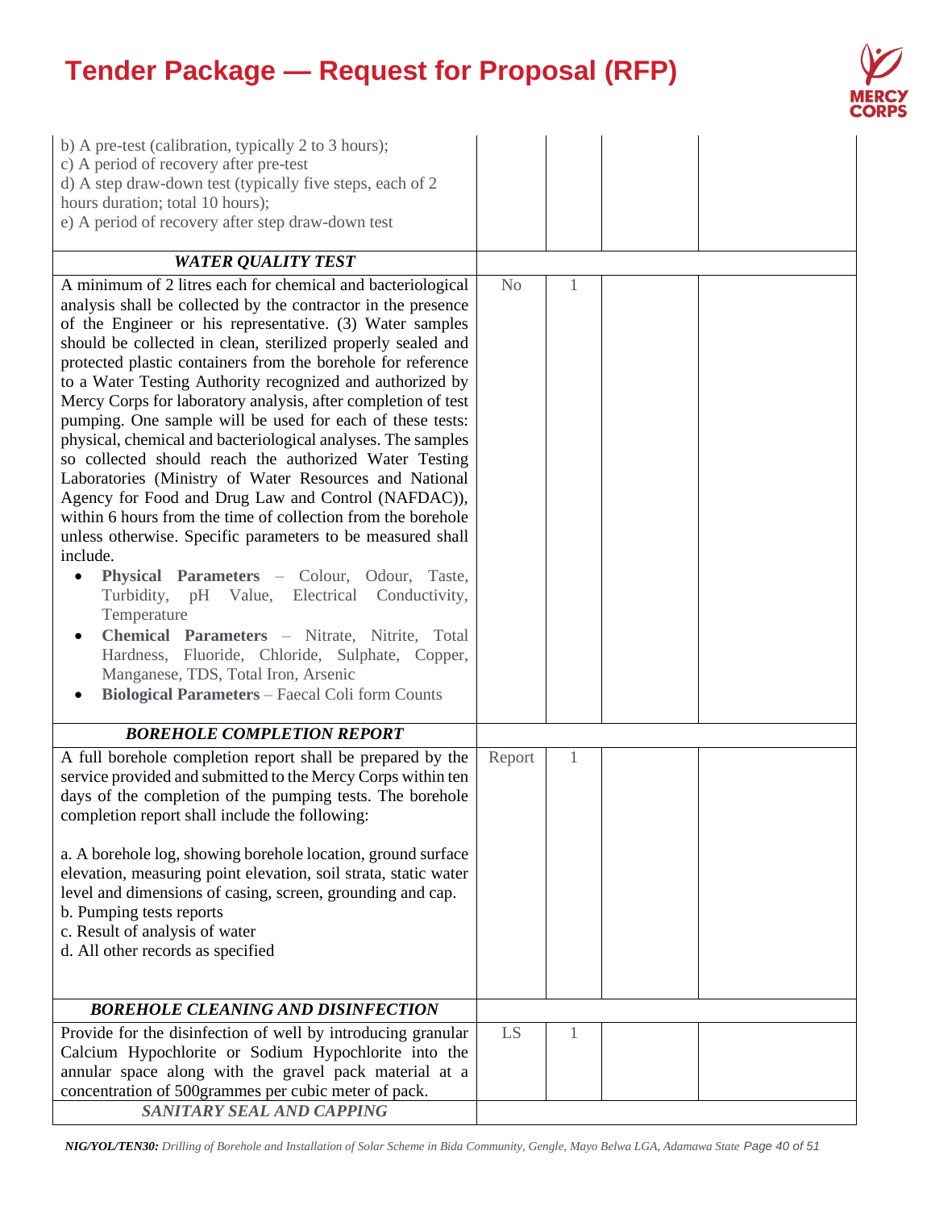| | | | | |
|---|---|---|---|---|
| b) A pre-test (calibration, typically 2 to 3 hours);<br>c) A period of recovery after pre-test<br>d) A step draw-down test (typically five steps, each of 2 hours duration; total 10 hours);<br>e) A period of recovery after step draw-down test | | | | |
| ***WATER QUALITY TEST*** | | | | |
| A minimum of 2 litres each for chemical and bacteriological analysis shall be collected by the contractor in the presence of the Engineer or his representative. (3) Water samples should be collected in clean, sterilized properly sealed and protected plastic containers from the borehole for reference to a Water Testing Authority recognized and authorized by Mercy Corps for laboratory analysis, after completion of test pumping. One sample will be used for each of these tests: physical, chemical and bacteriological analyses. The samples so collected should reach the authorized Water Testing Laboratories (Ministry of Water Resources and National Agency for Food and Drug Law and Control (NAFDAC)), within 6 hours from the time of collection from the borehole unless otherwise. Specific parameters to be measured shall include.<br>• **Physical Parameters** – Colour, Odour, Taste, Turbidity, pH Value, Electrical Conductivity, Temperature<br>• **Chemical Parameters** – Nitrate, Nitrite, Total Hardness, Fluoride, Chloride, Sulphate, Copper, Manganese, TDS, Total Iron, Arsenic<br>• **Biological Parameters** – Faecal Coli form Counts | No | 1 | | |
| ***BOREHOLE COMPLETION REPORT*** | | | | |
| A full borehole completion report shall be prepared by the service provided and submitted to the Mercy Corps within ten days of the completion of the pumping tests. The borehole completion report shall include the following:<br><br>a. A borehole log, showing borehole location, ground surface elevation, measuring point elevation, soil strata, static water level and dimensions of casing, screen, grounding and cap.<br>b. Pumping tests reports<br>c. Result of analysis of water<br>d. All other records as specified | Report | 1 | | |
| ***BOREHOLE CLEANING AND DISINFECTION*** | | | | |
| Provide for the disinfection of well by introducing granular Calcium Hypochlorite or Sodium Hypochlorite into the annular space along with the gravel pack material at a concentration of 500grammes per cubic meter of pack. | LS | 1 | | |
| ***SANITARY SEAL AND CAPPING*** | | | | |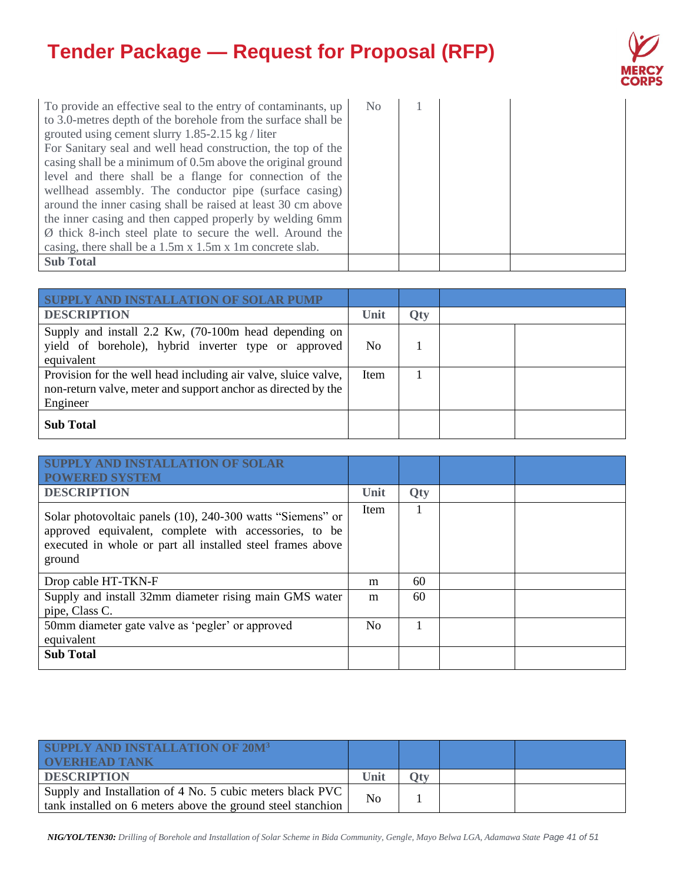| To provide an effective seal to the entry of contaminants, up to 3.0-metres depth of the borehole from the surface shall be grouted using cement slurry 1.85-2.15 kg / liter<br>For Sanitary seal and well head construction, the top of the casing shall be a minimum of 0.5m above the original ground level and there shall be a flange for connection of the wellhead assembly. The conductor pipe (surface casing) around the inner casing shall be raised at least 30 cm above the inner casing and then capped properly by welding 6mm Ø thick 8-inch steel plate to secure the well. Around the casing, there shall be a 1.5m x 1.5m x 1m concrete slab. | No | 1 | | |
|---|---|---|---|---|
| **Sub Total** | | | | |

| **SUPPLY AND INSTALLATION OF SOLAR PUMP** | | | | |
|---|---|---|---|---|
| **DESCRIPTION** | **Unit** | **Qty** | | |
| Supply and install 2.2 Kw, (70-100m head depending on yield of borehole), hybrid inverter type or approved equivalent | No | 1 | | |
| Provision for the well head including air valve, sluice valve, non-return valve, meter and support anchor as directed by the Engineer | Item | 1 | | |
| **Sub Total** | | | | |

| **SUPPLY AND INSTALLATION OF SOLAR POWERED SYSTEM** | | | | |
|---|---|---|---|---|
| **DESCRIPTION** | **Unit** | **Qty** | | |
| Solar photovoltaic panels (10), 240-300 watts "Siemens" or approved equivalent, complete with accessories, to be executed in whole or part all installed steel frames above ground | Item | 1 | | |
| Drop cable HT-TKN-F | m | 60 | | |
| Supply and install 32mm diameter rising main GMS water pipe, Class C. | m | 60 | | |
| 50mm diameter gate valve as 'pegler' or approved equivalent | No | 1 | | |
| **Sub Total** | | | | |

| **SUPPLY AND INSTALLATION OF 20M³ OVERHEAD TANK** | | | | |
|---|---|---|---|---|
| **DESCRIPTION** | **Unit** | **Qty** | | |
| Supply and Installation of 4 No. 5 cubic meters black PVC tank installed on 6 meters above the ground steel stanchion | No | 1 | | |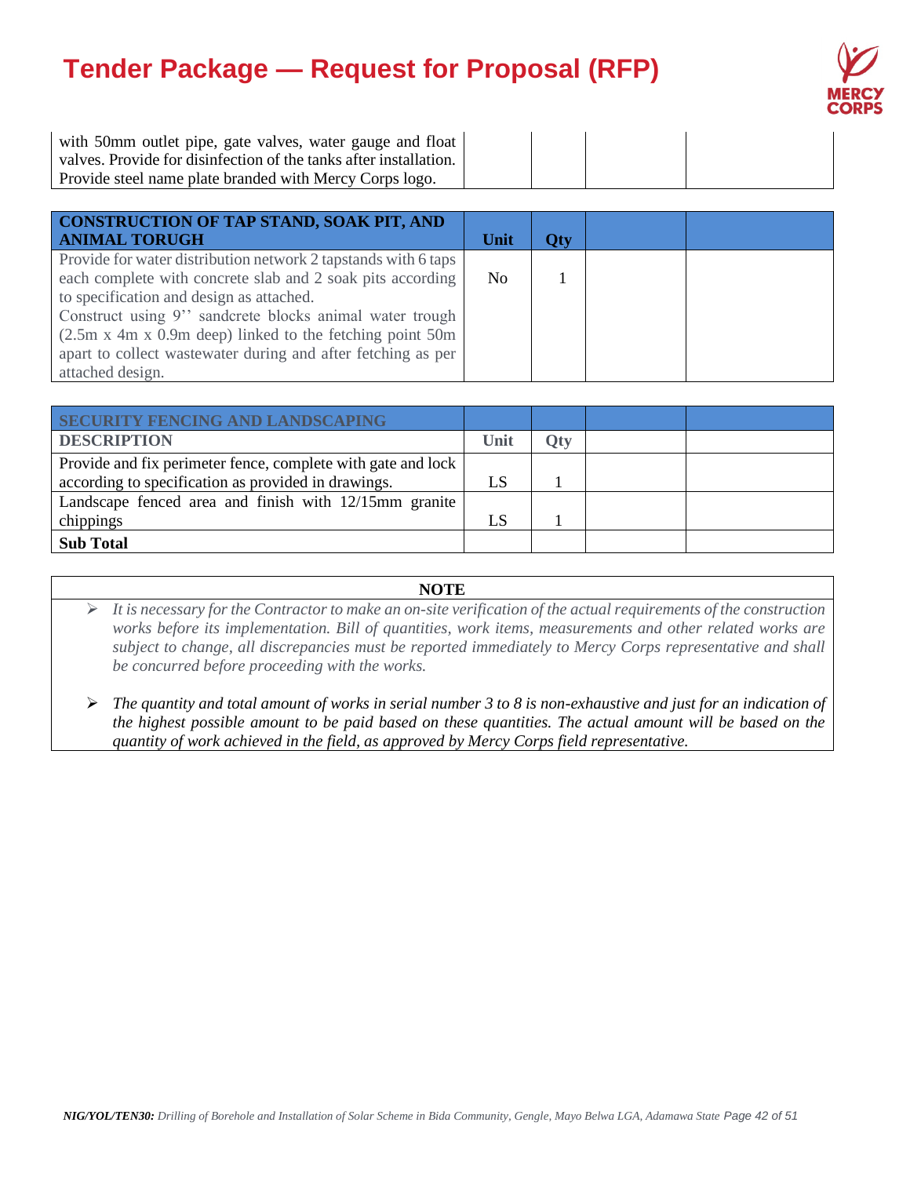| with 50mm outlet pipe, gate valves, water gauge and float valves. Provide for disinfection of the tanks after installation. Provide steel name plate branded with Mercy Corps logo. | | | | |
|---|---|---|---|---|

| CONSTRUCTION OF TAP STAND, SOAK PIT, AND ANIMAL TORUGH | Unit | Qty | | |
|---|---|---|---|---|
| Provide for water distribution network 2 tapstands with 6 taps each complete with concrete slab and 2 soak pits according to specification and design as attached.<br>Construct using 9'' sandcrete blocks animal water trough (2.5m x 4m x 0.9m deep) linked to the fetching point 50m apart to collect wastewater during and after fetching as per attached design. | No | 1 | | |

| SECURITY FENCING AND LANDSCAPING | | | | |
|---|---|---|---|---|
| **DESCRIPTION** | **Unit** | **Qty** | | |
| Provide and fix perimeter fence, complete with gate and lock according to specification as provided in drawings. | LS | 1 | | |
| Landscape fenced area and finish with 12/15mm granite chippings | LS | 1 | | |
| **Sub Total** | | | | |

**NOTE**

- *It is necessary for the Contractor to make an on-site verification of the actual requirements of the construction works before its implementation. Bill of quantities, work items, measurements and other related works are subject to change, all discrepancies must be reported immediately to Mercy Corps representative and shall be concurred before proceeding with the works.*
- *The quantity and total amount of works in serial number 3 to 8 is non-exhaustive and just for an indication of the highest possible amount to be paid based on these quantities. The actual amount will be based on the quantity of work achieved in the field, as approved by Mercy Corps field representative.*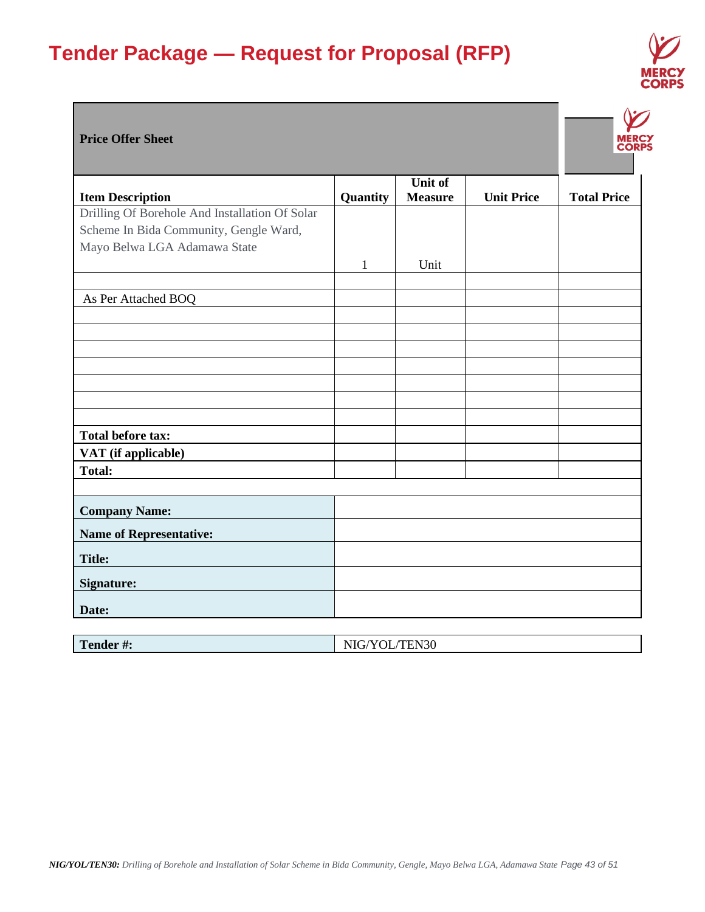# Tender Package — Request for Proposal (RFP)

| **Price Offer Sheet** | | | | |
|---|---|---|---|---|
| **Item Description** | **Quantity** | **Unit of Measure** | **Unit Price** | **Total Price** |
| Drilling Of Borehole And Installation Of Solar Scheme In Bida Community, Gengle Ward, Mayo Belwa LGA Adamawa State | 1 | Unit | | |
| | | | | |
| As Per Attached BOQ | | | | |
| | | | | |
| | | | | |
| | | | | |
| | | | | |
| | | | | |
| | | | | |
| | | | | |
| **Total before tax:** | | | | |
| **VAT (if applicable)** | | | | |
| **Total:** | | | | |

| | |
|---|---|
| **Company Name:** | |
| **Name of Representative:** | |
| **Title:** | |
| **Signature:** | |
| **Date:** | |

| | |
|---|---|
| **Tender #:** | NIG/YOL/TEN30 |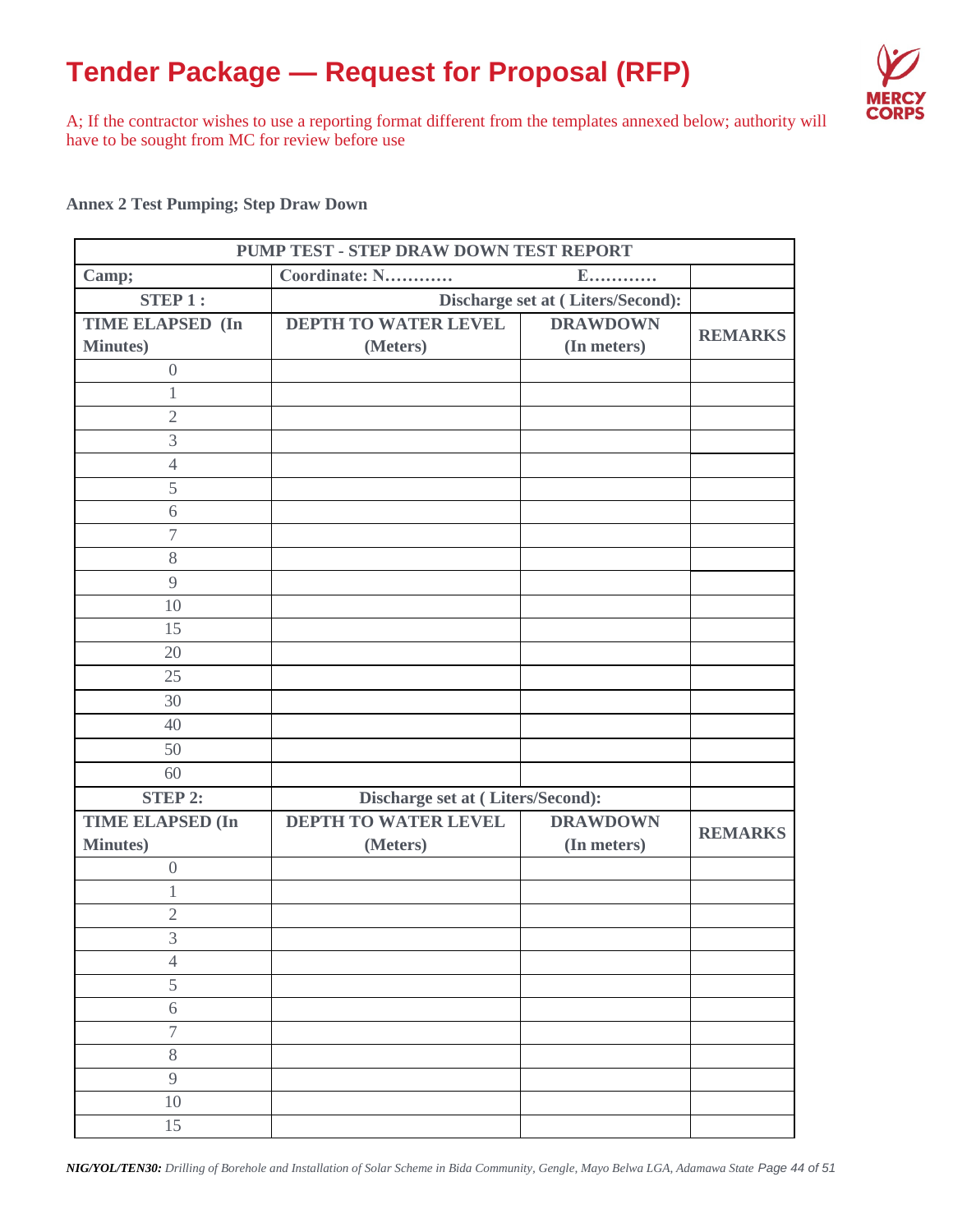# Tender Package — Request for Proposal (RFP)

A; If the contractor wishes to use a reporting format different from the templates annexed below; authority will have to be sought from MC for review before use

**Annex 2 Test Pumping; Step Draw Down**

| PUMP TEST - STEP DRAW DOWN TEST REPORT | | | |
|---|---|---|---|
| **Camp;** | **Coordinate: N…………** | **E…………** | |
| **STEP 1 :** | **Discharge set at ( Liters/Second):** | | |
| **TIME ELAPSED (In Minutes)** | **DEPTH TO WATER LEVEL (Meters)** | **DRAWDOWN (In meters)** | **REMARKS** |
| 0 | | | |
| 1 | | | |
| 2 | | | |
| 3 | | | |
| 4 | | | |
| 5 | | | |
| 6 | | | |
| 7 | | | |
| 8 | | | |
| 9 | | | |
| 10 | | | |
| 15 | | | |
| 20 | | | |
| 25 | | | |
| 30 | | | |
| 40 | | | |
| 50 | | | |
| 60 | | | |
| **STEP 2:** | **Discharge set at ( Liters/Second):** | | |
| **TIME ELAPSED (In Minutes)** | **DEPTH TO WATER LEVEL (Meters)** | **DRAWDOWN (In meters)** | **REMARKS** |
| 0 | | | |
| 1 | | | |
| 2 | | | |
| 3 | | | |
| 4 | | | |
| 5 | | | |
| 6 | | | |
| 7 | | | |
| 8 | | | |
| 9 | | | |
| 10 | | | |
| 15 | | | |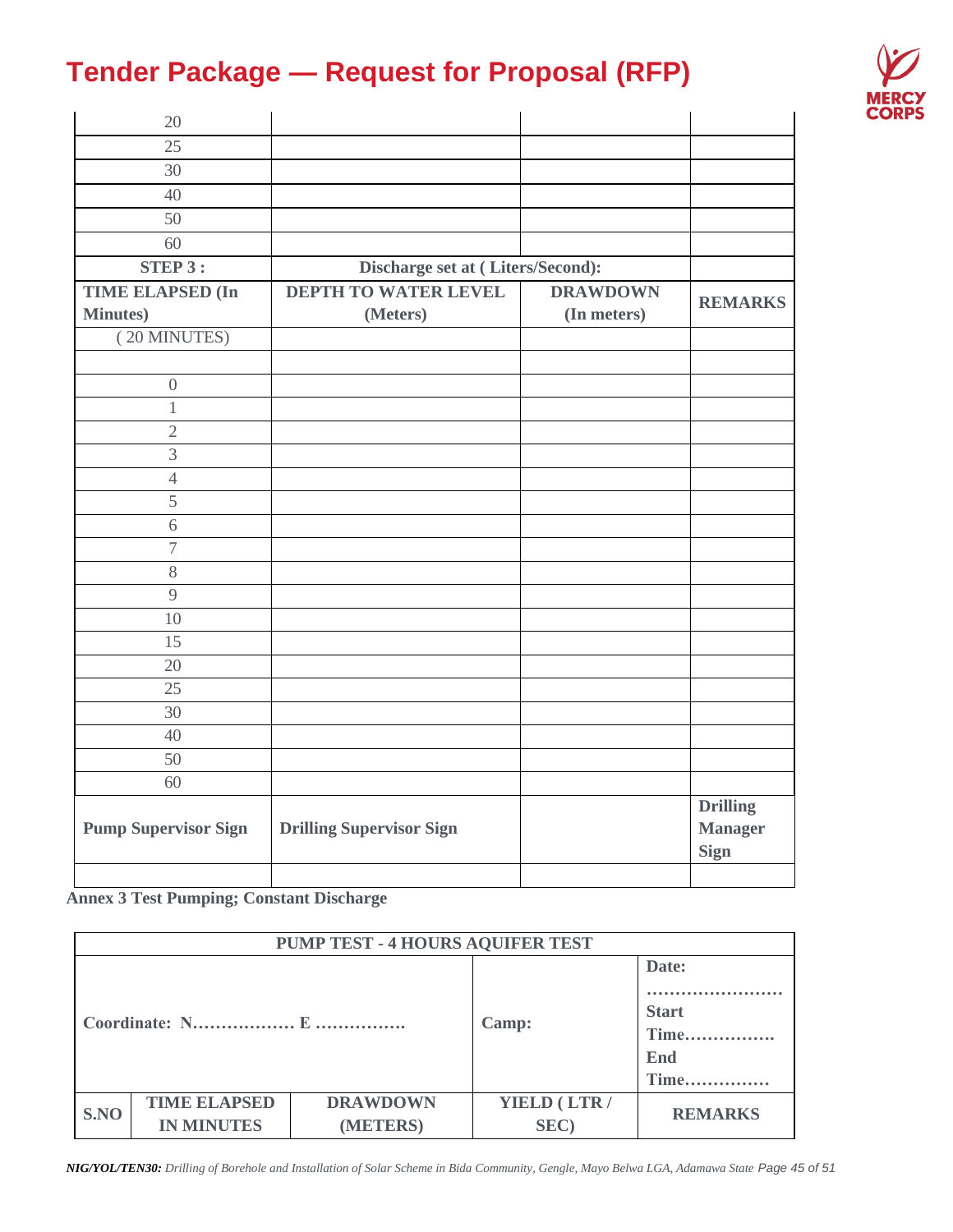| 20 | | | |
|---|---|---|---|
| 25 | | | |
| 30 | | | |
| 40 | | | |
| 50 | | | |
| 60 | | | |
| **STEP 3 :** | **Discharge set at ( Liters/Second):** | | |
| **TIME ELAPSED (In Minutes)** | **DEPTH TO WATER LEVEL (Meters)** | **DRAWDOWN (In meters)** | **REMARKS** |
| ( 20 MINUTES) | | | |
| | | | |
| 0 | | | |
| 1 | | | |
| 2 | | | |
| 3 | | | |
| 4 | | | |
| 5 | | | |
| 6 | | | |
| 7 | | | |
| 8 | | | |
| 9 | | | |
| 10 | | | |
| 15 | | | |
| 20 | | | |
| 25 | | | |
| 30 | | | |
| 40 | | | |
| 50 | | | |
| 60 | | | |
| **Pump Supervisor Sign** | **Drilling Supervisor Sign** | | **Drilling Manager Sign** |
| | | | |

**Annex 3 Test Pumping; Constant Discharge**

| **PUMP TEST - 4 HOURS AQUIFER TEST** | | | | |
|---|---|---|---|---|
| **Coordinate: N……………… E ……………** | | | **Camp:** | **Date: ……………………<br>Start Time……………<br>End Time……………** |
| **S.NO** | **TIME ELAPSED IN MINUTES** | **DRAWDOWN (METERS)** | **YIELD ( LTR / SEC)** | **REMARKS** |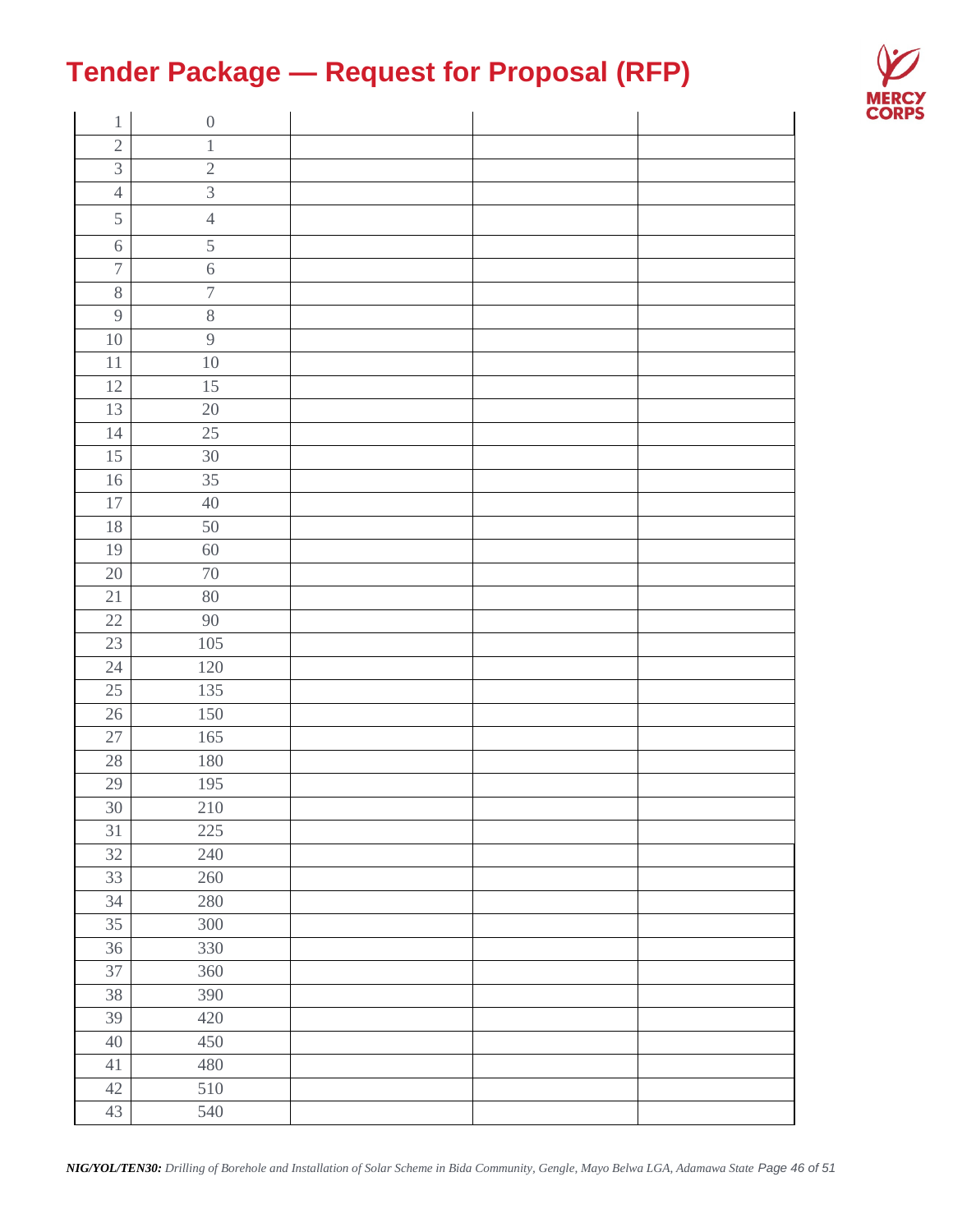# Tender Package — Request for Proposal (RFP)

| 1 | 0 | | | |
|---|---|---|---|---|
| 2 | 1 | | | |
| 3 | 2 | | | |
| 4 | 3 | | | |
| 5 | 4 | | | |
| 6 | 5 | | | |
| 7 | 6 | | | |
| 8 | 7 | | | |
| 9 | 8 | | | |
| 10 | 9 | | | |
| 11 | 10 | | | |
| 12 | 15 | | | |
| 13 | 20 | | | |
| 14 | 25 | | | |
| 15 | 30 | | | |
| 16 | 35 | | | |
| 17 | 40 | | | |
| 18 | 50 | | | |
| 19 | 60 | | | |
| 20 | 70 | | | |
| 21 | 80 | | | |
| 22 | 90 | | | |
| 23 | 105 | | | |
| 24 | 120 | | | |
| 25 | 135 | | | |
| 26 | 150 | | | |
| 27 | 165 | | | |
| 28 | 180 | | | |
| 29 | 195 | | | |
| 30 | 210 | | | |
| 31 | 225 | | | |
| 32 | 240 | | | |
| 33 | 260 | | | |
| 34 | 280 | | | |
| 35 | 300 | | | |
| 36 | 330 | | | |
| 37 | 360 | | | |
| 38 | 390 | | | |
| 39 | 420 | | | |
| 40 | 450 | | | |
| 41 | 480 | | | |
| 42 | 510 | | | |
| 43 | 540 | | | |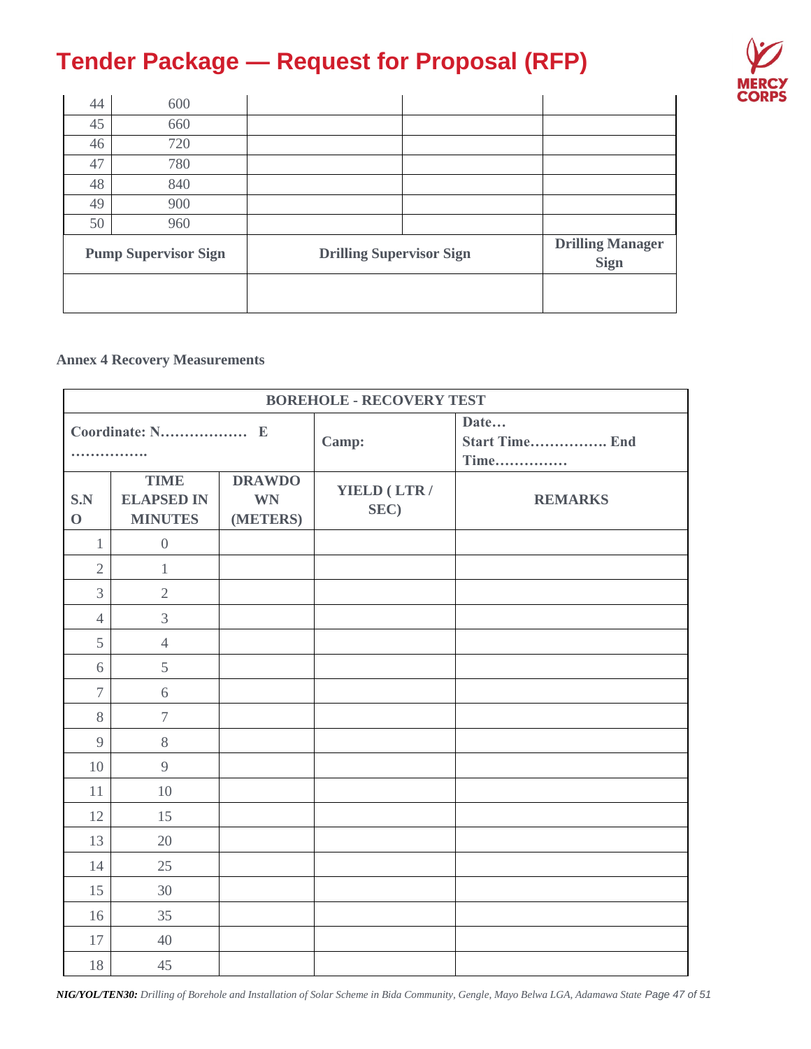| | | | | |
|---|---|---|---|---|
| 44 | 600 | | | |
| 45 | 660 | | | |
| 46 | 720 | | | |
| 47 | 780 | | | |
| 48 | 840 | | | |
| 49 | 900 | | | |
| 50 | 960 | | | |
| **Pump Supervisor Sign** | | **Drilling Supervisor Sign** | | **Drilling Manager Sign** |
| | | | | |

**Annex 4 Recovery Measurements**

| **BOREHOLE - RECOVERY TEST** | | | | |
|---|---|---|---|---|
| **Coordinate: N……………… E …………….** | | | **Camp:** | **Date… Start Time……………. End Time……………** |
| **S.NO** | **TIME ELAPSED IN MINUTES** | **DRAWDOWN (METERS)** | **YIELD ( LTR / SEC)** | **REMARKS** |
| 1 | 0 | | | |
| 2 | 1 | | | |
| 3 | 2 | | | |
| 4 | 3 | | | |
| 5 | 4 | | | |
| 6 | 5 | | | |
| 7 | 6 | | | |
| 8 | 7 | | | |
| 9 | 8 | | | |
| 10 | 9 | | | |
| 11 | 10 | | | |
| 12 | 15 | | | |
| 13 | 20 | | | |
| 14 | 25 | | | |
| 15 | 30 | | | |
| 16 | 35 | | | |
| 17 | 40 | | | |
| 18 | 45 | | | |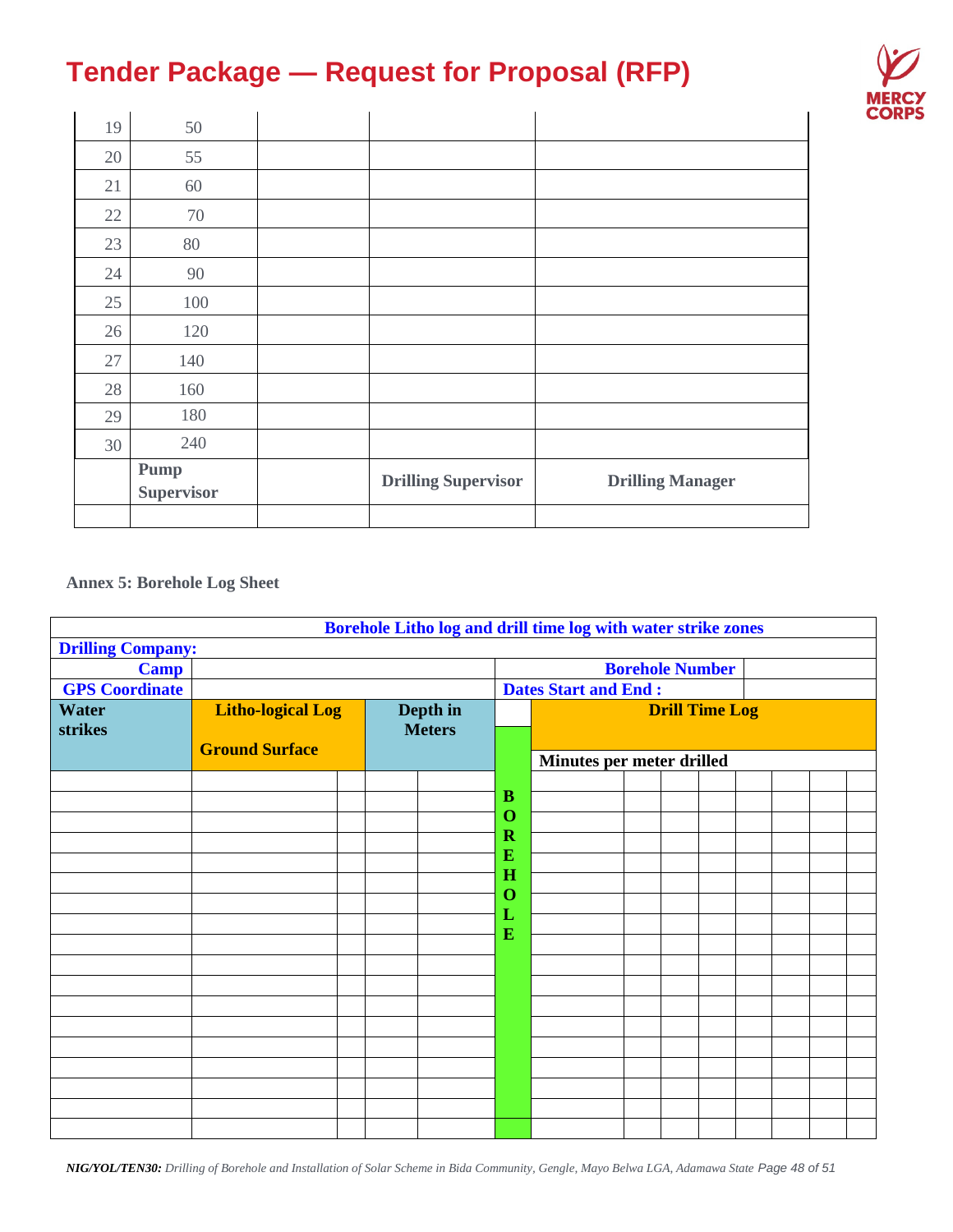| | | | | |
|---|---|---|---|---|
| 19 | 50 | | | |
| 20 | 55 | | | |
| 21 | 60 | | | |
| 22 | 70 | | | |
| 23 | 80 | | | |
| 24 | 90 | | | |
| 25 | 100 | | | |
| 26 | 120 | | | |
| 27 | 140 | | | |
| 28 | 160 | | | |
| 29 | 180 | | | |
| 30 | 240 | | | |
| | **Pump Supervisor** | | **Drilling Supervisor** | **Drilling Manager** |
| | | | | |

**Annex 5: Borehole Log Sheet**

| **Borehole Litho log and drill time log with water strike zones** | | | | | | | | | | | | | | |
|---|---|---|---|---|---|---|---|---|---|---|---|---|---|---|
| **Drilling Company:** | | | | | | | | | | | | | | |
| **Camp** | | | | | **Borehole Number** | | | | | | | | | |
| **GPS Coordinate** | | | | | **Dates Start and End :** | | | | | | | | | |
| **Water strikes** | **Litho-logical Log** | | **Depth in Meters** | | | **Drill Time Log** | | | | | | | | |
| | **Ground Surface** | | | | | **Minutes per meter drilled** | | | | | | | | |
| | | | | | | | | | | | | | | |
| | | | | | **B** | | | | | | | | | |
| | | | | | **O** | | | | | | | | | |
| | | | | | **R** | | | | | | | | | |
| | | | | | **E** | | | | | | | | | |
| | | | | | **H** | | | | | | | | | |
| | | | | | **O** | | | | | | | | | |
| | | | | | **L** | | | | | | | | | |
| | | | | | **E** | | | | | | | | | |
| | | | | | | | | | | | | | | |
| | | | | | | | | | | | | | | |
| | | | | | | | | | | | | | | |
| | | | | | | | | | | | | | | |
| | | | | | | | | | | | | | | |
| | | | | | | | | | | | | | | |
| | | | | | | | | | | | | | | |
| | | | | | | | | | | | | | | |
| | | | | | | | | | | | | | | |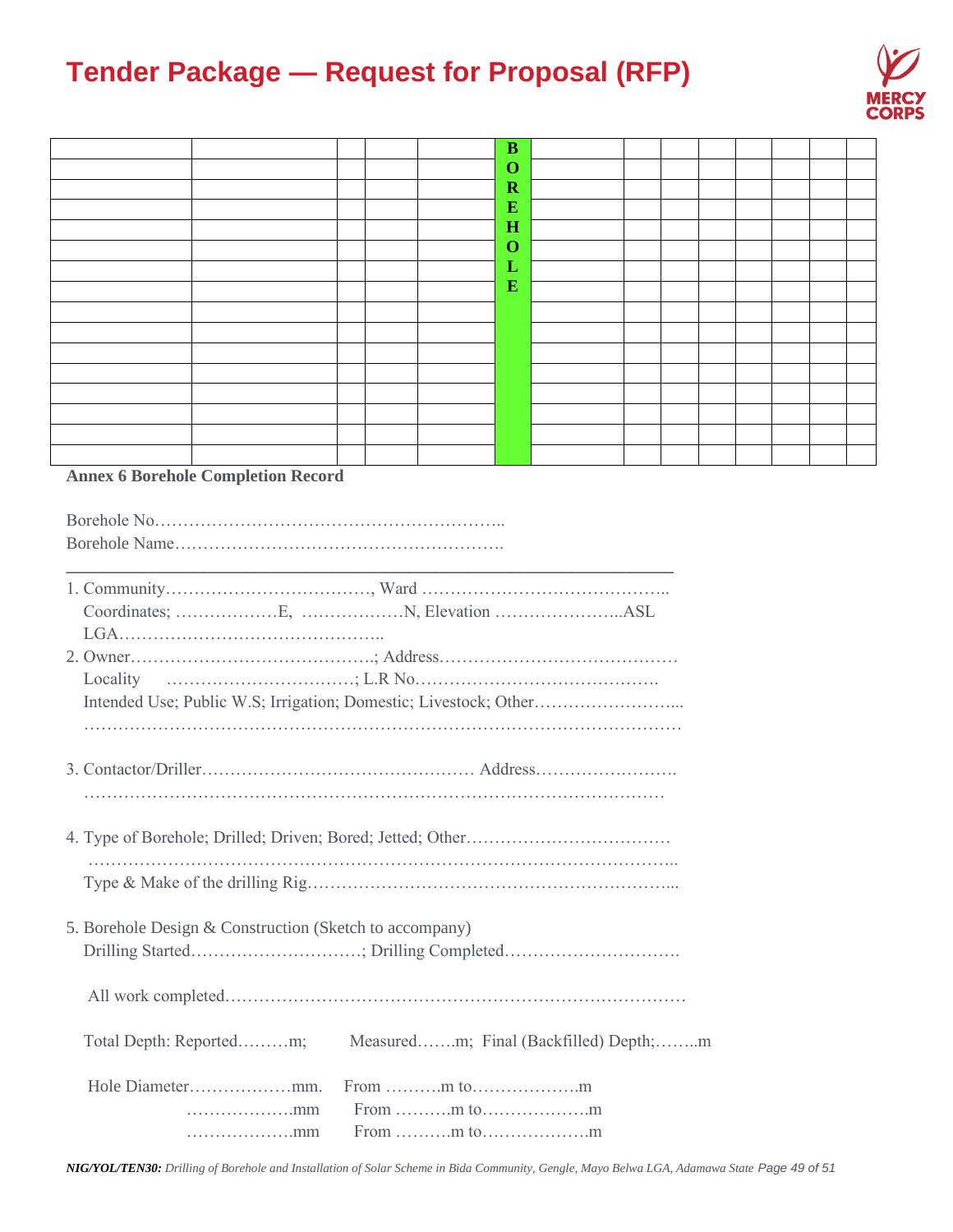| | | | | | BOREHOLE | | | | | | | | |
|---|---|---|---|---|---|---|---|---|---|---|---|---|---|
| | | | | | | | | | | | | | |
| | | | | | | | | | | | | | |
| | | | | | | | | | | | | | |
| | | | | | | | | | | | | | |
| | | | | | | | | | | | | | |
| | | | | | | | | | | | | | |
| | | | | | | | | | | | | | |
| | | | | | | | | | | | | | |
| | | | | | | | | | | | | | |
| | | | | | | | | | | | | | |
| | | | | | | | | | | | | | |
| | | | | | | | | | | | | | |
| | | | | | | | | | | | | | |
| | | | | | | | | | | | | | |
| | | | | | | | | | | | | | |

**Annex 6 Borehole Completion Record**

Borehole No……………………………………………………..
Borehole Name………………………………………………….

---

1. Community………………………………, Ward …………………………………..
   Coordinates; ………………E, ………………N, Elevation …………………..ASL
   LGA………………………………………..
2. Owner……………………………………; Address…………………………………
   Locality ……………………………; L.R No…………………………………….
   Intended Use; Public W.S; Irrigation; Domestic; Livestock; Other……………………...
   ……………………………………………………………………………………………

3. Contactor/Driller………………………………………… Address…………………….
   ……………………………………………………………………………………………

4. Type of Borehole; Drilled; Driven; Bored; Jetted; Other………………………………
   ……………………………………………………………………………………………..
   Type & Make of the drilling Rig………………………………………………………...

5. Borehole Design & Construction (Sketch to accompany)
   Drilling Started…………………………; Drilling Completed………………………….

   All work completed……………………………………………………………………

   Total Depth: Reported………m; Measured…….m; Final (Backfilled) Depth;……..m

   Hole Diameter………………mm. From ……….m to……………….m
   ………………mm From ……….m to……………….m
   ………………mm From ……….m to……………….m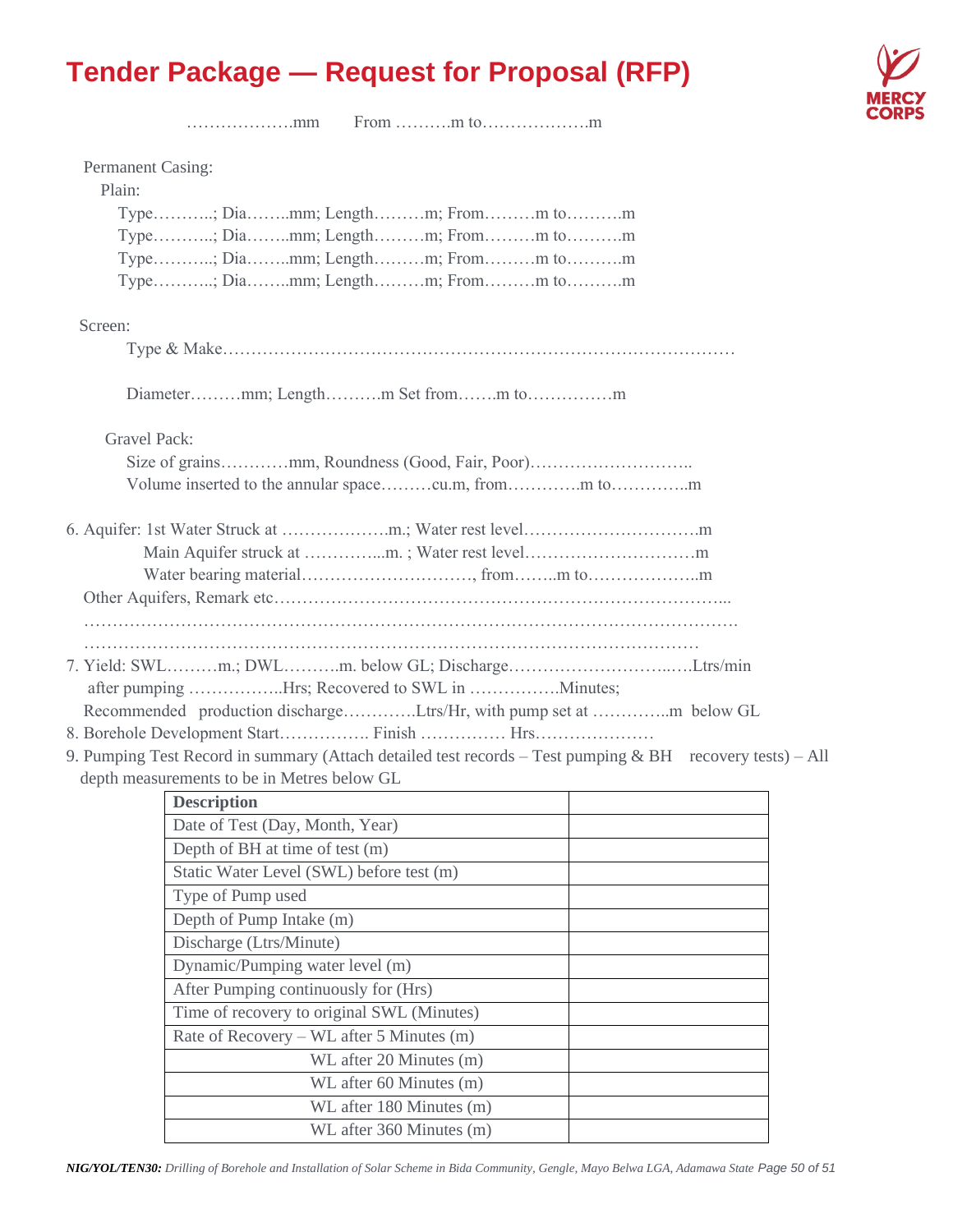# Tender Package — Request for Proposal (RFP)

……………….mm From ……….m to……………….m

Permanent Casing:

Plain:

Type……….; Dia……..mm; Length………m; From………m to……….m
Type……….; Dia……..mm; Length………m; From………m to……….m
Type……….; Dia……..mm; Length………m; From………m to……….m
Type……….; Dia……..mm; Length………m; From………m to……….m

Screen:

Type & Make………………………………………………………………………………

Diameter………mm; Length……….m Set from…….m to……………m

Gravel Pack:

Size of grains…………mm, Roundness (Good, Fair, Poor)………………………..
Volume inserted to the annular space………cu.m, from…………m to…………..m

6. Aquifer: 1st Water Struck at ……………….m.; Water rest level………………………….m
   Main Aquifer struck at …………...m. ; Water rest level…………………………m
   Water bearing material…………………………, from……..m to………………..m

   Other Aquifers, Remark etc……………………………………………………………………...
   ……………………………………………………………………………………………………….
   …………………………………………………………………………………………………
7. Yield: SWL………m.; DWL……….m. below GL; Discharge………………………..….Ltrs/min
   after pumping ……………..Hrs; Recovered to SWL in …………….Minutes;
   Recommended production discharge………….Ltrs/Hr, with pump set at …………..m below GL
8. Borehole Development Start……………. Finish …………… Hrs…………………
9. Pumping Test Record in summary (Attach detailed test records – Test pumping & BH recovery tests) – All depth measurements to be in Metres below GL

| Description | |
|---|---|
| Date of Test (Day, Month, Year) | |
| Depth of BH at time of test (m) | |
| Static Water Level (SWL) before test (m) | |
| Type of Pump used | |
| Depth of Pump Intake (m) | |
| Discharge (Ltrs/Minute) | |
| Dynamic/Pumping water level (m) | |
| After Pumping continuously for (Hrs) | |
| Time of recovery to original SWL (Minutes) | |
| Rate of Recovery – WL after 5 Minutes (m) | |
| WL after 20 Minutes (m) | |
| WL after 60 Minutes (m) | |
| WL after 180 Minutes (m) | |
| WL after 360 Minutes (m) | |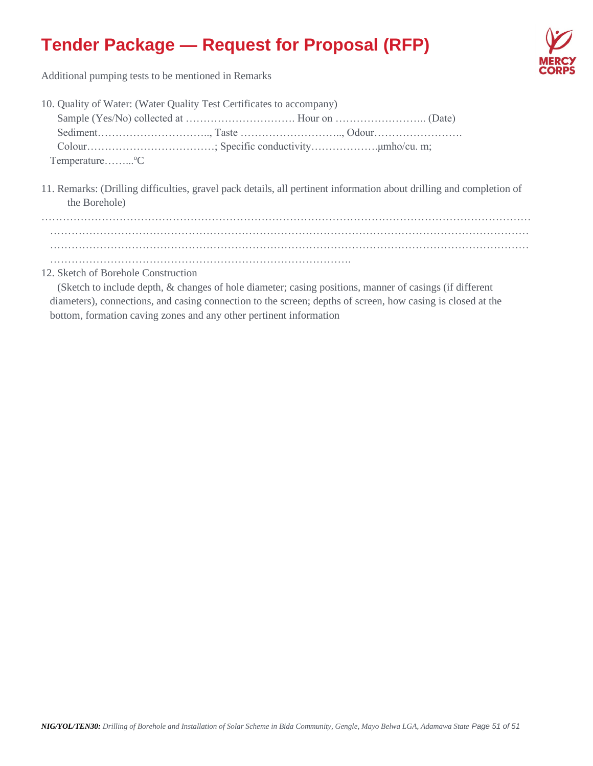# Tender Package — Request for Proposal (RFP)

Additional pumping tests to be mentioned in Remarks

10. Quality of Water: (Water Quality Test Certificates to accompany)
    Sample (Yes/No) collected at …………………………. Hour on …………………….. (Date)
    Sediment………………………….., Taste ……………………….., Odour…………………….
    Colour………………………………; Specific conductivity……………….µmho/cu. m;
    Temperature……...ºC

11. Remarks: (Drilling difficulties, gravel pack details, all pertinent information about drilling and completion of the Borehole)

………………………………………………………………………………………………………………………
………………………………………………………………………………………………………………………
………………………………………………………………………………………………………………………
……………………………………………………………………………….

12. Sketch of Borehole Construction
    (Sketch to include depth, & changes of hole diameter; casing positions, manner of casings (if different diameters), connections, and casing connection to the screen; depths of screen, how casing is closed at the bottom, formation caving zones and any other pertinent information